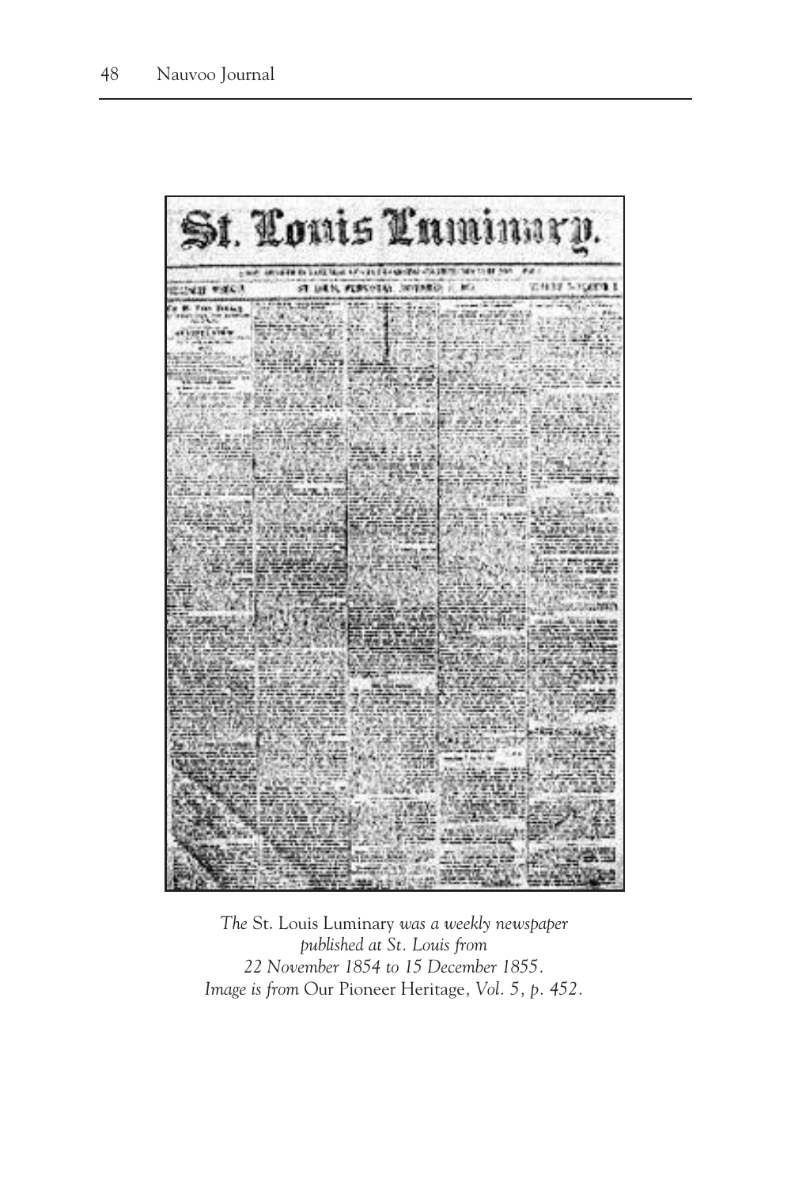*The* St. Louis Luminary *was a weekly newspaper published at St. Louis from 22 November 1854 to 15 December 1855. Image is from* Our Pioneer Heritage, *Vol. 5, p. 452.*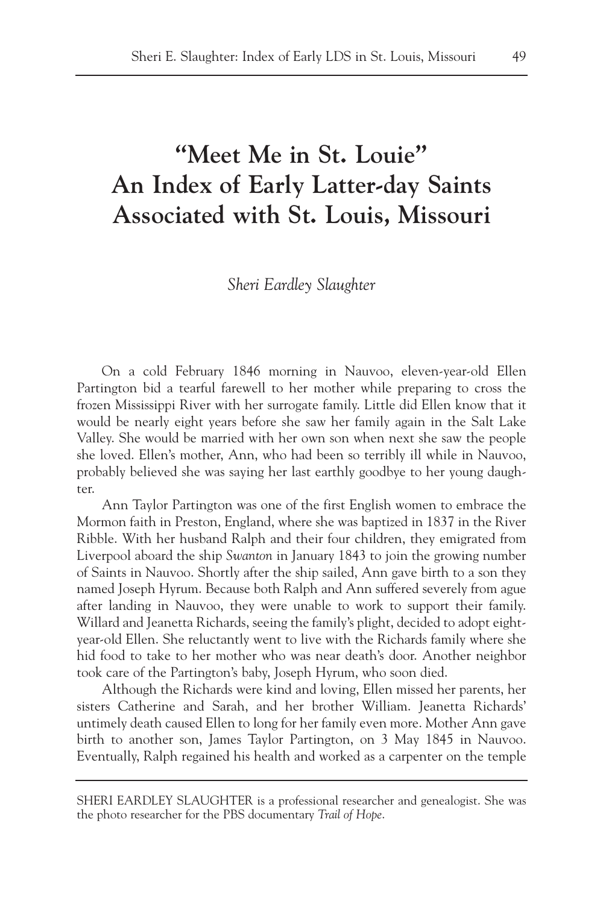# "Meet Me in St. Louie"
# An Index of Early Latter-day Saints Associated with St. Louis, Missouri

*Sheri Eardley Slaughter*

On a cold February 1846 morning in Nauvoo, eleven-year-old Ellen Partington bid a tearful farewell to her mother while preparing to cross the frozen Mississippi River with her surrogate family. Little did Ellen know that it would be nearly eight years before she saw her family again in the Salt Lake Valley. She would be married with her own son when next she saw the people she loved. Ellen's mother, Ann, who had been so terribly ill while in Nauvoo, probably believed she was saying her last earthly goodbye to her young daughter.

Ann Taylor Partington was one of the first English women to embrace the Mormon faith in Preston, England, where she was baptized in 1837 in the River Ribble. With her husband Ralph and their four children, they emigrated from Liverpool aboard the ship *Swanton* in January 1843 to join the growing number of Saints in Nauvoo. Shortly after the ship sailed, Ann gave birth to a son they named Joseph Hyrum. Because both Ralph and Ann suffered severely from ague after landing in Nauvoo, they were unable to work to support their family. Willard and Jeanetta Richards, seeing the family's plight, decided to adopt eight-year-old Ellen. She reluctantly went to live with the Richards family where she hid food to take to her mother who was near death's door. Another neighbor took care of the Partington's baby, Joseph Hyrum, who soon died.

Although the Richards were kind and loving, Ellen missed her parents, her sisters Catherine and Sarah, and her brother William. Jeanetta Richards' untimely death caused Ellen to long for her family even more. Mother Ann gave birth to another son, James Taylor Partington, on 3 May 1845 in Nauvoo. Eventually, Ralph regained his health and worked as a carpenter on the temple

SHERI EARDLEY SLAUGHTER is a professional researcher and genealogist. She was the photo researcher for the PBS documentary *Trail of Hope*.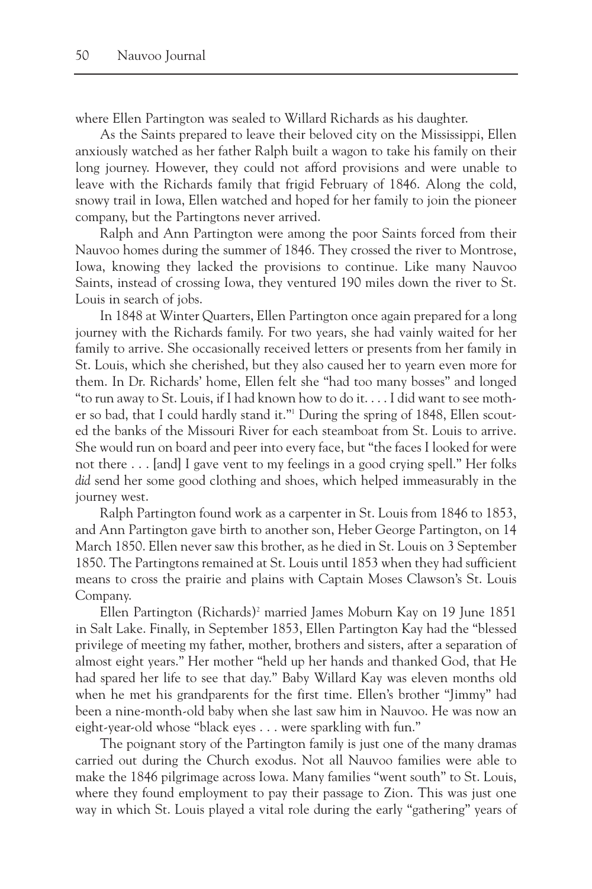where Ellen Partington was sealed to Willard Richards as his daughter.

As the Saints prepared to leave their beloved city on the Mississippi, Ellen anxiously watched as her father Ralph built a wagon to take his family on their long journey. However, they could not afford provisions and were unable to leave with the Richards family that frigid February of 1846. Along the cold, snowy trail in Iowa, Ellen watched and hoped for her family to join the pioneer company, but the Partingtons never arrived.

Ralph and Ann Partington were among the poor Saints forced from their Nauvoo homes during the summer of 1846. They crossed the river to Montrose, Iowa, knowing they lacked the provisions to continue. Like many Nauvoo Saints, instead of crossing Iowa, they ventured 190 miles down the river to St. Louis in search of jobs.

In 1848 at Winter Quarters, Ellen Partington once again prepared for a long journey with the Richards family. For two years, she had vainly waited for her family to arrive. She occasionally received letters or presents from her family in St. Louis, which she cherished, but they also caused her to yearn even more for them. In Dr. Richards' home, Ellen felt she "had too many bosses" and longed "to run away to St. Louis, if I had known how to do it. . . . I did want to see mother so bad, that I could hardly stand it."[1] During the spring of 1848, Ellen scouted the banks of the Missouri River for each steamboat from St. Louis to arrive. She would run on board and peer into every face, but "the faces I looked for were not there . . . [and] I gave vent to my feelings in a good crying spell." Her folks *did* send her some good clothing and shoes, which helped immeasurably in the journey west.

Ralph Partington found work as a carpenter in St. Louis from 1846 to 1853, and Ann Partington gave birth to another son, Heber George Partington, on 14 March 1850. Ellen never saw this brother, as he died in St. Louis on 3 September 1850. The Partingtons remained at St. Louis until 1853 when they had sufficient means to cross the prairie and plains with Captain Moses Clawson's St. Louis Company.

Ellen Partington (Richards)[2] married James Moburn Kay on 19 June 1851 in Salt Lake. Finally, in September 1853, Ellen Partington Kay had the "blessed privilege of meeting my father, mother, brothers and sisters, after a separation of almost eight years." Her mother "held up her hands and thanked God, that He had spared her life to see that day." Baby Willard Kay was eleven months old when he met his grandparents for the first time. Ellen's brother "Jimmy" had been a nine-month-old baby when she last saw him in Nauvoo. He was now an eight-year-old whose "black eyes . . . were sparkling with fun."

The poignant story of the Partington family is just one of the many dramas carried out during the Church exodus. Not all Nauvoo families were able to make the 1846 pilgrimage across Iowa. Many families "went south" to St. Louis, where they found employment to pay their passage to Zion. This was just one way in which St. Louis played a vital role during the early "gathering" years of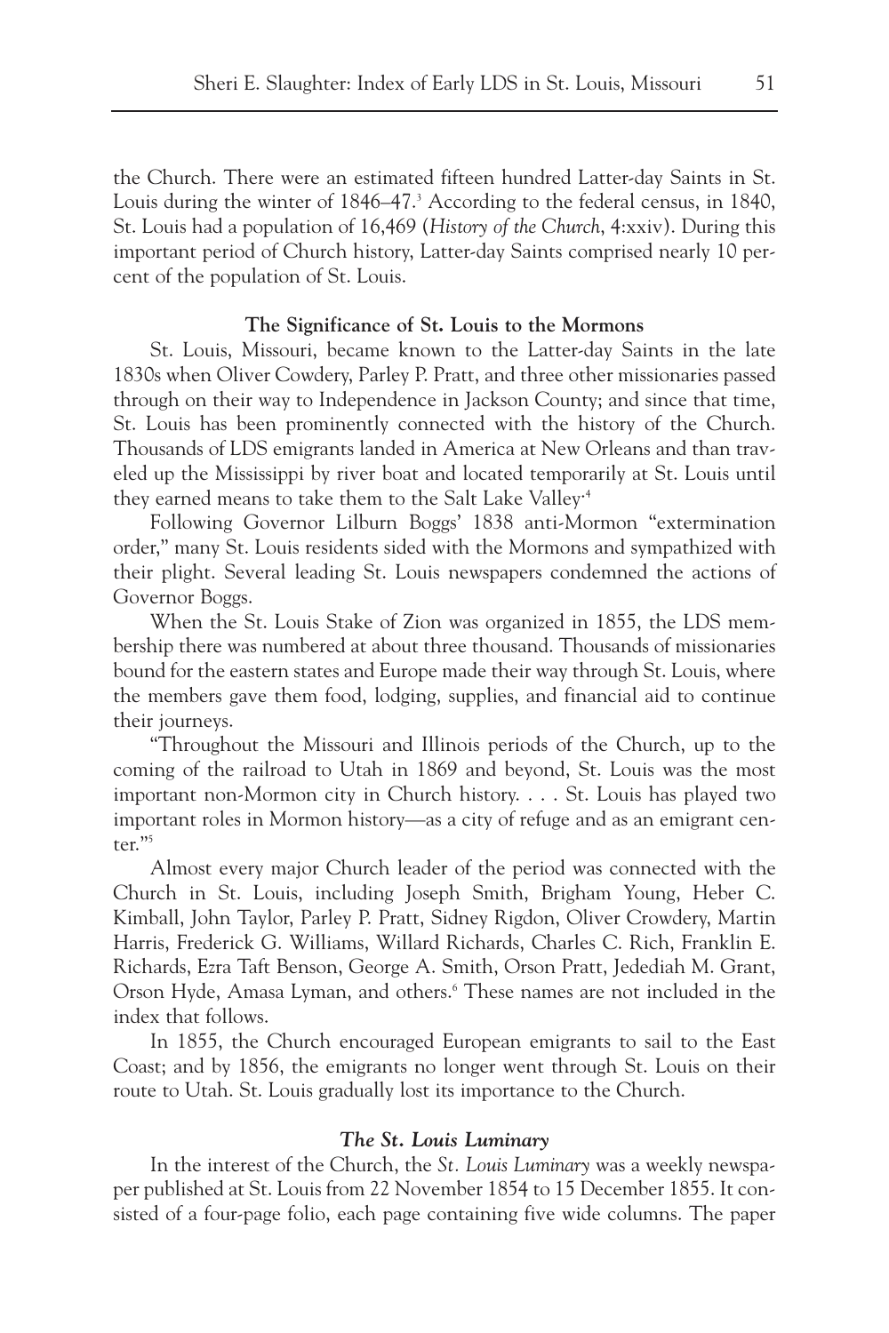the Church. There were an estimated fifteen hundred Latter-day Saints in St. Louis during the winter of 1846–47.[3] According to the federal census, in 1840, St. Louis had a population of 16,469 (*History of the Church*, 4:xxiv). During this important period of Church history, Latter-day Saints comprised nearly 10 percent of the population of St. Louis.

**The Significance of St. Louis to the Mormons**

St. Louis, Missouri, became known to the Latter-day Saints in the late 1830s when Oliver Cowdery, Parley P. Pratt, and three other missionaries passed through on their way to Independence in Jackson County; and since that time, St. Louis has been prominently connected with the history of the Church. Thousands of LDS emigrants landed in America at New Orleans and than traveled up the Mississippi by river boat and located temporarily at St. Louis until they earned means to take them to the Salt Lake Valley.[4]

Following Governor Lilburn Boggs' 1838 anti-Mormon "extermination order," many St. Louis residents sided with the Mormons and sympathized with their plight. Several leading St. Louis newspapers condemned the actions of Governor Boggs.

When the St. Louis Stake of Zion was organized in 1855, the LDS membership there was numbered at about three thousand. Thousands of missionaries bound for the eastern states and Europe made their way through St. Louis, where the members gave them food, lodging, supplies, and financial aid to continue their journeys.

"Throughout the Missouri and Illinois periods of the Church, up to the coming of the railroad to Utah in 1869 and beyond, St. Louis was the most important non-Mormon city in Church history. . . . St. Louis has played two important roles in Mormon history—as a city of refuge and as an emigrant center."[5]

Almost every major Church leader of the period was connected with the Church in St. Louis, including Joseph Smith, Brigham Young, Heber C. Kimball, John Taylor, Parley P. Pratt, Sidney Rigdon, Oliver Crowdery, Martin Harris, Frederick G. Williams, Willard Richards, Charles C. Rich, Franklin E. Richards, Ezra Taft Benson, George A. Smith, Orson Pratt, Jedediah M. Grant, Orson Hyde, Amasa Lyman, and others.[6] These names are not included in the index that follows.

In 1855, the Church encouraged European emigrants to sail to the East Coast; and by 1856, the emigrants no longer went through St. Louis on their route to Utah. St. Louis gradually lost its importance to the Church.

***The St. Louis Luminary***

In the interest of the Church, the *St. Louis Luminary* was a weekly newspaper published at St. Louis from 22 November 1854 to 15 December 1855. It consisted of a four-page folio, each page containing five wide columns. The paper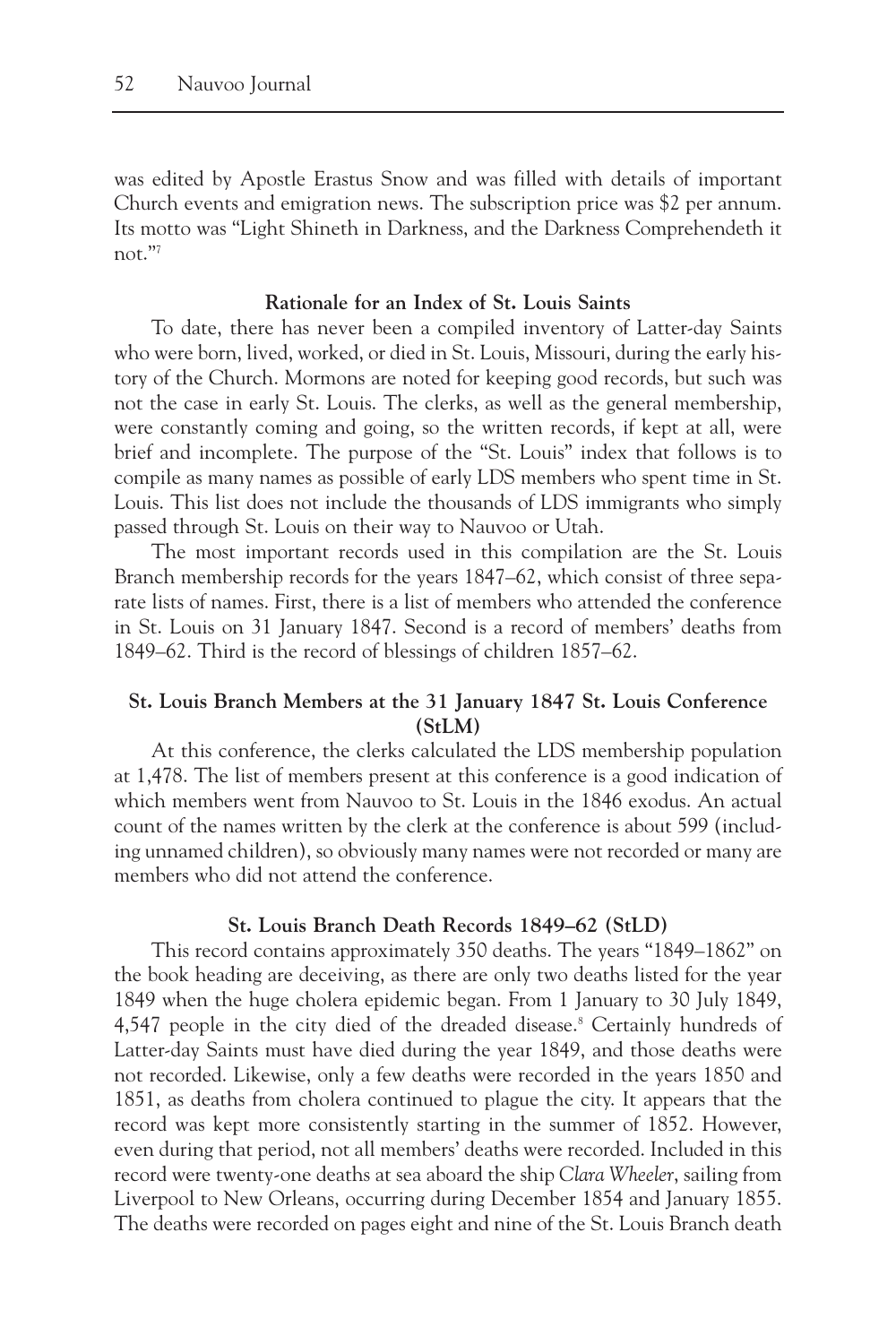was edited by Apostle Erastus Snow and was filled with details of important Church events and emigration news. The subscription price was $2 per annum. Its motto was "Light Shineth in Darkness, and the Darkness Comprehendeth it not."[7]

## Rationale for an Index of St. Louis Saints

To date, there has never been a compiled inventory of Latter-day Saints who were born, lived, worked, or died in St. Louis, Missouri, during the early history of the Church. Mormons are noted for keeping good records, but such was not the case in early St. Louis. The clerks, as well as the general membership, were constantly coming and going, so the written records, if kept at all, were brief and incomplete. The purpose of the "St. Louis" index that follows is to compile as many names as possible of early LDS members who spent time in St. Louis. This list does not include the thousands of LDS immigrants who simply passed through St. Louis on their way to Nauvoo or Utah.

The most important records used in this compilation are the St. Louis Branch membership records for the years 1847–62, which consist of three separate lists of names. First, there is a list of members who attended the conference in St. Louis on 31 January 1847. Second is a record of members' deaths from 1849–62. Third is the record of blessings of children 1857–62.

## St. Louis Branch Members at the 31 January 1847 St. Louis Conference (StLM)

At this conference, the clerks calculated the LDS membership population at 1,478. The list of members present at this conference is a good indication of which members went from Nauvoo to St. Louis in the 1846 exodus. An actual count of the names written by the clerk at the conference is about 599 (including unnamed children), so obviously many names were not recorded or many are members who did not attend the conference.

## St. Louis Branch Death Records 1849–62 (StLD)

This record contains approximately 350 deaths. The years "1849–1862" on the book heading are deceiving, as there are only two deaths listed for the year 1849 when the huge cholera epidemic began. From 1 January to 30 July 1849, 4,547 people in the city died of the dreaded disease.[8] Certainly hundreds of Latter-day Saints must have died during the year 1849, and those deaths were not recorded. Likewise, only a few deaths were recorded in the years 1850 and 1851, as deaths from cholera continued to plague the city. It appears that the record was kept more consistently starting in the summer of 1852. However, even during that period, not all members' deaths were recorded. Included in this record were twenty-one deaths at sea aboard the ship *Clara Wheeler*, sailing from Liverpool to New Orleans, occurring during December 1854 and January 1855. The deaths were recorded on pages eight and nine of the St. Louis Branch death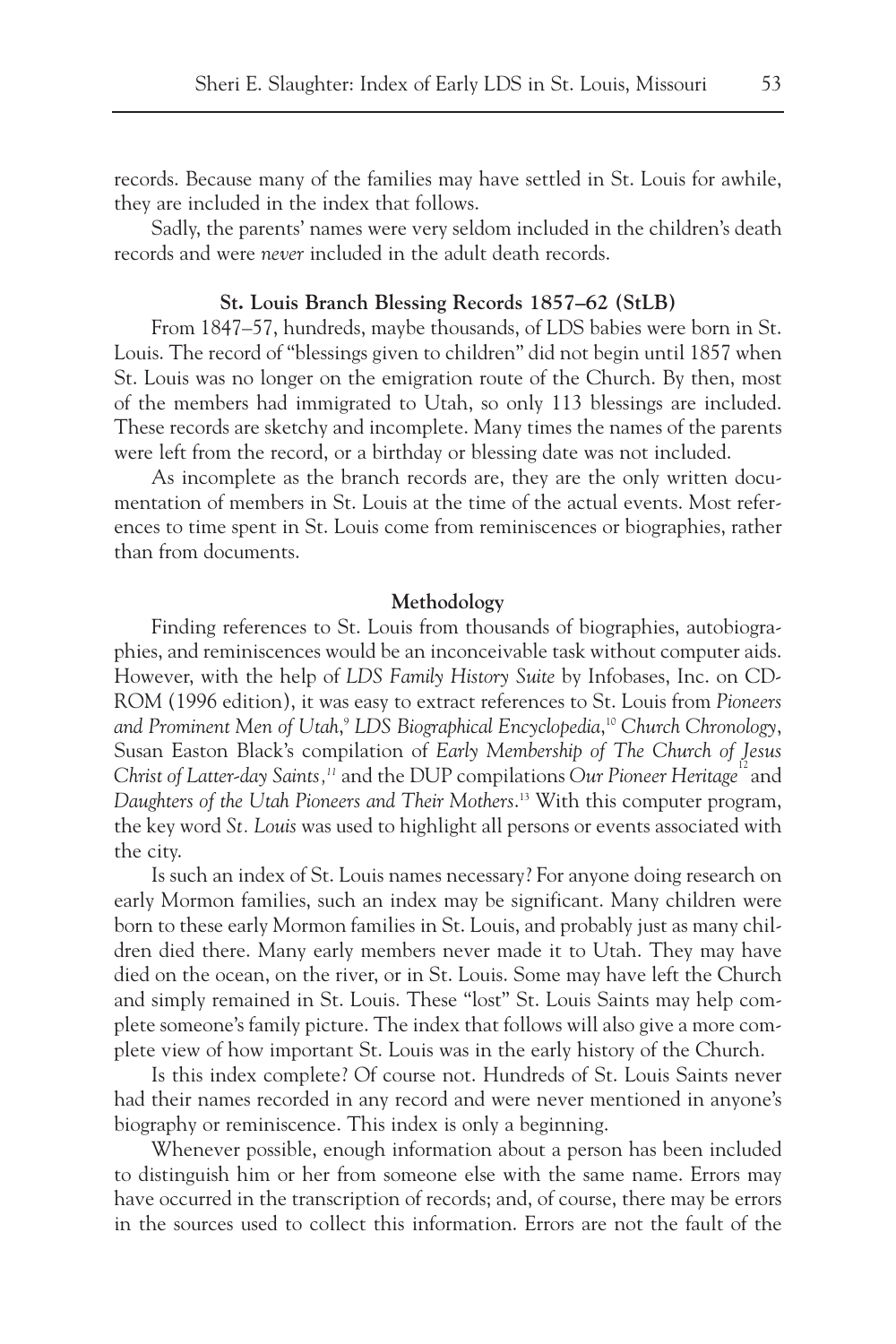records. Because many of the families may have settled in St. Louis for awhile, they are included in the index that follows.

Sadly, the parents' names were very seldom included in the children's death records and were *never* included in the adult death records.

**St. Louis Branch Blessing Records 1857–62 (StLB)**

From 1847–57, hundreds, maybe thousands, of LDS babies were born in St. Louis. The record of "blessings given to children" did not begin until 1857 when St. Louis was no longer on the emigration route of the Church. By then, most of the members had immigrated to Utah, so only 113 blessings are included. These records are sketchy and incomplete. Many times the names of the parents were left from the record, or a birthday or blessing date was not included.

As incomplete as the branch records are, they are the only written documentation of members in St. Louis at the time of the actual events. Most references to time spent in St. Louis come from reminiscences or biographies, rather than from documents.

**Methodology**

Finding references to St. Louis from thousands of biographies, autobiographies, and reminiscences would be an inconceivable task without computer aids. However, with the help of *LDS Family History Suite* by Infobases, Inc. on CD-ROM (1996 edition), it was easy to extract references to St. Louis from *Pioneers and Prominent Men of Utah,*[9] *LDS Biographical Encyclopedia,*[10] *Church Chronology,* Susan Easton Black's compilation of *Early Membership of The Church of Jesus Christ of Latter-day Saints,*[11] and the DUP compilations *Our Pioneer Heritage*[12] and *Daughters of the Utah Pioneers and Their Mothers.*[13] With this computer program, the key word *St. Louis* was used to highlight all persons or events associated with the city.

Is such an index of St. Louis names necessary? For anyone doing research on early Mormon families, such an index may be significant. Many children were born to these early Mormon families in St. Louis, and probably just as many children died there. Many early members never made it to Utah. They may have died on the ocean, on the river, or in St. Louis. Some may have left the Church and simply remained in St. Louis. These "lost" St. Louis Saints may help complete someone's family picture. The index that follows will also give a more complete view of how important St. Louis was in the early history of the Church.

Is this index complete? Of course not. Hundreds of St. Louis Saints never had their names recorded in any record and were never mentioned in anyone's biography or reminiscence. This index is only a beginning.

Whenever possible, enough information about a person has been included to distinguish him or her from someone else with the same name. Errors may have occurred in the transcription of records; and, of course, there may be errors in the sources used to collect this information. Errors are not the fault of the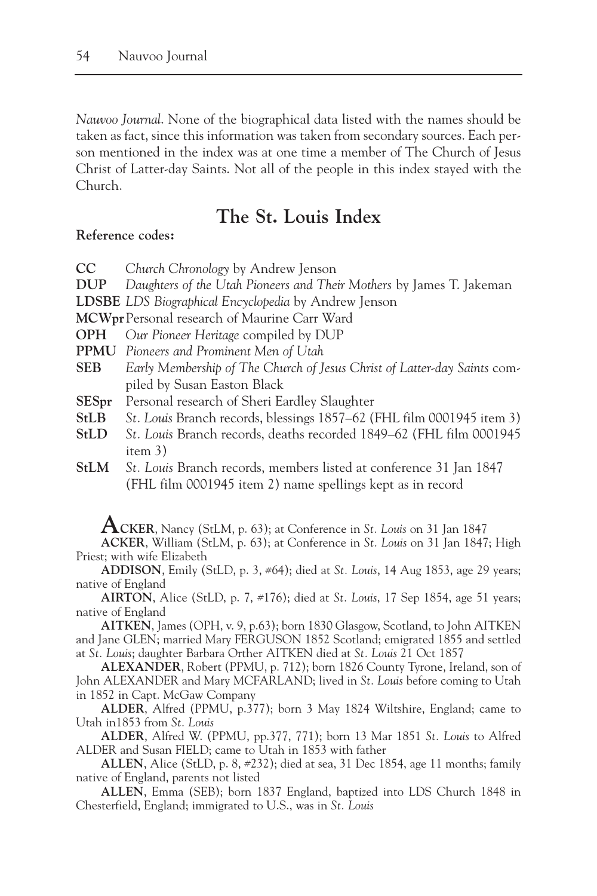*Nauvoo Journal*. None of the biographical data listed with the names should be taken as fact, since this information was taken from secondary sources. Each person mentioned in the index was at one time a member of The Church of Jesus Christ of Latter-day Saints. Not all of the people in this index stayed with the Church.

## The St. Louis Index

**Reference codes:**

**CC** *Church Chronology* by Andrew Jenson
**DUP** *Daughters of the Utah Pioneers and Their Mothers* by James T. Jakeman
**LDSBE** *LDS Biographical Encyclopedia* by Andrew Jenson
**MCWpr** Personal research of Maurine Carr Ward
**OPH** *Our Pioneer Heritage* compiled by DUP
**PPMU** *Pioneers and Prominent Men of Utah*
**SEB** *Early Membership of The Church of Jesus Christ of Latter-day Saints* compiled by Susan Easton Black
**SESpr** Personal research of Sheri Eardley Slaughter
**StLB** *St. Louis* Branch records, blessings 1857–62 (FHL film 0001945 item 3)
**StLD** *St. Louis* Branch records, deaths recorded 1849–62 (FHL film 0001945 item 3)
**StLM** *St. Louis* Branch records, members listed at conference 31 Jan 1847 (FHL film 0001945 item 2) name spellings kept as in record

**ACKER**, Nancy (StLM, p. 63); at Conference in *St. Louis* on 31 Jan 1847

**ACKER**, William (StLM, p. 63); at Conference in *St. Louis* on 31 Jan 1847; High Priest; with wife Elizabeth

**ADDISON**, Emily (StLD, p. 3, #64); died at *St. Louis*, 14 Aug 1853, age 29 years; native of England

**AIRTON**, Alice (StLD, p. 7, #176); died at *St. Louis*, 17 Sep 1854, age 51 years; native of England

**AITKEN**, James (OPH, v. 9, p.63); born 1830 Glasgow, Scotland, to John AITKEN and Jane GLEN; married Mary FERGUSON 1852 Scotland; emigrated 1855 and settled at *St. Louis*; daughter Barbara Orther AITKEN died at *St. Louis* 21 Oct 1857

**ALEXANDER**, Robert (PPMU, p. 712); born 1826 County Tyrone, Ireland, son of John ALEXANDER and Mary MCFARLAND; lived in *St. Louis* before coming to Utah in 1852 in Capt. McGaw Company

**ALDER**, Alfred (PPMU, p.377); born 3 May 1824 Wiltshire, England; came to Utah in1853 from *St. Louis*

**ALDER**, Alfred W. (PPMU, pp.377, 771); born 13 Mar 1851 *St. Louis* to Alfred ALDER and Susan FIELD; came to Utah in 1853 with father

**ALLEN**, Alice (StLD, p. 8, #232); died at sea, 31 Dec 1854, age 11 months; family native of England, parents not listed

**ALLEN**, Emma (SEB); born 1837 England, baptized into LDS Church 1848 in Chesterfield, England; immigrated to U.S., was in *St. Louis*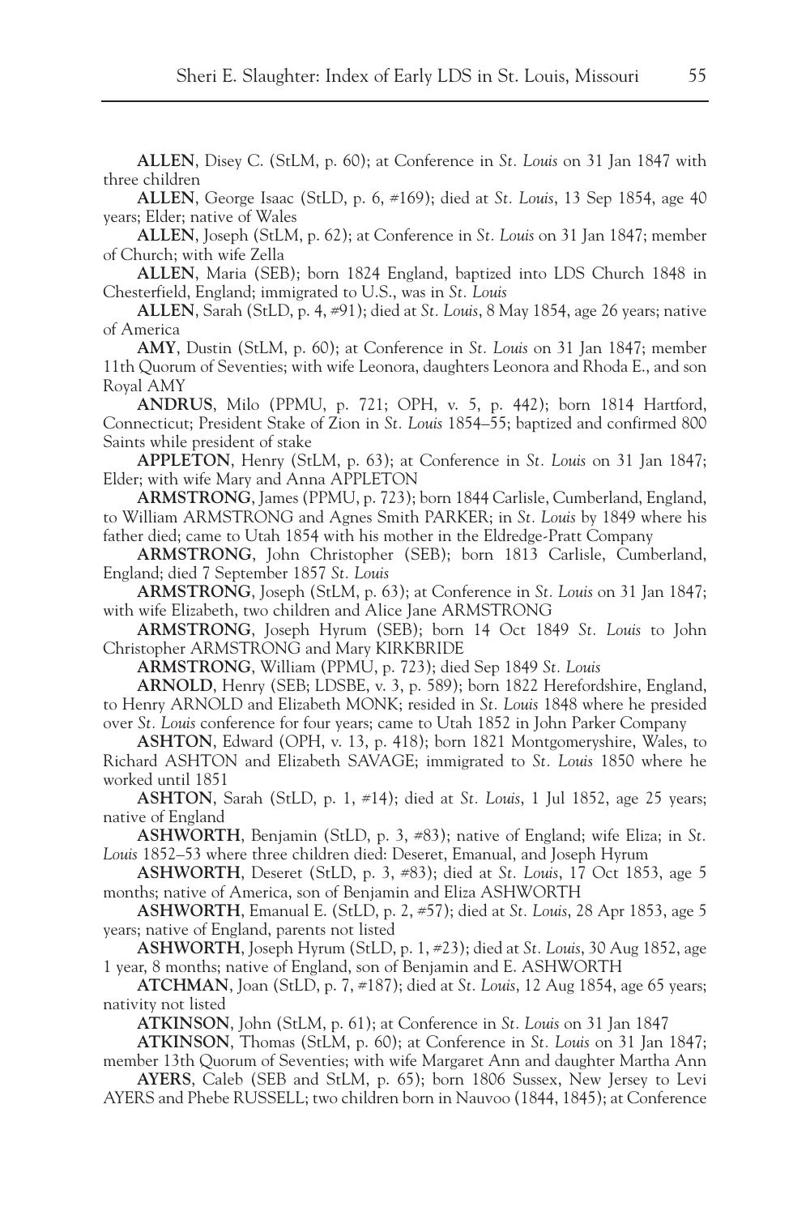**ALLEN**, Disey C. (StLM, p. 60); at Conference in *St. Louis* on 31 Jan 1847 with three children

**ALLEN**, George Isaac (StLD, p. 6, #169); died at *St. Louis*, 13 Sep 1854, age 40 years; Elder; native of Wales

**ALLEN**, Joseph (StLM, p. 62); at Conference in *St. Louis* on 31 Jan 1847; member of Church; with wife Zella

**ALLEN**, Maria (SEB); born 1824 England, baptized into LDS Church 1848 in Chesterfield, England; immigrated to U.S., was in *St. Louis*

**ALLEN**, Sarah (StLD, p. 4, #91); died at *St. Louis*, 8 May 1854, age 26 years; native of America

**AMY**, Dustin (StLM, p. 60); at Conference in *St. Louis* on 31 Jan 1847; member 11th Quorum of Seventies; with wife Leonora, daughters Leonora and Rhoda E., and son Royal AMY

**ANDRUS**, Milo (PPMU, p. 721; OPH, v. 5, p. 442); born 1814 Hartford, Connecticut; President Stake of Zion in *St. Louis* 1854–55; baptized and confirmed 800 Saints while president of stake

**APPLETON**, Henry (StLM, p. 63); at Conference in *St. Louis* on 31 Jan 1847; Elder; with wife Mary and Anna APPLETON

**ARMSTRONG**, James (PPMU, p. 723); born 1844 Carlisle, Cumberland, England, to William ARMSTRONG and Agnes Smith PARKER; in *St. Louis* by 1849 where his father died; came to Utah 1854 with his mother in the Eldredge-Pratt Company

**ARMSTRONG**, John Christopher (SEB); born 1813 Carlisle, Cumberland, England; died 7 September 1857 *St. Louis*

**ARMSTRONG**, Joseph (StLM, p. 63); at Conference in *St. Louis* on 31 Jan 1847; with wife Elizabeth, two children and Alice Jane ARMSTRONG

**ARMSTRONG**, Joseph Hyrum (SEB); born 14 Oct 1849 *St. Louis* to John Christopher ARMSTRONG and Mary KIRKBRIDE

**ARMSTRONG**, William (PPMU, p. 723); died Sep 1849 *St. Louis*

**ARNOLD**, Henry (SEB; LDSBE, v. 3, p. 589); born 1822 Herefordshire, England, to Henry ARNOLD and Elizabeth MONK; resided in *St. Louis* 1848 where he presided over *St. Louis* conference for four years; came to Utah 1852 in John Parker Company

**ASHTON**, Edward (OPH, v. 13, p. 418); born 1821 Montgomeryshire, Wales, to Richard ASHTON and Elizabeth SAVAGE; immigrated to *St. Louis* 1850 where he worked until 1851

**ASHTON**, Sarah (StLD, p. 1, #14); died at *St. Louis*, 1 Jul 1852, age 25 years; native of England

**ASHWORTH**, Benjamin (StLD, p. 3, #83); native of England; wife Eliza; in *St. Louis* 1852–53 where three children died: Deseret, Emanual, and Joseph Hyrum

**ASHWORTH**, Deseret (StLD, p. 3, #83); died at *St. Louis*, 17 Oct 1853, age 5 months; native of America, son of Benjamin and Eliza ASHWORTH

**ASHWORTH**, Emanual E. (StLD, p. 2, #57); died at *St. Louis*, 28 Apr 1853, age 5 years; native of England, parents not listed

**ASHWORTH**, Joseph Hyrum (StLD, p. 1, #23); died at *St. Louis*, 30 Aug 1852, age 1 year, 8 months; native of England, son of Benjamin and E. ASHWORTH

**ATCHMAN**, Joan (StLD, p. 7, #187); died at *St. Louis*, 12 Aug 1854, age 65 years; nativity not listed

**ATKINSON**, John (StLM, p. 61); at Conference in *St. Louis* on 31 Jan 1847

**ATKINSON**, Thomas (StLM, p. 60); at Conference in *St. Louis* on 31 Jan 1847; member 13th Quorum of Seventies; with wife Margaret Ann and daughter Martha Ann

**AYERS**, Caleb (SEB and StLM, p. 65); born 1806 Sussex, New Jersey to Levi AYERS and Phebe RUSSELL; two children born in Nauvoo (1844, 1845); at Conference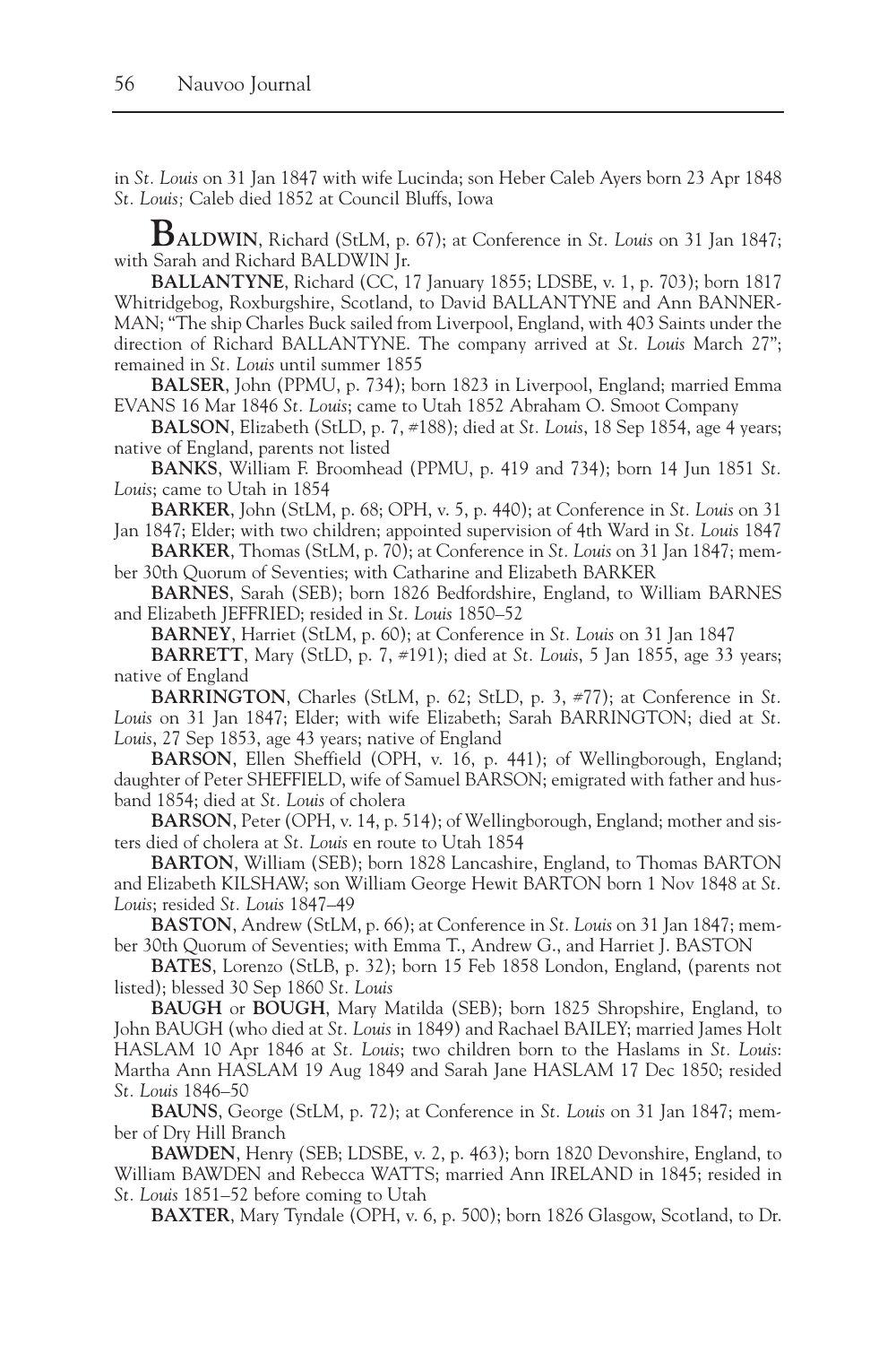in *St. Louis* on 31 Jan 1847 with wife Lucinda; son Heber Caleb Ayers born 23 Apr 1848 *St. Louis;* Caleb died 1852 at Council Bluffs, Iowa

**BALDWIN**, Richard (StLM, p. 67); at Conference in *St. Louis* on 31 Jan 1847; with Sarah and Richard BALDWIN Jr.

**BALLANTYNE**, Richard (CC, 17 January 1855; LDSBE, v. 1, p. 703); born 1817 Whitridgebog, Roxburgshire, Scotland, to David BALLANTYNE and Ann BANNERMAN; "The ship Charles Buck sailed from Liverpool, England, with 403 Saints under the direction of Richard BALLANTYNE. The company arrived at *St. Louis* March 27"; remained in *St. Louis* until summer 1855

**BALSER**, John (PPMU, p. 734); born 1823 in Liverpool, England; married Emma EVANS 16 Mar 1846 *St. Louis*; came to Utah 1852 Abraham O. Smoot Company

**BALSON**, Elizabeth (StLD, p. 7, #188); died at *St. Louis*, 18 Sep 1854, age 4 years; native of England, parents not listed

**BANKS**, William F. Broomhead (PPMU, p. 419 and 734); born 14 Jun 1851 *St. Louis*; came to Utah in 1854

**BARKER**, John (StLM, p. 68; OPH, v. 5, p. 440); at Conference in *St. Louis* on 31 Jan 1847; Elder; with two children; appointed supervision of 4th Ward in *St. Louis* 1847

**BARKER**, Thomas (StLM, p. 70); at Conference in *St. Louis* on 31 Jan 1847; member 30th Quorum of Seventies; with Catharine and Elizabeth BARKER

**BARNES**, Sarah (SEB); born 1826 Bedfordshire, England, to William BARNES and Elizabeth JEFFRIED; resided in *St. Louis* 1850–52

**BARNEY**, Harriet (StLM, p. 60); at Conference in *St. Louis* on 31 Jan 1847

**BARRETT**, Mary (StLD, p. 7, #191); died at *St. Louis*, 5 Jan 1855, age 33 years; native of England

**BARRINGTON**, Charles (StLM, p. 62; StLD, p. 3, #77); at Conference in *St. Louis* on 31 Jan 1847; Elder; with wife Elizabeth; Sarah BARRINGTON; died at *St. Louis*, 27 Sep 1853, age 43 years; native of England

**BARSON**, Ellen Sheffield (OPH, v. 16, p. 441); of Wellingborough, England; daughter of Peter SHEFFIELD, wife of Samuel BARSON; emigrated with father and husband 1854; died at *St. Louis* of cholera

**BARSON**, Peter (OPH, v. 14, p. 514); of Wellingborough, England; mother and sisters died of cholera at *St. Louis* en route to Utah 1854

**BARTON**, William (SEB); born 1828 Lancashire, England, to Thomas BARTON and Elizabeth KILSHAW; son William George Hewit BARTON born 1 Nov 1848 at *St. Louis*; resided *St. Louis* 1847–49

**BASTON**, Andrew (StLM, p. 66); at Conference in *St. Louis* on 31 Jan 1847; member 30th Quorum of Seventies; with Emma T., Andrew G., and Harriet J. BASTON

**BATES**, Lorenzo (StLB, p. 32); born 15 Feb 1858 London, England, (parents not listed); blessed 30 Sep 1860 *St. Louis*

**BAUGH** or **BOUGH**, Mary Matilda (SEB); born 1825 Shropshire, England, to John BAUGH (who died at *St. Louis* in 1849) and Rachael BAILEY; married James Holt HASLAM 10 Apr 1846 at *St. Louis*; two children born to the Haslams in *St. Louis*: Martha Ann HASLAM 19 Aug 1849 and Sarah Jane HASLAM 17 Dec 1850; resided *St. Louis* 1846–50

**BAUNS**, George (StLM, p. 72); at Conference in *St. Louis* on 31 Jan 1847; member of Dry Hill Branch

**BAWDEN**, Henry (SEB; LDSBE, v. 2, p. 463); born 1820 Devonshire, England, to William BAWDEN and Rebecca WATTS; married Ann IRELAND in 1845; resided in *St. Louis* 1851–52 before coming to Utah

**BAXTER**, Mary Tyndale (OPH, v. 6, p. 500); born 1826 Glasgow, Scotland, to Dr.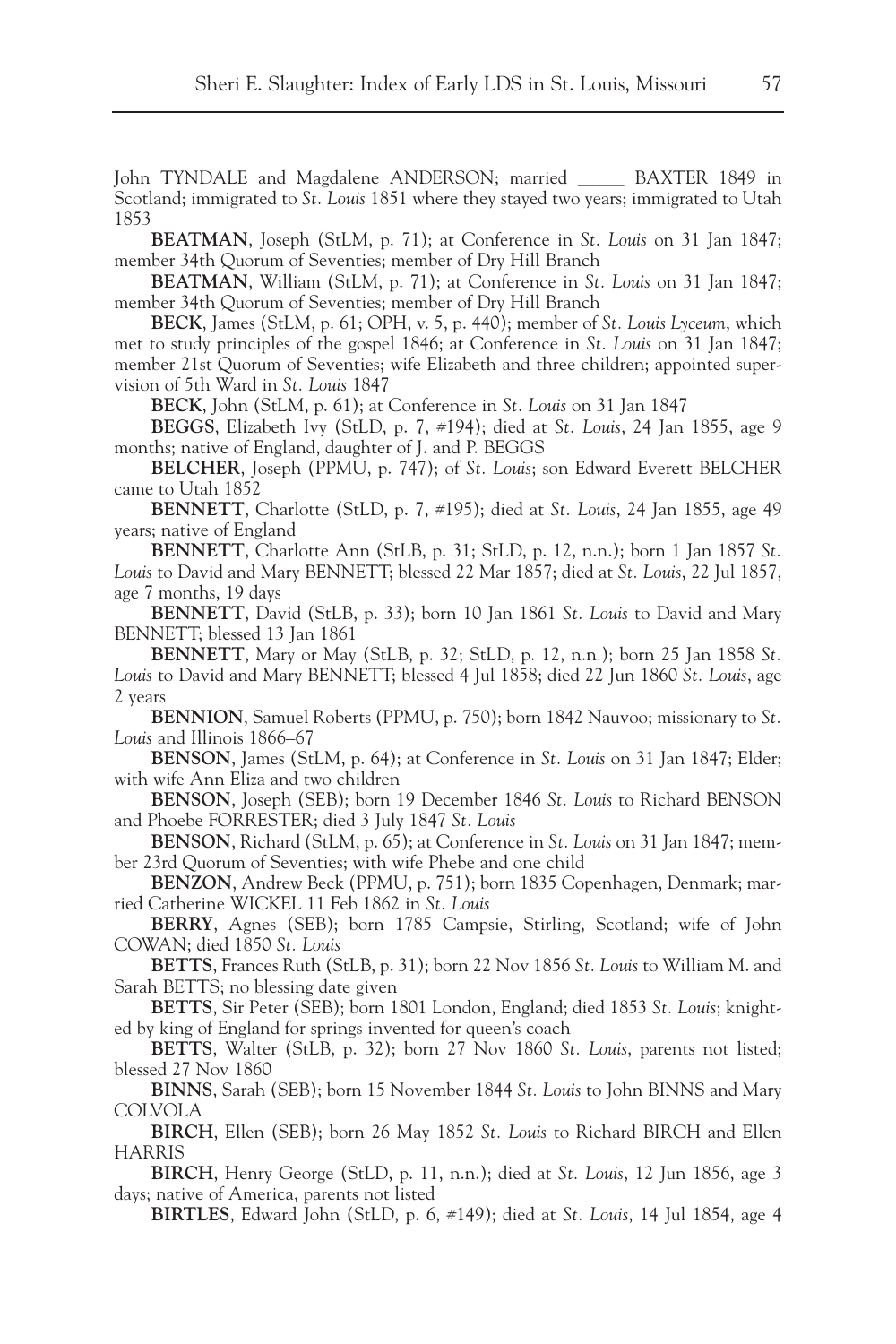John TYNDALE and Magdalene ANDERSON; married _____ BAXTER 1849 in Scotland; immigrated to *St. Louis* 1851 where they stayed two years; immigrated to Utah 1853

**BEATMAN**, Joseph (StLM, p. 71); at Conference in *St. Louis* on 31 Jan 1847; member 34th Quorum of Seventies; member of Dry Hill Branch

**BEATMAN**, William (StLM, p. 71); at Conference in *St. Louis* on 31 Jan 1847; member 34th Quorum of Seventies; member of Dry Hill Branch

**BECK**, James (StLM, p. 61; OPH, v. 5, p. 440); member of *St. Louis Lyceum*, which met to study principles of the gospel 1846; at Conference in *St. Louis* on 31 Jan 1847; member 21st Quorum of Seventies; wife Elizabeth and three children; appointed supervision of 5th Ward in *St. Louis* 1847

**BECK**, John (StLM, p. 61); at Conference in *St. Louis* on 31 Jan 1847

**BEGGS**, Elizabeth Ivy (StLD, p. 7, #194); died at *St. Louis*, 24 Jan 1855, age 9 months; native of England, daughter of J. and P. BEGGS

**BELCHER**, Joseph (PPMU, p. 747); of *St. Louis*; son Edward Everett BELCHER came to Utah 1852

**BENNETT**, Charlotte (StLD, p. 7, #195); died at *St. Louis*, 24 Jan 1855, age 49 years; native of England

**BENNETT**, Charlotte Ann (StLB, p. 31; StLD, p. 12, n.n.); born 1 Jan 1857 *St. Louis* to David and Mary BENNETT; blessed 22 Mar 1857; died at *St. Louis*, 22 Jul 1857, age 7 months, 19 days

**BENNETT**, David (StLB, p. 33); born 10 Jan 1861 *St. Louis* to David and Mary BENNETT; blessed 13 Jan 1861

**BENNETT**, Mary or May (StLB, p. 32; StLD, p. 12, n.n.); born 25 Jan 1858 *St. Louis* to David and Mary BENNETT; blessed 4 Jul 1858; died 22 Jun 1860 *St. Louis*, age 2 years

**BENNION**, Samuel Roberts (PPMU, p. 750); born 1842 Nauvoo; missionary to *St. Louis* and Illinois 1866–67

**BENSON**, James (StLM, p. 64); at Conference in *St. Louis* on 31 Jan 1847; Elder; with wife Ann Eliza and two children

**BENSON**, Joseph (SEB); born 19 December 1846 *St. Louis* to Richard BENSON and Phoebe FORRESTER; died 3 July 1847 *St. Louis*

**BENSON**, Richard (StLM, p. 65); at Conference in *St. Louis* on 31 Jan 1847; member 23rd Quorum of Seventies; with wife Phebe and one child

**BENZON**, Andrew Beck (PPMU, p. 751); born 1835 Copenhagen, Denmark; married Catherine WICKEL 11 Feb 1862 in *St. Louis*

**BERRY**, Agnes (SEB); born 1785 Campsie, Stirling, Scotland; wife of John COWAN; died 1850 *St. Louis*

**BETTS**, Frances Ruth (StLB, p. 31); born 22 Nov 1856 *St. Louis* to William M. and Sarah BETTS; no blessing date given

**BETTS**, Sir Peter (SEB); born 1801 London, England; died 1853 *St. Louis*; knighted by king of England for springs invented for queen's coach

**BETTS**, Walter (StLB, p. 32); born 27 Nov 1860 *St. Louis*, parents not listed; blessed 27 Nov 1860

**BINNS**, Sarah (SEB); born 15 November 1844 *St. Louis* to John BINNS and Mary COLVOLA

**BIRCH**, Ellen (SEB); born 26 May 1852 *St. Louis* to Richard BIRCH and Ellen HARRIS

**BIRCH**, Henry George (StLD, p. 11, n.n.); died at *St. Louis*, 12 Jun 1856, age 3 days; native of America, parents not listed

**BIRTLES**, Edward John (StLD, p. 6, #149); died at *St. Louis*, 14 Jul 1854, age 4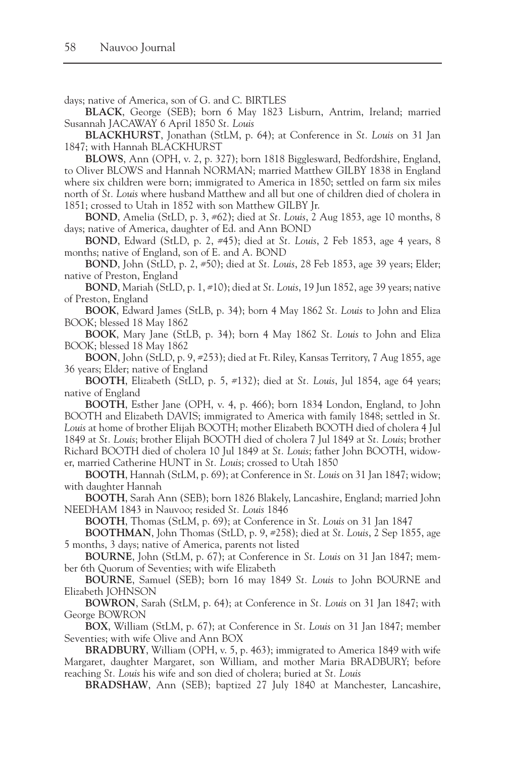days; native of America, son of G. and C. BIRTLES

**BLACK**, George (SEB); born 6 May 1823 Lisburn, Antrim, Ireland; married Susannah JACAWAY 6 April 1850 *St. Louis*

**BLACKHURST**, Jonathan (StLM, p. 64); at Conference in *St. Louis* on 31 Jan 1847; with Hannah BLACKHURST

**BLOWS**, Ann (OPH, v. 2, p. 327); born 1818 Biggleswad, Bedfordshire, England, to Oliver BLOWS and Hannah NORMAN; married Matthew GILBY 1838 in England where six children were born; immigrated to America in 1850; settled on farm six miles north of *St. Louis* where husband Matthew and all but one of children died of cholera in 1851; crossed to Utah in 1852 with son Matthew GILBY Jr.

**BOND**, Amelia (StLD, p. 3, #62); died at *St. Louis*, 2 Aug 1853, age 10 months, 8 days; native of America, daughter of Ed. and Ann BOND

**BOND**, Edward (StLD, p. 2, #45); died at *St. Louis*, 2 Feb 1853, age 4 years, 8 months; native of England, son of E. and A. BOND

**BOND**, John (StLD, p. 2, #50); died at *St. Louis*, 28 Feb 1853, age 39 years; Elder; native of Preston, England

**BOND**, Mariah (StLD, p. 1, #10); died at *St. Louis*, 19 Jun 1852, age 39 years; native of Preston, England

**BOOK**, Edward James (StLB, p. 34); born 4 May 1862 *St. Louis* to John and Eliza BOOK; blessed 18 May 1862

**BOOK**, Mary Jane (StLB, p. 34); born 4 May 1862 *St. Louis* to John and Eliza BOOK; blessed 18 May 1862

**BOON**, John (StLD, p. 9, #253); died at Ft. Riley, Kansas Territory, 7 Aug 1855, age 36 years; Elder; native of England

**BOOTH**, Elizabeth (StLD, p. 5, #132); died at *St. Louis*, Jul 1854, age 64 years; native of England

**BOOTH**, Esther Jane (OPH, v. 4, p. 466); born 1834 London, England, to John BOOTH and Elizabeth DAVIS; immigrated to America with family 1848; settled in *St. Louis* at home of brother Elijah BOOTH; mother Elizabeth BOOTH died of cholera 4 Jul 1849 at *St. Louis*; brother Elijah BOOTH died of cholera 7 Jul 1849 at *St. Louis*; brother Richard BOOTH died of cholera 10 Jul 1849 at *St. Louis*; father John BOOTH, widower, married Catherine HUNT in *St. Louis*; crossed to Utah 1850

**BOOTH**, Hannah (StLM, p. 69); at Conference in *St. Louis* on 31 Jan 1847; widow; with daughter Hannah

**BOOTH**, Sarah Ann (SEB); born 1826 Blakely, Lancashire, England; married John NEEDHAM 1843 in Nauvoo; resided *St. Louis* 1846

**BOOTH**, Thomas (StLM, p. 69); at Conference in *St. Louis* on 31 Jan 1847

**BOOTHMAN**, John Thomas (StLD, p. 9, #258); died at *St. Louis*, 2 Sep 1855, age 5 months, 3 days; native of America, parents not listed

**BOURNE**, John (StLM, p. 67); at Conference in *St. Louis* on 31 Jan 1847; member 6th Quorum of Seventies; with wife Elizabeth

**BOURNE**, Samuel (SEB); born 16 may 1849 *St. Louis* to John BOURNE and Elizabeth JOHNSON

**BOWRON**, Sarah (StLM, p. 64); at Conference in *St. Louis* on 31 Jan 1847; with George BOWRON

**BOX**, William (StLM, p. 67); at Conference in *St. Louis* on 31 Jan 1847; member Seventies; with wife Olive and Ann BOX

**BRADBURY**, William (OPH, v. 5, p. 463); immigrated to America 1849 with wife Margaret, daughter Margaret, son William, and mother Maria BRADBURY; before reaching *St. Louis* his wife and son died of cholera; buried at *St. Louis*

**BRADSHAW**, Ann (SEB); baptized 27 July 1840 at Manchester, Lancashire,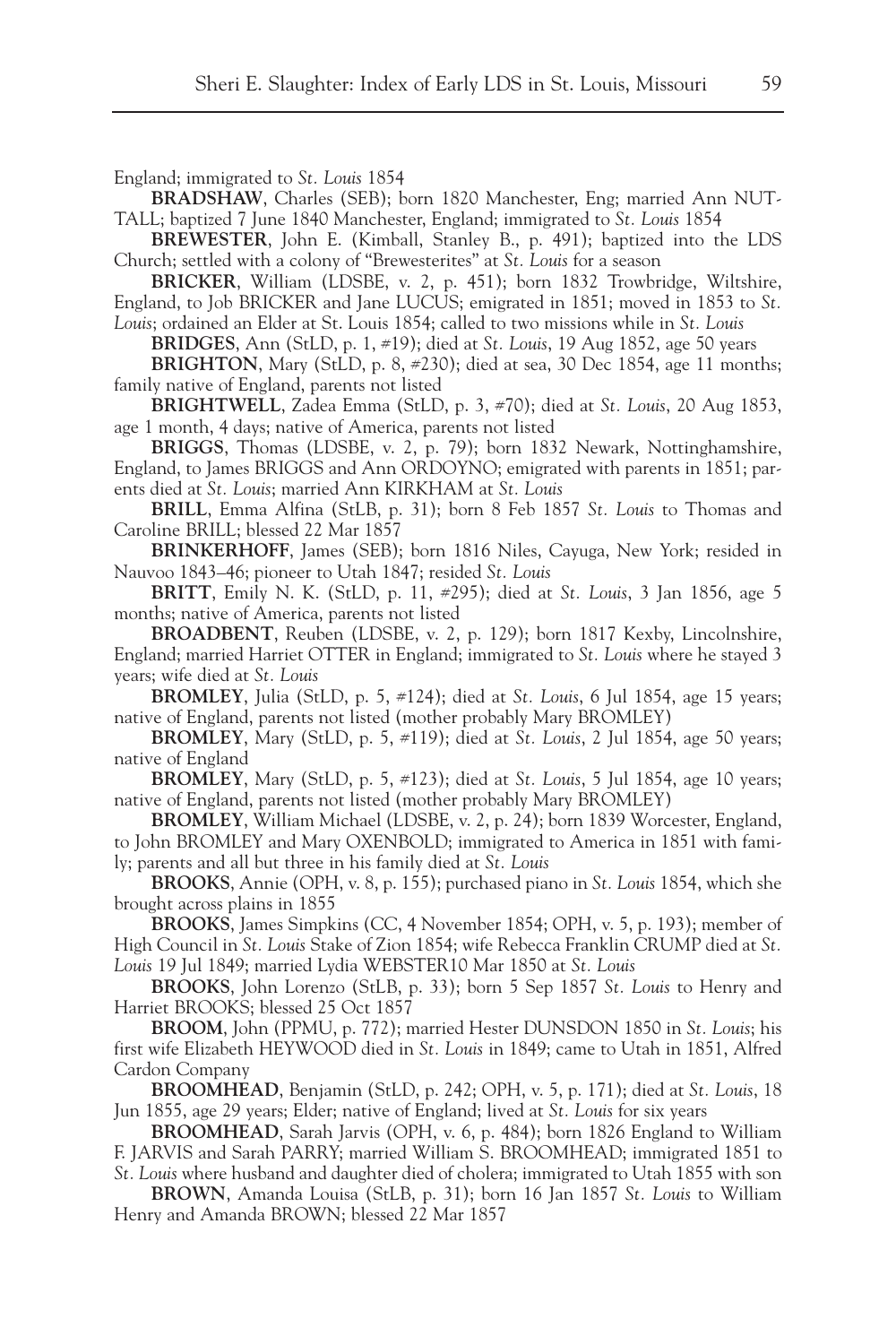England; immigrated to *St. Louis* 1854

**BRADSHAW**, Charles (SEB); born 1820 Manchester, Eng; married Ann NUTTALL; baptized 7 June 1840 Manchester, England; immigrated to *St. Louis* 1854

**BREWESTER**, John E. (Kimball, Stanley B., p. 491); baptized into the LDS Church; settled with a colony of "Brewesterites" at *St. Louis* for a season

**BRICKER**, William (LDSBE, v. 2, p. 451); born 1832 Trowbridge, Wiltshire, England, to Job BRICKER and Jane LUCUS; emigrated in 1851; moved in 1853 to *St. Louis*; ordained an Elder at St. Louis 1854; called to two missions while in *St. Louis*

**BRIDGES**, Ann (StLD, p. 1, #19); died at *St. Louis*, 19 Aug 1852, age 50 years

**BRIGHTON**, Mary (StLD, p. 8, #230); died at sea, 30 Dec 1854, age 11 months; family native of England, parents not listed

**BRIGHTWELL**, Zadea Emma (StLD, p. 3, #70); died at *St. Louis*, 20 Aug 1853, age 1 month, 4 days; native of America, parents not listed

**BRIGGS**, Thomas (LDSBE, v. 2, p. 79); born 1832 Newark, Nottinghamshire, England, to James BRIGGS and Ann ORDOYNO; emigrated with parents in 1851; parents died at *St. Louis*; married Ann KIRKHAM at *St. Louis*

**BRILL**, Emma Alfina (StLB, p. 31); born 8 Feb 1857 *St. Louis* to Thomas and Caroline BRILL; blessed 22 Mar 1857

**BRINKERHOFF**, James (SEB); born 1816 Niles, Cayuga, New York; resided in Nauvoo 1843–46; pioneer to Utah 1847; resided *St. Louis*

**BRITT**, Emily N. K. (StLD, p. 11, #295); died at *St. Louis*, 3 Jan 1856, age 5 months; native of America, parents not listed

**BROADBENT**, Reuben (LDSBE, v. 2, p. 129); born 1817 Kexby, Lincolnshire, England; married Harriet OTTER in England; immigrated to *St. Louis* where he stayed 3 years; wife died at *St. Louis*

**BROMLEY**, Julia (StLD, p. 5, #124); died at *St. Louis*, 6 Jul 1854, age 15 years; native of England, parents not listed (mother probably Mary BROMLEY)

**BROMLEY**, Mary (StLD, p. 5, #119); died at *St. Louis*, 2 Jul 1854, age 50 years; native of England

**BROMLEY**, Mary (StLD, p. 5, #123); died at *St. Louis*, 5 Jul 1854, age 10 years; native of England, parents not listed (mother probably Mary BROMLEY)

**BROMLEY**, William Michael (LDSBE, v. 2, p. 24); born 1839 Worcester, England, to John BROMLEY and Mary OXENBOLD; immigrated to America in 1851 with family; parents and all but three in his family died at *St. Louis*

**BROOKS**, Annie (OPH, v. 8, p. 155); purchased piano in *St. Louis* 1854, which she brought across plains in 1855

**BROOKS**, James Simpkins (CC, 4 November 1854; OPH, v. 5, p. 193); member of High Council in *St. Louis* Stake of Zion 1854; wife Rebecca Franklin CRUMP died at *St. Louis* 19 Jul 1849; married Lydia WEBSTER10 Mar 1850 at *St. Louis*

**BROOKS**, John Lorenzo (StLB, p. 33); born 5 Sep 1857 *St. Louis* to Henry and Harriet BROOKS; blessed 25 Oct 1857

**BROOM**, John (PPMU, p. 772); married Hester DUNSDON 1850 in *St. Louis*; his first wife Elizabeth HEYWOOD died in *St. Louis* in 1849; came to Utah in 1851, Alfred Cardon Company

**BROOMHEAD**, Benjamin (StLD, p. 242; OPH, v. 5, p. 171); died at *St. Louis*, 18 Jun 1855, age 29 years; Elder; native of England; lived at *St. Louis* for six years

**BROOMHEAD**, Sarah Jarvis (OPH, v. 6, p. 484); born 1826 England to William F. JARVIS and Sarah PARRY; married William S. BROOMHEAD; immigrated 1851 to *St. Louis* where husband and daughter died of cholera; immigrated to Utah 1855 with son

**BROWN**, Amanda Louisa (StLB, p. 31); born 16 Jan 1857 *St. Louis* to William Henry and Amanda BROWN; blessed 22 Mar 1857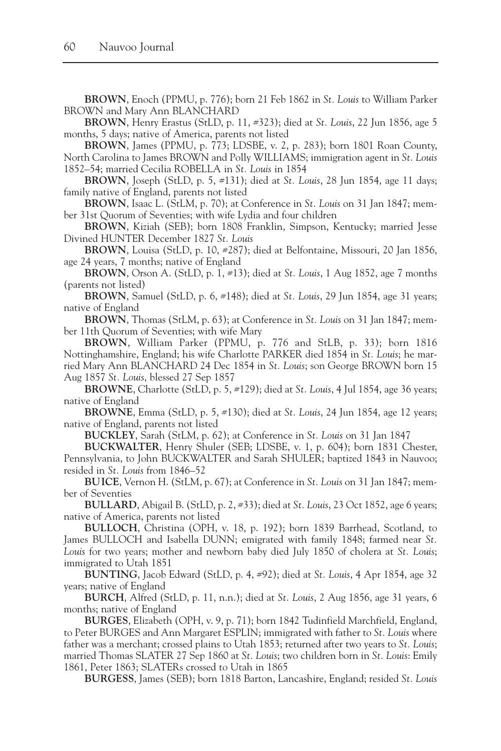**BROWN**, Enoch (PPMU, p. 776); born 21 Feb 1862 in *St. Louis* to William Parker BROWN and Mary Ann BLANCHARD

**BROWN**, Henry Erastus (StLD, p. 11, #323); died at *St. Louis*, 22 Jun 1856, age 5 months, 5 days; native of America, parents not listed

**BROWN**, James (PPMU, p. 773; LDSBE, v. 2, p. 283); born 1801 Roan County, North Carolina to James BROWN and Polly WILLIAMS; immigration agent in *St. Louis* 1852–54; married Cecilia ROBELLA in *St. Louis* in 1854

**BROWN**, Joseph (StLD, p. 5, #131); died at *St. Louis*, 28 Jun 1854, age 11 days; family native of England, parents not listed

**BROWN**, Isaac L. (StLM, p. 70); at Conference in *St. Louis* on 31 Jan 1847; member 31st Quorum of Seventies; with wife Lydia and four children

**BROWN**, Kiziah (SEB); born 1808 Franklin, Simpson, Kentucky; married Jesse Divined HUNTER December 1827 *St. Louis*

**BROWN**, Louisa (StLD, p. 10, #287); died at Belfontaine, Missouri, 20 Jan 1856, age 24 years, 7 months; native of England

**BROWN**, Orson A. (StLD, p. 1, #13); died at *St. Louis*, 1 Aug 1852, age 7 months (parents not listed)

**BROWN**, Samuel (StLD, p. 6, #148); died at *St. Louis*, 29 Jun 1854, age 31 years; native of England

**BROWN**, Thomas (StLM, p. 63); at Conference in *St. Louis* on 31 Jan 1847; member 11th Quorum of Seventies; with wife Mary

**BROWN**, William Parker (PPMU, p. 776 and StLB, p. 33); born 1816 Nottinghamshire, England; his wife Charlotte PARKER died 1854 in *St. Louis*; he married Mary Ann BLANCHARD 24 Dec 1854 in *St. Louis*; son George BROWN born 15 Aug 1857 *St. Louis*, blessed 27 Sep 1857

**BROWNE**, Charlotte (StLD, p. 5, #129); died at *St. Louis*, 4 Jul 1854, age 36 years; native of England

**BROWNE**, Emma (StLD, p. 5, #130); died at *St. Louis*, 24 Jun 1854, age 12 years; native of England, parents not listed

**BUCKLEY**, Sarah (StLM, p. 62); at Conference in *St. Louis* on 31 Jan 1847

**BUCKWALTER**, Henry Shuler (SEB; LDSBE, v. 1, p. 604); born 1831 Chester, Pennsylvania, to John BUCKWALTER and Sarah SHULER; baptized 1843 in Nauvoo; resided in *St. Louis* from 1846–52

**BUICE**, Vernon H. (StLM, p. 67); at Conference in *St. Louis* on 31 Jan 1847; member of Seventies

**BULLARD**, Abigail B. (StLD, p. 2, #33); died at *St. Louis*, 23 Oct 1852, age 6 years; native of America, parents not listed

**BULLOCH**, Christina (OPH, v. 18, p. 192); born 1839 Barrhead, Scotland, to James BULLOCH and Isabella DUNN; emigrated with family 1848; farmed near *St. Louis* for two years; mother and newborn baby died July 1850 of cholera at *St. Louis*; immigrated to Utah 1851

**BUNTING**, Jacob Edward (StLD, p. 4, #92); died at *St. Louis*, 4 Apr 1854, age 32 years; native of England

**BURCH**, Alfred (StLD, p. 11, n.n.); died at *St. Louis*, 2 Aug 1856, age 31 years, 6 months; native of England

**BURGES**, Elizabeth (OPH, v. 9, p. 71); born 1842 Tudinfield Marchfield, England, to Peter BURGES and Ann Margaret ESPLIN; immigrated with father to *St. Louis* where father was a merchant; crossed plains to Utah 1853; returned after two years to *St. Louis*; married Thomas SLATER 27 Sep 1860 at *St. Louis*; two children born in *St. Louis*: Emily 1861, Peter 1863; SLATERs crossed to Utah in 1865

**BURGESS**, James (SEB); born 1818 Barton, Lancashire, England; resided *St. Louis*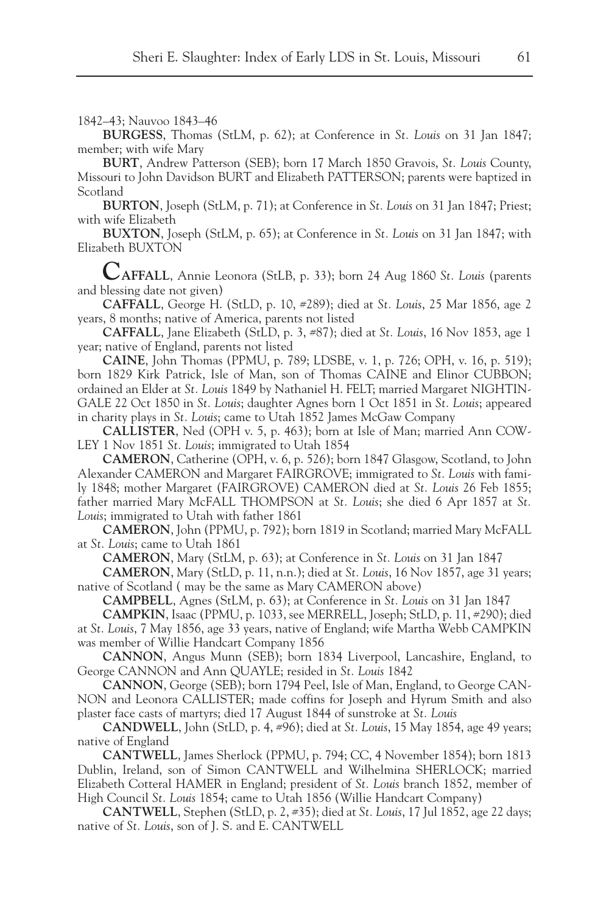1842–43; Nauvoo 1843–46

**BURGESS**, Thomas (StLM, p. 62); at Conference in *St. Louis* on 31 Jan 1847; member; with wife Mary

**BURT**, Andrew Patterson (SEB); born 17 March 1850 Gravois, *St. Louis* County, Missouri to John Davidson BURT and Elizabeth PATTERSON; parents were baptized in Scotland

**BURTON**, Joseph (StLM, p. 71); at Conference in *St. Louis* on 31 Jan 1847; Priest; with wife Elizabeth

**BUXTON**, Joseph (StLM, p. 65); at Conference in *St. Louis* on 31 Jan 1847; with Elizabeth BUXTON

**CAFFALL**, Annie Leonora (StLB, p. 33); born 24 Aug 1860 *St. Louis* (parents and blessing date not given)

**CAFFALL**, George H. (StLD, p. 10, #289); died at *St. Louis*, 25 Mar 1856, age 2 years, 8 months; native of America, parents not listed

**CAFFALL**, Jane Elizabeth (StLD, p. 3, #87); died at *St. Louis*, 16 Nov 1853, age 1 year; native of England, parents not listed

**CAINE**, John Thomas (PPMU, p. 789; LDSBE, v. 1, p. 726; OPH, v. 16, p. 519); born 1829 Kirk Patrick, Isle of Man, son of Thomas CAINE and Elinor CUBBON; ordained an Elder at *St. Louis* 1849 by Nathaniel H. FELT; married Margaret NIGHTINGALE 22 Oct 1850 in *St. Louis*; daughter Agnes born 1 Oct 1851 in *St. Louis*; appeared in charity plays in *St. Louis*; came to Utah 1852 James McGaw Company

**CALLISTER**, Ned (OPH v. 5, p. 463); born at Isle of Man; married Ann COWLEY 1 Nov 1851 *St. Louis*; immigrated to Utah 1854

**CAMERON**, Catherine (OPH, v. 6, p. 526); born 1847 Glasgow, Scotland, to John Alexander CAMERON and Margaret FAIRGROVE; immigrated to *St. Louis* with family 1848; mother Margaret (FAIRGROVE) CAMERON died at *St. Louis* 26 Feb 1855; father married Mary McFALL THOMPSON at *St. Louis*; she died 6 Apr 1857 at *St. Louis*; immigrated to Utah with father 1861

**CAMERON**, John (PPMU, p. 792); born 1819 in Scotland; married Mary McFALL at *St. Louis*; came to Utah 1861

**CAMERON**, Mary (StLM, p. 63); at Conference in *St. Louis* on 31 Jan 1847

**CAMERON**, Mary (StLD, p. 11, n.n.); died at *St. Louis*, 16 Nov 1857, age 31 years; native of Scotland ( may be the same as Mary CAMERON above)

**CAMPBELL**, Agnes (StLM, p. 63); at Conference in *St. Louis* on 31 Jan 1847

**CAMPKIN**, Isaac (PPMU, p. 1033, see MERRELL, Joseph; StLD, p. 11, #290); died at *St. Louis*, 7 May 1856, age 33 years, native of England; wife Martha Webb CAMPKIN was member of Willie Handcart Company 1856

**CANNON**, Angus Munn (SEB); born 1834 Liverpool, Lancashire, England, to George CANNON and Ann QUAYLE; resided in *St. Louis* 1842

**CANNON**, George (SEB); born 1794 Peel, Isle of Man, England, to George CANNON and Leonora CALLISTER; made coffins for Joseph and Hyrum Smith and also plaster face casts of martyrs; died 17 August 1844 of sunstroke at *St. Louis*

**CANDWELL**, John (StLD, p. 4, #96); died at *St. Louis*, 15 May 1854, age 49 years; native of England

**CANTWELL**, James Sherlock (PPMU, p. 794; CC, 4 November 1854); born 1813 Dublin, Ireland, son of Simon CANTWELL and Wilhelmina SHERLOCK; married Elizabeth Cotteral HAMER in England; president of *St. Louis* branch 1852, member of High Council *St. Louis* 1854; came to Utah 1856 (Willie Handcart Company)

**CANTWELL**, Stephen (StLD, p. 2, #35); died at *St. Louis*, 17 Jul 1852, age 22 days; native of *St. Louis*, son of J. S. and E. CANTWELL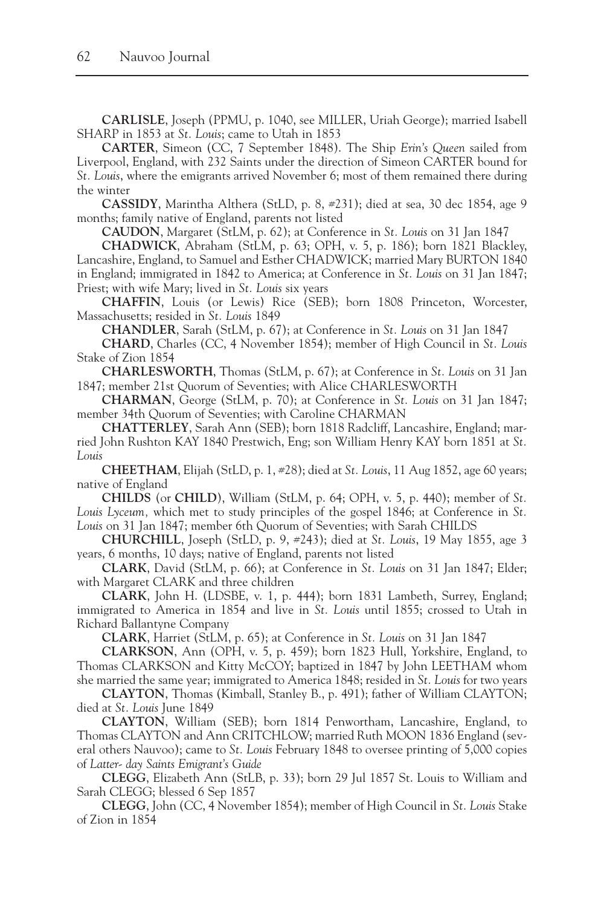**CARLISLE**, Joseph (PPMU, p. 1040, see MILLER, Uriah George); married Isabell SHARP in 1853 at *St. Louis*; came to Utah in 1853

**CARTER**, Simeon (CC, 7 September 1848). The Ship *Erin's Queen* sailed from Liverpool, England, with 232 Saints under the direction of Simeon CARTER bound for *St. Louis*, where the emigrants arrived November 6; most of them remained there during the winter

**CASSIDY**, Marintha Althera (StLD, p. 8, #231); died at sea, 30 dec 1854, age 9 months; family native of England, parents not listed

**CAUDON**, Margaret (StLM, p. 62); at Conference in *St. Louis* on 31 Jan 1847

**CHADWICK**, Abraham (StLM, p. 63; OPH, v. 5, p. 186); born 1821 Blackley, Lancashire, England, to Samuel and Esther CHADWICK; married Mary BURTON 1840 in England; immigrated in 1842 to America; at Conference in *St. Louis* on 31 Jan 1847; Priest; with wife Mary; lived in *St. Louis* six years

**CHAFFIN**, Louis (or Lewis) Rice (SEB); born 1808 Princeton, Worcester, Massachusetts; resided in *St. Louis* 1849

**CHANDLER**, Sarah (StLM, p. 67); at Conference in *St. Louis* on 31 Jan 1847

**CHARD**, Charles (CC, 4 November 1854); member of High Council in *St. Louis* Stake of Zion 1854

**CHARLESWORTH**, Thomas (StLM, p. 67); at Conference in *St. Louis* on 31 Jan 1847; member 21st Quorum of Seventies; with Alice CHARLESWORTH

**CHARMAN**, George (StLM, p. 70); at Conference in *St. Louis* on 31 Jan 1847; member 34th Quorum of Seventies; with Caroline CHARMAN

**CHATTERLEY**, Sarah Ann (SEB); born 1818 Radcliff, Lancashire, England; married John Rushton KAY 1840 Prestwich, Eng; son William Henry KAY born 1851 at *St. Louis*

**CHEETHAM**, Elijah (StLD, p. 1, #28); died at *St. Louis*, 11 Aug 1852, age 60 years; native of England

**CHILDS** (or **CHILD**), William (StLM, p. 64; OPH, v. 5, p. 440); member of *St. Louis Lyceum,* which met to study principles of the gospel 1846; at Conference in *St. Louis* on 31 Jan 1847; member 6th Quorum of Seventies; with Sarah CHILDS

**CHURCHILL**, Joseph (StLD, p. 9, #243); died at *St. Louis*, 19 May 1855, age 3 years, 6 months, 10 days; native of England, parents not listed

**CLARK**, David (StLM, p. 66); at Conference in *St. Louis* on 31 Jan 1847; Elder; with Margaret CLARK and three children

**CLARK**, John H. (LDSBE, v. 1, p. 444); born 1831 Lambeth, Surrey, England; immigrated to America in 1854 and live in *St. Louis* until 1855; crossed to Utah in Richard Ballantyne Company

**CLARK**, Harriet (StLM, p. 65); at Conference in *St. Louis* on 31 Jan 1847

**CLARKSON**, Ann (OPH, v. 5, p. 459); born 1823 Hull, Yorkshire, England, to Thomas CLARKSON and Kitty McCOY; baptized in 1847 by John LEETHAM whom she married the same year; immigrated to America 1848; resided in *St. Louis* for two years

**CLAYTON**, Thomas (Kimball, Stanley B., p. 491); father of William CLAYTON; died at *St. Louis* June 1849

**CLAYTON**, William (SEB); born 1814 Penwortham, Lancashire, England, to Thomas CLAYTON and Ann CRITCHLOW; married Ruth MOON 1836 England (several others Nauvoo); came to *St. Louis* February 1848 to oversee printing of 5,000 copies of *Latter- day Saints Emigrant's Guide*

**CLEGG**, Elizabeth Ann (StLB, p. 33); born 29 Jul 1857 St. Louis to William and Sarah CLEGG; blessed 6 Sep 1857

**CLEGG**, John (CC, 4 November 1854); member of High Council in *St. Louis* Stake of Zion in 1854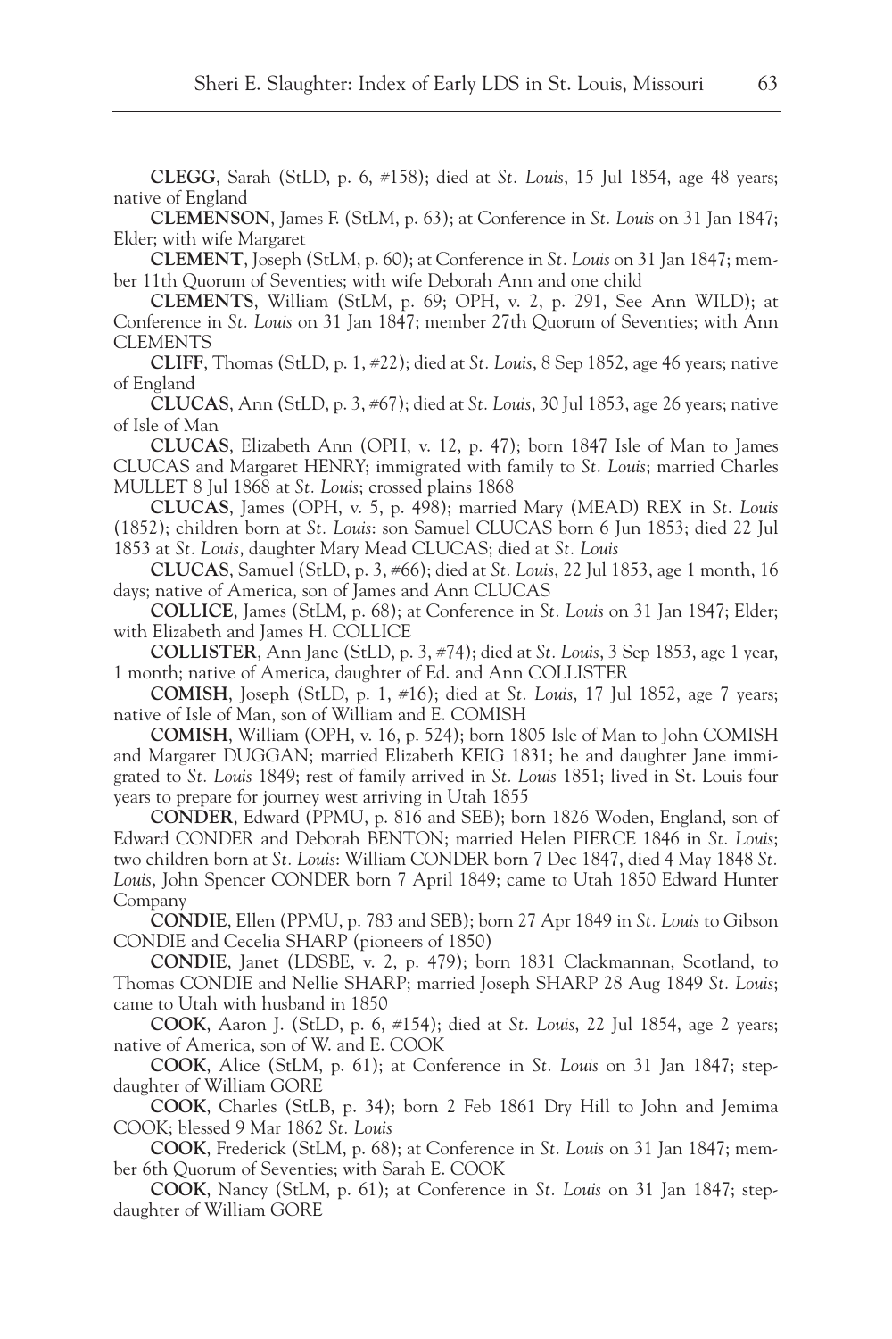**CLEGG**, Sarah (StLD, p. 6, #158); died at *St. Louis*, 15 Jul 1854, age 48 years; native of England

**CLEMENSON**, James F. (StLM, p. 63); at Conference in *St. Louis* on 31 Jan 1847; Elder; with wife Margaret

**CLEMENT**, Joseph (StLM, p. 60); at Conference in *St. Louis* on 31 Jan 1847; member 11th Quorum of Seventies; with wife Deborah Ann and one child

**CLEMENTS**, William (StLM, p. 69; OPH, v. 2, p. 291, See Ann WILD); at Conference in *St. Louis* on 31 Jan 1847; member 27th Quorum of Seventies; with Ann CLEMENTS

**CLIFF**, Thomas (StLD, p. 1, #22); died at *St. Louis*, 8 Sep 1852, age 46 years; native of England

**CLUCAS**, Ann (StLD, p. 3, #67); died at *St. Louis*, 30 Jul 1853, age 26 years; native of Isle of Man

**CLUCAS**, Elizabeth Ann (OPH, v. 12, p. 47); born 1847 Isle of Man to James CLUCAS and Margaret HENRY; immigrated with family to *St. Louis*; married Charles MULLET 8 Jul 1868 at *St. Louis*; crossed plains 1868

**CLUCAS**, James (OPH, v. 5, p. 498); married Mary (MEAD) REX in *St. Louis* (1852); children born at *St. Louis*: son Samuel CLUCAS born 6 Jun 1853; died 22 Jul 1853 at *St. Louis*, daughter Mary Mead CLUCAS; died at *St. Louis*

**CLUCAS**, Samuel (StLD, p. 3, #66); died at *St. Louis*, 22 Jul 1853, age 1 month, 16 days; native of America, son of James and Ann CLUCAS

**COLLICE**, James (StLM, p. 68); at Conference in *St. Louis* on 31 Jan 1847; Elder; with Elizabeth and James H. COLLICE

**COLLISTER**, Ann Jane (StLD, p. 3, #74); died at *St. Louis*, 3 Sep 1853, age 1 year, 1 month; native of America, daughter of Ed. and Ann COLLISTER

**COMISH**, Joseph (StLD, p. 1, #16); died at *St. Louis*, 17 Jul 1852, age 7 years; native of Isle of Man, son of William and E. COMISH

**COMISH**, William (OPH, v. 16, p. 524); born 1805 Isle of Man to John COMISH and Margaret DUGGAN; married Elizabeth KEIG 1831; he and daughter Jane immigrated to *St. Louis* 1849; rest of family arrived in *St. Louis* 1851; lived in St. Louis four years to prepare for journey west arriving in Utah 1855

**CONDER**, Edward (PPMU, p. 816 and SEB); born 1826 Woden, England, son of Edward CONDER and Deborah BENTON; married Helen PIERCE 1846 in *St. Louis*; two children born at *St. Louis*: William CONDER born 7 Dec 1847, died 4 May 1848 *St. Louis*, John Spencer CONDER born 7 April 1849; came to Utah 1850 Edward Hunter Company

**CONDIE**, Ellen (PPMU, p. 783 and SEB); born 27 Apr 1849 in *St. Louis* to Gibson CONDIE and Cecelia SHARP (pioneers of 1850)

**CONDIE**, Janet (LDSBE, v. 2, p. 479); born 1831 Clackmannan, Scotland, to Thomas CONDIE and Nellie SHARP; married Joseph SHARP 28 Aug 1849 *St. Louis*; came to Utah with husband in 1850

**COOK**, Aaron J. (StLD, p. 6, #154); died at *St. Louis*, 22 Jul 1854, age 2 years; native of America, son of W. and E. COOK

**COOK**, Alice (StLM, p. 61); at Conference in *St. Louis* on 31 Jan 1847; step-daughter of William GORE

**COOK**, Charles (StLB, p. 34); born 2 Feb 1861 Dry Hill to John and Jemima COOK; blessed 9 Mar 1862 *St. Louis*

**COOK**, Frederick (StLM, p. 68); at Conference in *St. Louis* on 31 Jan 1847; member 6th Quorum of Seventies; with Sarah E. COOK

**COOK**, Nancy (StLM, p. 61); at Conference in *St. Louis* on 31 Jan 1847; step-daughter of William GORE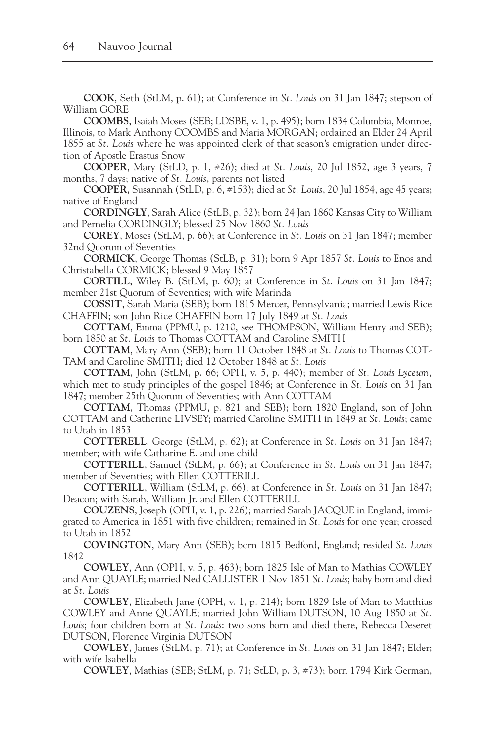**COOK**, Seth (StLM, p. 61); at Conference in *St. Louis* on 31 Jan 1847; stepson of William GORE

**COOMBS**, Isaiah Moses (SEB; LDSBE, v. 1, p. 495); born 1834 Columbia, Monroe, Illinois, to Mark Anthony COOMBS and Maria MORGAN; ordained an Elder 24 April 1855 at *St. Louis* where he was appointed clerk of that season's emigration under direction of Apostle Erastus Snow

**COOPER**, Mary (StLD, p. 1, #26); died at *St. Louis*, 20 Jul 1852, age 3 years, 7 months, 7 days; native of *St. Louis*, parents not listed

**COOPER**, Susannah (StLD, p. 6, #153); died at *St. Louis*, 20 Jul 1854, age 45 years; native of England

**CORDINGLY**, Sarah Alice (StLB, p. 32); born 24 Jan 1860 Kansas City to William and Pernelia CORDINGLY; blessed 25 Nov 1860 *St. Louis*

**COREY**, Moses (StLM, p. 66); at Conference in *St. Louis* on 31 Jan 1847; member 32nd Quorum of Seventies

**CORMICK**, George Thomas (StLB, p. 31); born 9 Apr 1857 *St. Louis* to Enos and Christabella CORMICK; blessed 9 May 1857

**CORTILL**, Wiley B. (StLM, p. 60); at Conference in *St. Louis* on 31 Jan 1847; member 21st Quorum of Seventies; with wife Marinda

**COSSIT**, Sarah Maria (SEB); born 1815 Mercer, Pennsylvania; married Lewis Rice CHAFFIN; son John Rice CHAFFIN born 17 July 1849 at *St. Louis*

**COTTAM**, Emma (PPMU, p. 1210, see THOMPSON, William Henry and SEB); born 1850 at *St. Louis* to Thomas COTTAM and Caroline SMITH

**COTTAM**, Mary Ann (SEB); born 11 October 1848 at *St. Louis* to Thomas COTTAM and Caroline SMITH; died 12 October 1848 at *St. Louis*

**COTTAM**, John (StLM, p. 66; OPH, v. 5, p. 440); member of *St. Louis Lyceum,* which met to study principles of the gospel 1846; at Conference in *St. Louis* on 31 Jan 1847; member 25th Quorum of Seventies; with Ann COTTAM

**COTTAM**, Thomas (PPMU, p. 821 and SEB); born 1820 England, son of John COTTAM and Catherine LIVSEY; married Caroline SMITH in 1849 at *St. Louis*; came to Utah in 1853

**COTTERELL**, George (StLM, p. 62); at Conference in *St. Louis* on 31 Jan 1847; member; with wife Catharine E. and one child

**COTTERILL**, Samuel (StLM, p. 66); at Conference in *St. Louis* on 31 Jan 1847; member of Seventies; with Ellen COTTERILL

**COTTERILL**, William (StLM, p. 66); at Conference in *St. Louis* on 31 Jan 1847; Deacon; with Sarah, William Jr. and Ellen COTTERILL

**COUZENS**, Joseph (OPH, v. 1, p. 226); married Sarah JACQUE in England; immigrated to America in 1851 with five children; remained in *St. Louis* for one year; crossed to Utah in 1852

**COVINGTON**, Mary Ann (SEB); born 1815 Bedford, England; resided *St. Louis* 1842

**COWLEY**, Ann (OPH, v. 5, p. 463); born 1825 Isle of Man to Mathias COWLEY and Ann QUAYLE; married Ned CALLISTER 1 Nov 1851 *St. Louis*; baby born and died at *St. Louis*

**COWLEY**, Elizabeth Jane (OPH, v. 1, p. 214); born 1829 Isle of Man to Matthias COWLEY and Anne QUAYLE; married John William DUTSON, 10 Aug 1850 at *St. Louis*; four children born at *St. Louis*: two sons born and died there, Rebecca Deseret DUTSON, Florence Virginia DUTSON

**COWLEY**, James (StLM, p. 71); at Conference in *St. Louis* on 31 Jan 1847; Elder; with wife Isabella

**COWLEY**, Mathias (SEB; StLM, p. 71; StLD, p. 3, #73); born 1794 Kirk German,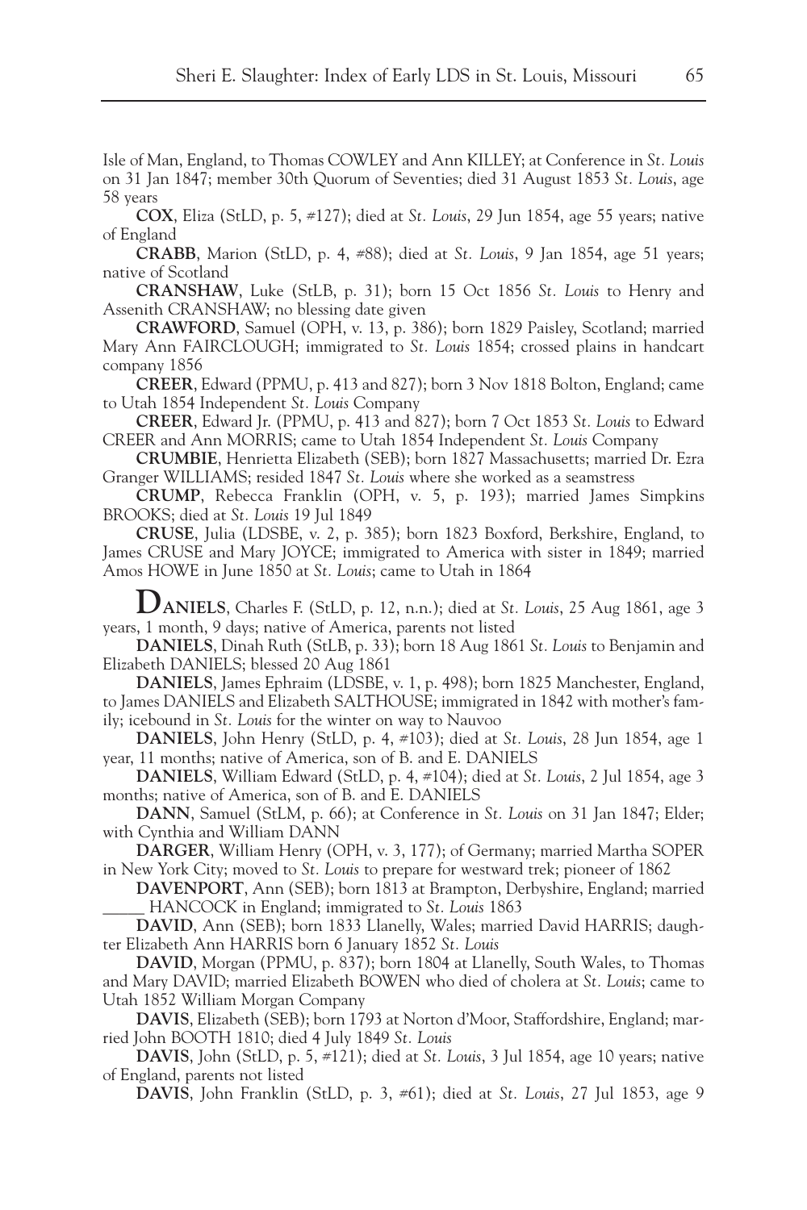Isle of Man, England, to Thomas COWLEY and Ann KILLEY; at Conference in *St. Louis* on 31 Jan 1847; member 30th Quorum of Seventies; died 31 August 1853 *St. Louis*, age 58 years

**COX**, Eliza (StLD, p. 5, #127); died at *St. Louis*, 29 Jun 1854, age 55 years; native of England

**CRABB**, Marion (StLD, p. 4, #88); died at *St. Louis*, 9 Jan 1854, age 51 years; native of Scotland

**CRANSHAW**, Luke (StLB, p. 31); born 15 Oct 1856 *St. Louis* to Henry and Assenith CRANSHAW; no blessing date given

**CRAWFORD**, Samuel (OPH, v. 13, p. 386); born 1829 Paisley, Scotland; married Mary Ann FAIRCLOUGH; immigrated to *St. Louis* 1854; crossed plains in handcart company 1856

**CREER**, Edward (PPMU, p. 413 and 827); born 3 Nov 1818 Bolton, England; came to Utah 1854 Independent *St. Louis* Company

**CREER**, Edward Jr. (PPMU, p. 413 and 827); born 7 Oct 1853 *St. Louis* to Edward CREER and Ann MORRIS; came to Utah 1854 Independent *St. Louis* Company

**CRUMBIE**, Henrietta Elizabeth (SEB); born 1827 Massachusetts; married Dr. Ezra Granger WILLIAMS; resided 1847 *St. Louis* where she worked as a seamstress

**CRUMP**, Rebecca Franklin (OPH, v. 5, p. 193); married James Simpkins BROOKS; died at *St. Louis* 19 Jul 1849

**CRUSE**, Julia (LDSBE, v. 2, p. 385); born 1823 Boxford, Berkshire, England, to James CRUSE and Mary JOYCE; immigrated to America with sister in 1849; married Amos HOWE in June 1850 at *St. Louis*; came to Utah in 1864

**DANIELS**, Charles F. (StLD, p. 12, n.n.); died at *St. Louis*, 25 Aug 1861, age 3 years, 1 month, 9 days; native of America, parents not listed

**DANIELS**, Dinah Ruth (StLB, p. 33); born 18 Aug 1861 *St. Louis* to Benjamin and Elizabeth DANIELS; blessed 20 Aug 1861

**DANIELS**, James Ephraim (LDSBE, v. 1, p. 498); born 1825 Manchester, England, to James DANIELS and Elizabeth SALTHOUSE; immigrated in 1842 with mother's family; icebound in *St. Louis* for the winter on way to Nauvoo

**DANIELS**, John Henry (StLD, p. 4, #103); died at *St. Louis*, 28 Jun 1854, age 1 year, 11 months; native of America, son of B. and E. DANIELS

**DANIELS**, William Edward (StLD, p. 4, #104); died at *St. Louis*, 2 Jul 1854, age 3 months; native of America, son of B. and E. DANIELS

**DANN**, Samuel (StLM, p. 66); at Conference in *St. Louis* on 31 Jan 1847; Elder; with Cynthia and William DANN

**DARGER**, William Henry (OPH, v. 3, 177); of Germany; married Martha SOPER in New York City; moved to *St. Louis* to prepare for westward trek; pioneer of 1862

**DAVENPORT**, Ann (SEB); born 1813 at Brampton, Derbyshire, England; married _____ HANCOCK in England; immigrated to *St. Louis* 1863

**DAVID**, Ann (SEB); born 1833 Llanelly, Wales; married David HARRIS; daughter Elizabeth Ann HARRIS born 6 January 1852 *St. Louis*

**DAVID**, Morgan (PPMU, p. 837); born 1804 at Llanelly, South Wales, to Thomas and Mary DAVID; married Elizabeth BOWEN who died of cholera at *St. Louis*; came to Utah 1852 William Morgan Company

**DAVIS**, Elizabeth (SEB); born 1793 at Norton d'Moor, Staffordshire, England; married John BOOTH 1810; died 4 July 1849 *St. Louis*

**DAVIS**, John (StLD, p. 5, #121); died at *St. Louis*, 3 Jul 1854, age 10 years; native of England, parents not listed

**DAVIS**, John Franklin (StLD, p. 3, #61); died at *St. Louis*, 27 Jul 1853, age 9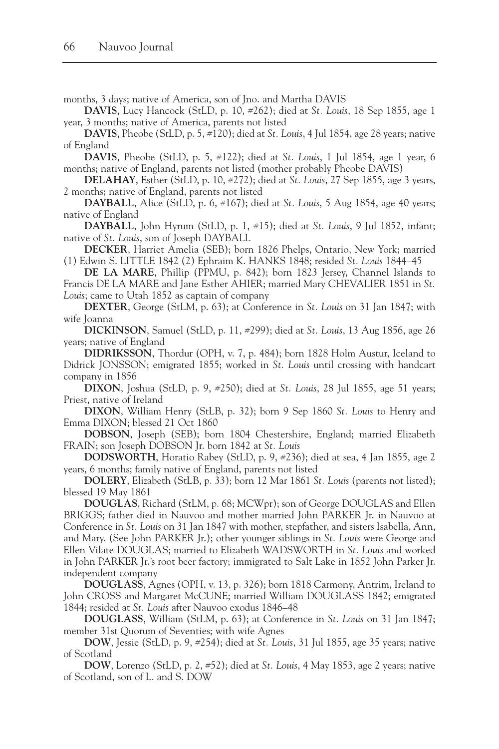months, 3 days; native of America, son of Jno. and Martha DAVIS

**DAVIS**, Lucy Hancock (StLD, p. 10, #262); died at *St. Louis*, 18 Sep 1855, age 1 year, 3 months; native of America, parents not listed

**DAVIS**, Pheobe (StLD, p. 5, #120); died at *St. Louis*, 4 Jul 1854, age 28 years; native of England

**DAVIS**, Pheobe (StLD, p. 5, #122); died at *St. Louis*, 1 Jul 1854, age 1 year, 6 months; native of England, parents not listed (mother probably Pheobe DAVIS)

**DELAHAY**, Esther (StLD, p. 10, #272); died at *St. Louis*, 27 Sep 1855, age 3 years, 2 months; native of England, parents not listed

**DAYBALL**, Alice (StLD, p. 6, #167); died at *St. Louis*, 5 Aug 1854, age 40 years; native of England

**DAYBALL**, John Hyrum (StLD, p. 1, #15); died at *St. Louis*, 9 Jul 1852, infant; native of *St. Louis*, son of Joseph DAYBALL

**DECKER**, Harriet Amelia (SEB); born 1826 Phelps, Ontario, New York; married (1) Edwin S. LITTLE 1842 (2) Ephraim K. HANKS 1848; resided *St. Louis* 1844–45

**DE LA MARE**, Phillip (PPMU, p. 842); born 1823 Jersey, Channel Islands to Francis DE LA MARE and Jane Esther AHIER; married Mary CHEVALIER 1851 in *St. Louis*; came to Utah 1852 as captain of company

**DEXTER**, George (StLM, p. 63); at Conference in *St. Louis* on 31 Jan 1847; with wife Joanna

**DICKINSON**, Samuel (StLD, p. 11, #299); died at *St. Louis*, 13 Aug 1856, age 26 years; native of England

**DIDRIKSSON**, Thordur (OPH, v. 7, p. 484); born 1828 Holm Austur, Iceland to Didrick JONSSON; emigrated 1855; worked in *St. Louis* until crossing with handcart company in 1856

**DIXON**, Joshua (StLD, p. 9, #250); died at *St. Louis*, 28 Jul 1855, age 51 years; Priest, native of Ireland

**DIXON**, William Henry (StLB, p. 32); born 9 Sep 1860 *St. Louis* to Henry and Emma DIXON; blessed 21 Oct 1860

**DOBSON**, Joseph (SEB); born 1804 Chestershire, England; married Elizabeth FRAIN; son Joseph DOBSON Jr. born 1842 at *St. Louis*

**DODSWORTH**, Horatio Rabey (StLD, p. 9, #236); died at sea, 4 Jan 1855, age 2 years, 6 months; family native of England, parents not listed

**DOLERY**, Elizabeth (StLB, p. 33); born 12 Mar 1861 *St. Louis* (parents not listed); blessed 19 May 1861

**DOUGLAS**, Richard (StLM, p. 68; MCWpr); son of George DOUGLAS and Ellen BRIGGS; father died in Nauvoo and mother married John PARKER Jr. in Nauvoo at Conference in *St. Louis* on 31 Jan 1847 with mother, stepfather, and sisters Isabella, Ann, and Mary. (See John PARKER Jr.); other younger siblings in *St. Louis* were George and Ellen Vilate DOUGLAS; married to Elizabeth WADSWORTH in *St. Louis* and worked in John PARKER Jr.'s root beer factory; immigrated to Salt Lake in 1852 John Parker Jr. independent company

**DOUGLASS**, Agnes (OPH, v. 13, p. 326); born 1818 Carmony, Antrim, Ireland to John CROSS and Margaret McCUNE; married William DOUGLASS 1842; emigrated 1844; resided at *St. Louis* after Nauvoo exodus 1846–48

**DOUGLASS**, William (StLM, p. 63); at Conference in *St. Louis* on 31 Jan 1847; member 31st Quorum of Seventies; with wife Agnes

**DOW**, Jessie (StLD, p. 9, #254); died at *St. Louis*, 31 Jul 1855, age 35 years; native of Scotland

**DOW**, Lorenzo (StLD, p. 2, #52); died at *St. Louis*, 4 May 1853, age 2 years; native of Scotland, son of L. and S. DOW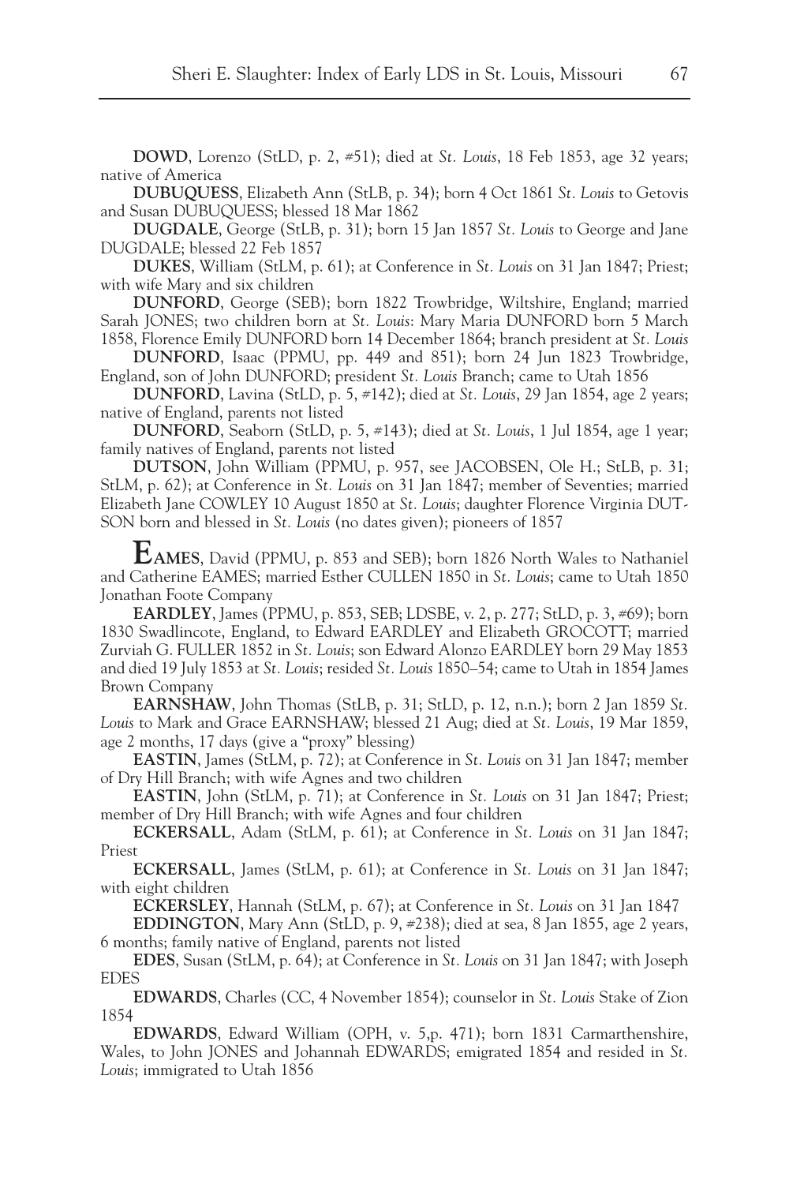**DOWD**, Lorenzo (StLD, p. 2, #51); died at *St. Louis*, 18 Feb 1853, age 32 years; native of America

**DUBUQUESS**, Elizabeth Ann (StLB, p. 34); born 4 Oct 1861 *St. Louis* to Getovis and Susan DUBUQUESS; blessed 18 Mar 1862

**DUGDALE**, George (StLB, p. 31); born 15 Jan 1857 *St. Louis* to George and Jane DUGDALE; blessed 22 Feb 1857

**DUKES**, William (StLM, p. 61); at Conference in *St. Louis* on 31 Jan 1847; Priest; with wife Mary and six children

**DUNFORD**, George (SEB); born 1822 Trowbridge, Wiltshire, England; married Sarah JONES; two children born at *St. Louis*: Mary Maria DUNFORD born 5 March 1858, Florence Emily DUNFORD born 14 December 1864; branch president at *St. Louis*

**DUNFORD**, Isaac (PPMU, pp. 449 and 851); born 24 Jun 1823 Trowbridge, England, son of John DUNFORD; president *St. Louis* Branch; came to Utah 1856

**DUNFORD**, Lavina (StLD, p. 5, #142); died at *St. Louis*, 29 Jan 1854, age 2 years; native of England, parents not listed

**DUNFORD**, Seaborn (StLD, p. 5, #143); died at *St. Louis*, 1 Jul 1854, age 1 year; family natives of England, parents not listed

**DUTSON**, John William (PPMU, p. 957, see JACOBSEN, Ole H.; StLB, p. 31; StLM, p. 62); at Conference in *St. Louis* on 31 Jan 1847; member of Seventies; married Elizabeth Jane COWLEY 10 August 1850 at *St. Louis*; daughter Florence Virginia DUTSON born and blessed in *St. Louis* (no dates given); pioneers of 1857

**EAMES**, David (PPMU, p. 853 and SEB); born 1826 North Wales to Nathaniel and Catherine EAMES; married Esther CULLEN 1850 in *St. Louis*; came to Utah 1850 Jonathan Foote Company

**EARDLEY**, James (PPMU, p. 853, SEB; LDSBE, v. 2, p. 277; StLD, p. 3, #69); born 1830 Swadlincote, England, to Edward EARDLEY and Elizabeth GROCOTT; married Zurviah G. FULLER 1852 in *St. Louis*; son Edward Alonzo EARDLEY born 29 May 1853 and died 19 July 1853 at *St. Louis*; resided *St. Louis* 1850–54; came to Utah in 1854 James Brown Company

**EARNSHAW**, John Thomas (StLB, p. 31; StLD, p. 12, n.n.); born 2 Jan 1859 *St. Louis* to Mark and Grace EARNSHAW; blessed 21 Aug; died at *St. Louis*, 19 Mar 1859, age 2 months, 17 days (give a "proxy" blessing)

**EASTIN**, James (StLM, p. 72); at Conference in *St. Louis* on 31 Jan 1847; member of Dry Hill Branch; with wife Agnes and two children

**EASTIN**, John (StLM, p. 71); at Conference in *St. Louis* on 31 Jan 1847; Priest; member of Dry Hill Branch; with wife Agnes and four children

**ECKERSALL**, Adam (StLM, p. 61); at Conference in *St. Louis* on 31 Jan 1847; Priest

**ECKERSALL**, James (StLM, p. 61); at Conference in *St. Louis* on 31 Jan 1847; with eight children

**ECKERSLEY**, Hannah (StLM, p. 67); at Conference in *St. Louis* on 31 Jan 1847

**EDDINGTON**, Mary Ann (StLD, p. 9, #238); died at sea, 8 Jan 1855, age 2 years, 6 months; family native of England, parents not listed

**EDES**, Susan (StLM, p. 64); at Conference in *St. Louis* on 31 Jan 1847; with Joseph EDES

**EDWARDS**, Charles (CC, 4 November 1854); counselor in *St. Louis* Stake of Zion 1854

**EDWARDS**, Edward William (OPH, v. 5,p. 471); born 1831 Carmarthenshire, Wales, to John JONES and Johannah EDWARDS; emigrated 1854 and resided in *St. Louis*; immigrated to Utah 1856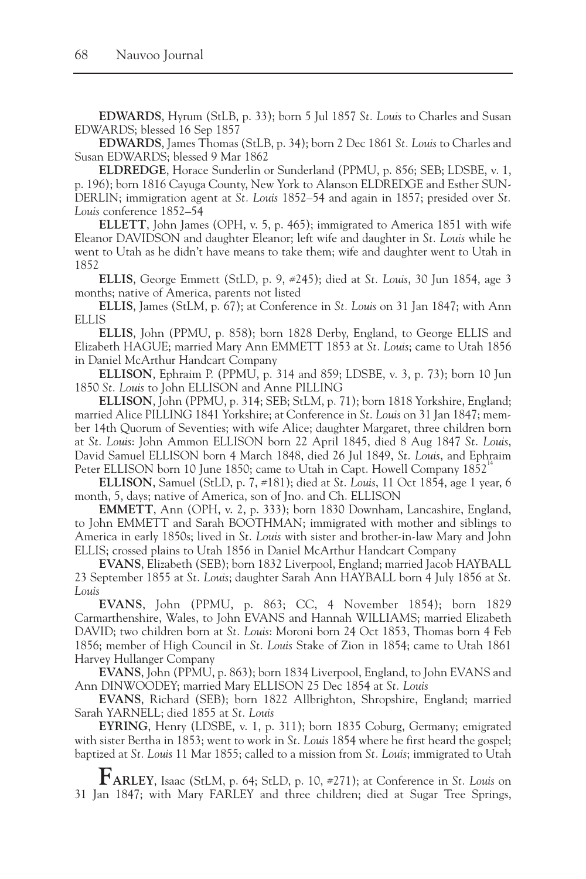**EDWARDS**, Hyrum (StLB, p. 33); born 5 Jul 1857 *St. Louis* to Charles and Susan EDWARDS; blessed 16 Sep 1857

**EDWARDS**, James Thomas (StLB, p. 34); born 2 Dec 1861 *St. Louis* to Charles and Susan EDWARDS; blessed 9 Mar 1862

**ELDREDGE**, Horace Sunderlin or Sunderland (PPMU, p. 856; SEB; LDSBE, v. 1, p. 196); born 1816 Cayuga County, New York to Alanson ELDREDGE and Esther SUNDERLIN; immigration agent at *St. Louis* 1852–54 and again in 1857; presided over *St. Louis* conference 1852–54

**ELLETT**, John James (OPH, v. 5, p. 465); immigrated to America 1851 with wife Eleanor DAVIDSON and daughter Eleanor; left wife and daughter in *St. Louis* while he went to Utah as he didn't have means to take them; wife and daughter went to Utah in 1852

**ELLIS**, George Emmett (StLD, p. 9, #245); died at *St. Louis*, 30 Jun 1854, age 3 months; native of America, parents not listed

**ELLIS**, James (StLM, p. 67); at Conference in *St. Louis* on 31 Jan 1847; with Ann ELLIS

**ELLIS**, John (PPMU, p. 858); born 1828 Derby, England, to George ELLIS and Elizabeth HAGUE; married Mary Ann EMMETT 1853 at *St. Louis*; came to Utah 1856 in Daniel McArthur Handcart Company

**ELLISON**, Ephraim P. (PPMU, p. 314 and 859; LDSBE, v. 3, p. 73); born 10 Jun 1850 *St. Louis* to John ELLISON and Anne PILLING

**ELLISON**, John (PPMU, p. 314; SEB; StLM, p. 71); born 1818 Yorkshire, England; married Alice PILLING 1841 Yorkshire; at Conference in *St. Louis* on 31 Jan 1847; member 14th Quorum of Seventies; with wife Alice; daughter Margaret, three children born at *St. Louis*: John Ammon ELLISON born 22 April 1845, died 8 Aug 1847 *St. Louis*, David Samuel ELLISON born 4 March 1848, died 26 Jul 1849, *St. Louis*, and Ephraim Peter ELLISON born 10 June 1850; came to Utah in Capt. Howell Company 1852[14]

**ELLISON**, Samuel (StLD, p. 7, #181); died at *St. Louis*, 11 Oct 1854, age 1 year, 6 month, 5, days; native of America, son of Jno. and Ch. ELLISON

**EMMETT**, Ann (OPH, v. 2, p. 333); born 1830 Downham, Lancashire, England, to John EMMETT and Sarah BOOTHMAN; immigrated with mother and siblings to America in early 1850s; lived in *St. Louis* with sister and brother-in-law Mary and John ELLIS; crossed plains to Utah 1856 in Daniel McArthur Handcart Company

**EVANS**, Elizabeth (SEB); born 1832 Liverpool, England; married Jacob HAYBALL 23 September 1855 at *St. Louis*; daughter Sarah Ann HAYBALL born 4 July 1856 at *St. Louis*

**EVANS**, John (PPMU, p. 863; CC, 4 November 1854); born 1829 Carmarthenshire, Wales, to John EVANS and Hannah WILLIAMS; married Elizabeth DAVID; two children born at *St. Louis*: Moroni born 24 Oct 1853, Thomas born 4 Feb 1856; member of High Council in *St. Louis* Stake of Zion in 1854; came to Utah 1861 Harvey Hullanger Company

**EVANS**, John (PPMU, p. 863); born 1834 Liverpool, England, to John EVANS and Ann DINWOODEY; married Mary ELLISON 25 Dec 1854 at *St. Louis*

**EVANS**, Richard (SEB); born 1822 Allbrighton, Shropshire, England; married Sarah YARNELL; died 1855 at *St. Louis*

**EYRING**, Henry (LDSBE, v. 1, p. 311); born 1835 Coburg, Germany; emigrated with sister Bertha in 1853; went to work in *St. Louis* 1854 where he first heard the gospel; baptized at *St. Louis* 11 Mar 1855; called to a mission from *St. Louis*; immigrated to Utah

**FARLEY**, Isaac (StLM, p. 64; StLD, p. 10, #271); at Conference in *St. Louis* on 31 Jan 1847; with Mary FARLEY and three children; died at Sugar Tree Springs,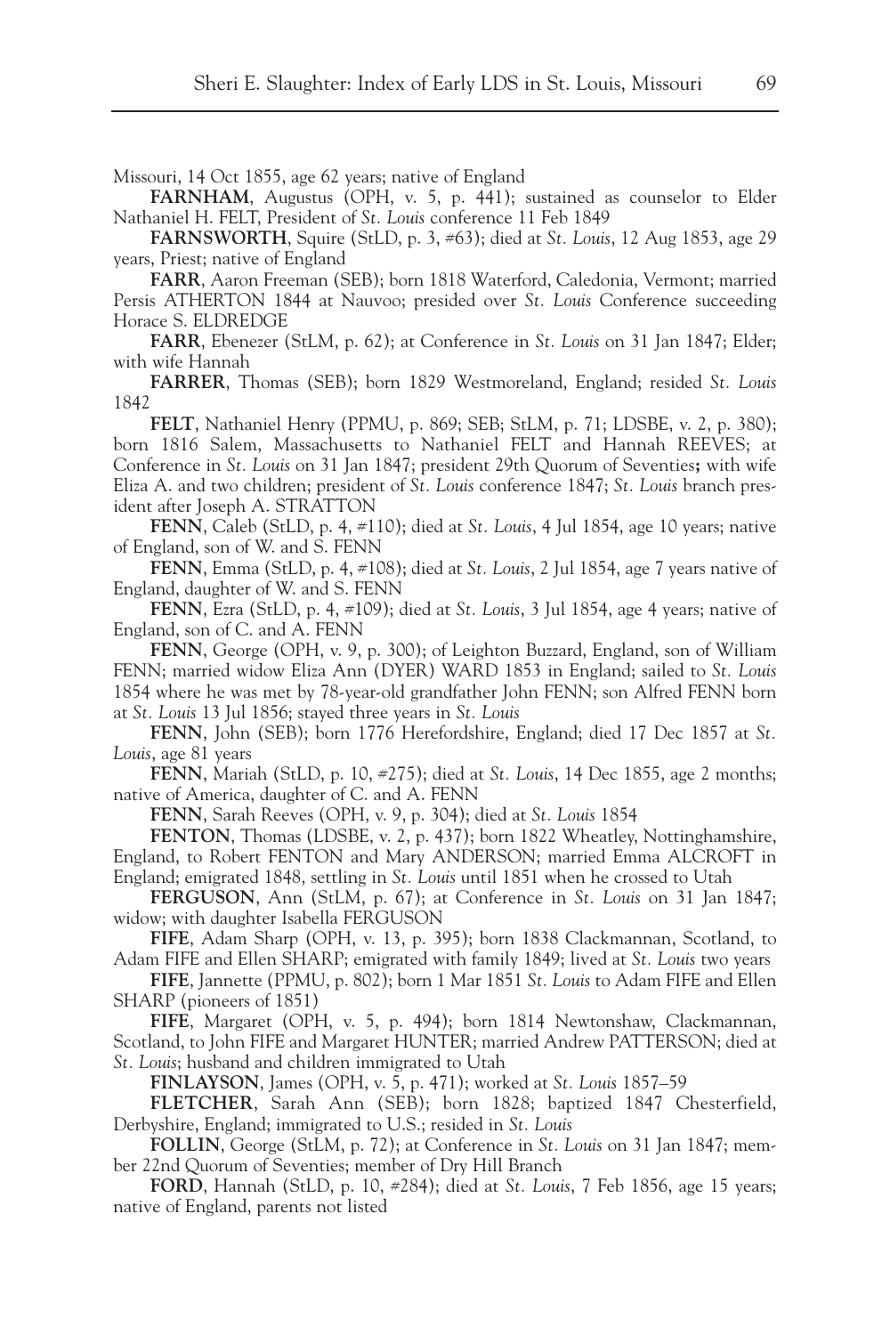Missouri, 14 Oct 1855, age 62 years; native of England

**FARNHAM**, Augustus (OPH, v. 5, p. 441); sustained as counselor to Elder Nathaniel H. FELT, President of *St. Louis* conference 11 Feb 1849

**FARNSWORTH**, Squire (StLD, p. 3, #63); died at *St. Louis*, 12 Aug 1853, age 29 years, Priest; native of England

**FARR**, Aaron Freeman (SEB); born 1818 Waterford, Caledonia, Vermont; married Persis ATHERTON 1844 at Nauvoo; presided over *St. Louis* Conference succeeding Horace S. ELDREDGE

**FARR**, Ebenezer (StLM, p. 62); at Conference in *St. Louis* on 31 Jan 1847; Elder; with wife Hannah

**FARRER**, Thomas (SEB); born 1829 Westmoreland, England; resided *St. Louis* 1842

**FELT**, Nathaniel Henry (PPMU, p. 869; SEB; StLM, p. 71; LDSBE, v. 2, p. 380); born 1816 Salem, Massachusetts to Nathaniel FELT and Hannah REEVES; at Conference in *St. Louis* on 31 Jan 1847; president 29th Quorum of Seventies**;** with wife Eliza A. and two children; president of *St. Louis* conference 1847; *St. Louis* branch president after Joseph A. STRATTON

**FENN**, Caleb (StLD, p. 4, #110); died at *St. Louis*, 4 Jul 1854, age 10 years; native of England, son of W. and S. FENN

**FENN**, Emma (StLD, p. 4, #108); died at *St. Louis*, 2 Jul 1854, age 7 years native of England, daughter of W. and S. FENN

**FENN**, Ezra (StLD, p. 4, #109); died at *St. Louis*, 3 Jul 1854, age 4 years; native of England, son of C. and A. FENN

**FENN**, George (OPH, v. 9, p. 300); of Leighton Buzzard, England, son of William FENN; married widow Eliza Ann (DYER) WARD 1853 in England; sailed to *St. Louis* 1854 where he was met by 78-year-old grandfather John FENN; son Alfred FENN born at *St. Louis* 13 Jul 1856; stayed three years in *St. Louis*

**FENN**, John (SEB); born 1776 Herefordshire, England; died 17 Dec 1857 at *St. Louis*, age 81 years

**FENN**, Mariah (StLD, p. 10, #275); died at *St. Louis*, 14 Dec 1855, age 2 months; native of America, daughter of C. and A. FENN

**FENN**, Sarah Reeves (OPH, v. 9, p. 304); died at *St. Louis* 1854

**FENTON**, Thomas (LDSBE, v. 2, p. 437); born 1822 Wheatley, Nottinghamshire, England, to Robert FENTON and Mary ANDERSON; married Emma ALCROFT in England; emigrated 1848, settling in *St. Louis* until 1851 when he crossed to Utah

**FERGUSON**, Ann (StLM, p. 67); at Conference in *St. Louis* on 31 Jan 1847; widow; with daughter Isabella FERGUSON

**FIFE**, Adam Sharp (OPH, v. 13, p. 395); born 1838 Clackmannan, Scotland, to Adam FIFE and Ellen SHARP; emigrated with family 1849; lived at *St. Louis* two years

**FIFE**, Jannette (PPMU, p. 802); born 1 Mar 1851 *St. Louis* to Adam FIFE and Ellen SHARP (pioneers of 1851)

**FIFE**, Margaret (OPH, v. 5, p. 494); born 1814 Newtonshaw, Clackmannan, Scotland, to John FIFE and Margaret HUNTER; married Andrew PATTERSON; died at *St. Louis*; husband and children immigrated to Utah

**FINLAYSON**, James (OPH, v. 5, p. 471); worked at *St. Louis* 1857–59

**FLETCHER**, Sarah Ann (SEB); born 1828; baptized 1847 Chesterfield, Derbyshire, England; immigrated to U.S.; resided in *St. Louis*

**FOLLIN**, George (StLM, p. 72); at Conference in *St. Louis* on 31 Jan 1847; member 22nd Quorum of Seventies; member of Dry Hill Branch

**FORD**, Hannah (StLD, p. 10, #284); died at *St. Louis*, 7 Feb 1856, age 15 years; native of England, parents not listed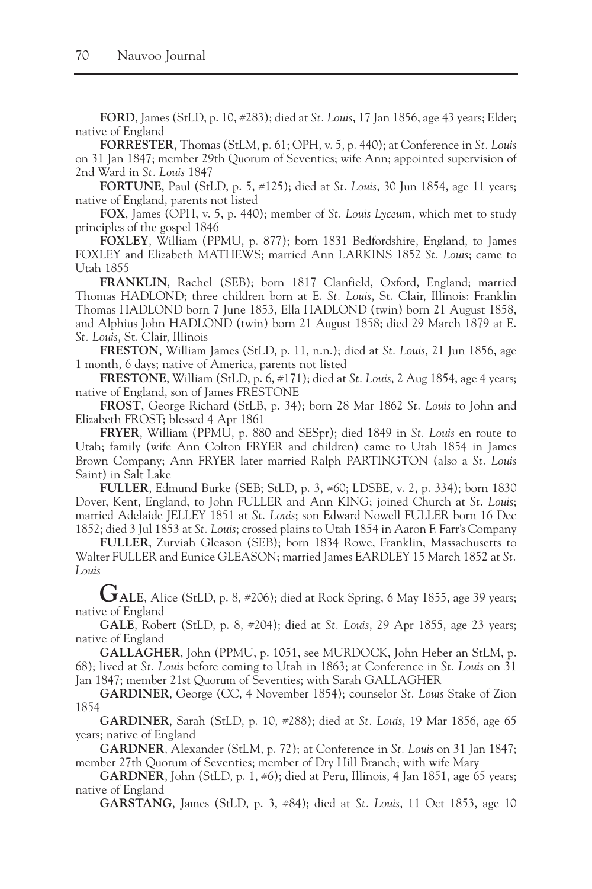**FORD**, James (StLD, p. 10, #283); died at *St. Louis*, 17 Jan 1856, age 43 years; Elder; native of England

**FORRESTER**, Thomas (StLM, p. 61; OPH, v. 5, p. 440); at Conference in *St. Louis* on 31 Jan 1847; member 29th Quorum of Seventies; wife Ann; appointed supervision of 2nd Ward in *St. Louis* 1847

**FORTUNE**, Paul (StLD, p. 5, #125); died at *St. Louis*, 30 Jun 1854, age 11 years; native of England, parents not listed

**FOX**, James (OPH, v. 5, p. 440); member of *St. Louis Lyceum*, which met to study principles of the gospel 1846

**FOXLEY**, William (PPMU, p. 877); born 1831 Bedfordshire, England, to James FOXLEY and Elizabeth MATHEWS; married Ann LARKINS 1852 *St. Louis*; came to Utah 1855

**FRANKLIN**, Rachel (SEB); born 1817 Clanfield, Oxford, England; married Thomas HADLOND; three children born at E. *St. Louis*, St. Clair, Illinois: Franklin Thomas HADLOND born 7 June 1853, Ella HADLOND (twin) born 21 August 1858, and Alphius John HADLOND (twin) born 21 August 1858; died 29 March 1879 at E. *St. Louis*, St. Clair, Illinois

**FRESTON**, William James (StLD, p. 11, n.n.); died at *St. Louis*, 21 Jun 1856, age 1 month, 6 days; native of America, parents not listed

**FRESTONE**, William (StLD, p. 6, #171); died at *St. Louis*, 2 Aug 1854, age 4 years; native of England, son of James FRESTONE

**FROST**, George Richard (StLB, p. 34); born 28 Mar 1862 *St. Louis* to John and Elizabeth FROST; blessed 4 Apr 1861

**FRYER**, William (PPMU, p. 880 and SESpr); died 1849 in *St. Louis* en route to Utah; family (wife Ann Colton FRYER and children) came to Utah 1854 in James Brown Company; Ann FRYER later married Ralph PARTINGTON (also a *St. Louis* Saint) in Salt Lake

**FULLER**, Edmund Burke (SEB; StLD, p. 3, #60; LDSBE, v. 2, p. 334); born 1830 Dover, Kent, England, to John FULLER and Ann KING; joined Church at *St. Louis*; married Adelaide JELLEY 1851 at *St. Louis*; son Edward Nowell FULLER born 16 Dec 1852; died 3 Jul 1853 at *St. Louis*; crossed plains to Utah 1854 in Aaron F. Farr's Company

**FULLER**, Zurviah Gleason (SEB); born 1834 Rowe, Franklin, Massachusetts to Walter FULLER and Eunice GLEASON; married James EARDLEY 15 March 1852 at *St. Louis*

**GALE**, Alice (StLD, p. 8, #206); died at Rock Spring, 6 May 1855, age 39 years; native of England

**GALE**, Robert (StLD, p. 8, #204); died at *St. Louis*, 29 Apr 1855, age 23 years; native of England

**GALLAGHER**, John (PPMU, p. 1051, see MURDOCK, John Heber an StLM, p. 68); lived at *St. Louis* before coming to Utah in 1863; at Conference in *St. Louis* on 31 Jan 1847; member 21st Quorum of Seventies; with Sarah GALLAGHER

**GARDINER**, George (CC, 4 November 1854); counselor *St. Louis* Stake of Zion 1854

**GARDINER**, Sarah (StLD, p. 10, #288); died at *St. Louis*, 19 Mar 1856, age 65 years; native of England

**GARDNER**, Alexander (StLM, p. 72); at Conference in *St. Louis* on 31 Jan 1847; member 27th Quorum of Seventies; member of Dry Hill Branch; with wife Mary

**GARDNER**, John (StLD, p. 1, #6); died at Peru, Illinois, 4 Jan 1851, age 65 years; native of England

**GARSTANG**, James (StLD, p. 3, #84); died at *St. Louis*, 11 Oct 1853, age 10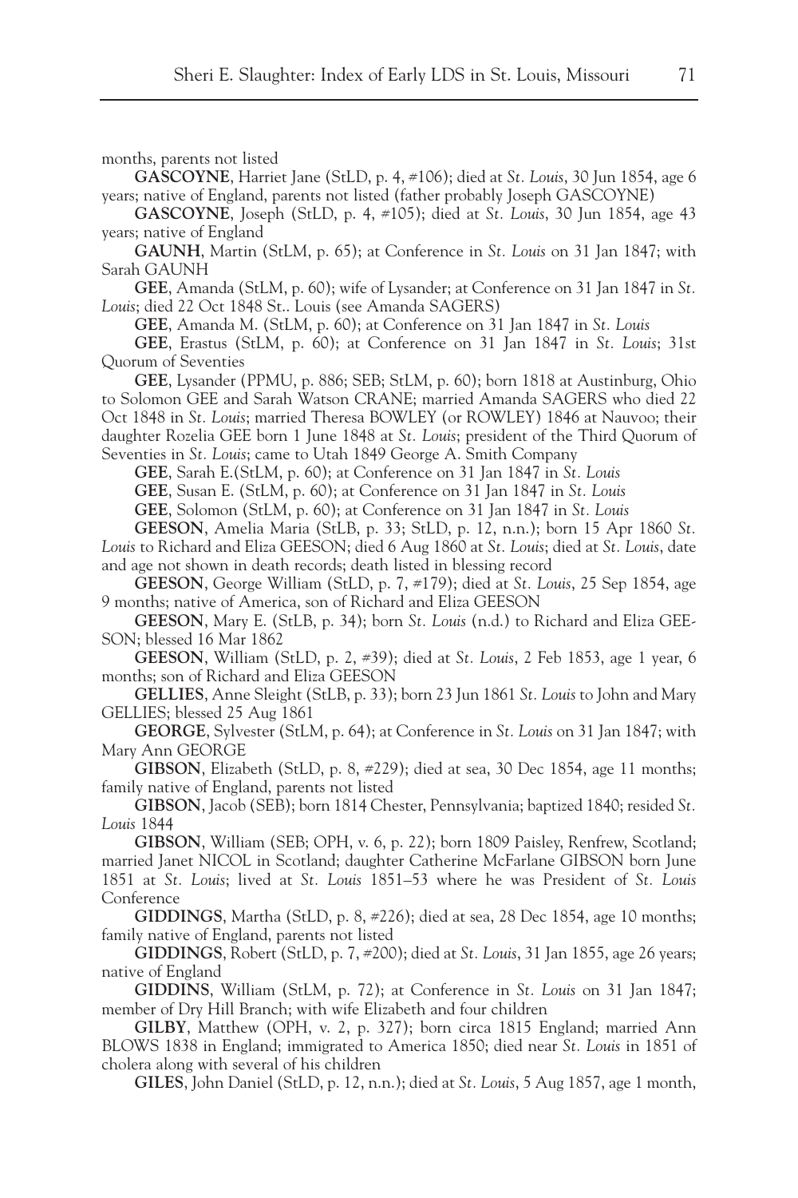months, parents not listed

**GASCOYNE**, Harriet Jane (StLD, p. 4, #106); died at *St. Louis*, 30 Jun 1854, age 6 years; native of England, parents not listed (father probably Joseph GASCOYNE)

**GASCOYNE**, Joseph (StLD, p. 4, #105); died at *St. Louis*, 30 Jun 1854, age 43 years; native of England

**GAUNH**, Martin (StLM, p. 65); at Conference in *St. Louis* on 31 Jan 1847; with Sarah GAUNH

**GEE**, Amanda (StLM, p. 60); wife of Lysander; at Conference on 31 Jan 1847 in *St. Louis*; died 22 Oct 1848 St.. Louis (see Amanda SAGERS)

**GEE**, Amanda M. (StLM, p. 60); at Conference on 31 Jan 1847 in *St. Louis*

**GEE**, Erastus (StLM, p. 60); at Conference on 31 Jan 1847 in *St. Louis*; 31st Quorum of Seventies

**GEE**, Lysander (PPMU, p. 886; SEB; StLM, p. 60); born 1818 at Austinburg, Ohio to Solomon GEE and Sarah Watson CRANE; married Amanda SAGERS who died 22 Oct 1848 in *St. Louis*; married Theresa BOWLEY (or ROWLEY) 1846 at Nauvoo; their daughter Rozelia GEE born 1 June 1848 at *St. Louis*; president of the Third Quorum of Seventies in *St. Louis*; came to Utah 1849 George A. Smith Company

**GEE**, Sarah E.(StLM, p. 60); at Conference on 31 Jan 1847 in *St. Louis*

**GEE**, Susan E. (StLM, p. 60); at Conference on 31 Jan 1847 in *St. Louis*

**GEE**, Solomon (StLM, p. 60); at Conference on 31 Jan 1847 in *St. Louis*

**GEESON**, Amelia Maria (StLB, p. 33; StLD, p. 12, n.n.); born 15 Apr 1860 *St. Louis* to Richard and Eliza GEESON; died 6 Aug 1860 at *St. Louis*; died at *St. Louis*, date and age not shown in death records; death listed in blessing record

**GEESON**, George William (StLD, p. 7, #179); died at *St. Louis*, 25 Sep 1854, age 9 months; native of America, son of Richard and Eliza GEESON

**GEESON**, Mary E. (StLB, p. 34); born *St. Louis* (n.d.) to Richard and Eliza GEESON; blessed 16 Mar 1862

**GEESON**, William (StLD, p. 2, #39); died at *St. Louis*, 2 Feb 1853, age 1 year, 6 months; son of Richard and Eliza GEESON

**GELLIES**, Anne Sleight (StLB, p. 33); born 23 Jun 1861 *St. Louis* to John and Mary GELLIES; blessed 25 Aug 1861

**GEORGE**, Sylvester (StLM, p. 64); at Conference in *St. Louis* on 31 Jan 1847; with Mary Ann GEORGE

**GIBSON**, Elizabeth (StLD, p. 8, #229); died at sea, 30 Dec 1854, age 11 months; family native of England, parents not listed

**GIBSON**, Jacob (SEB); born 1814 Chester, Pennsylvania; baptized 1840; resided *St. Louis* 1844

**GIBSON**, William (SEB; OPH, v. 6, p. 22); born 1809 Paisley, Renfrew, Scotland; married Janet NICOL in Scotland; daughter Catherine McFarlane GIBSON born June 1851 at *St. Louis*; lived at *St. Louis* 1851–53 where he was President of *St. Louis* Conference

**GIDDINGS**, Martha (StLD, p. 8, #226); died at sea, 28 Dec 1854, age 10 months; family native of England, parents not listed

**GIDDINGS**, Robert (StLD, p. 7, #200); died at *St. Louis*, 31 Jan 1855, age 26 years; native of England

**GIDDINS**, William (StLM, p. 72); at Conference in *St. Louis* on 31 Jan 1847; member of Dry Hill Branch; with wife Elizabeth and four children

**GILBY**, Matthew (OPH, v. 2, p. 327); born circa 1815 England; married Ann BLOWS 1838 in England; immigrated to America 1850; died near *St. Louis* in 1851 of cholera along with several of his children

**GILES**, John Daniel (StLD, p. 12, n.n.); died at *St. Louis*, 5 Aug 1857, age 1 month,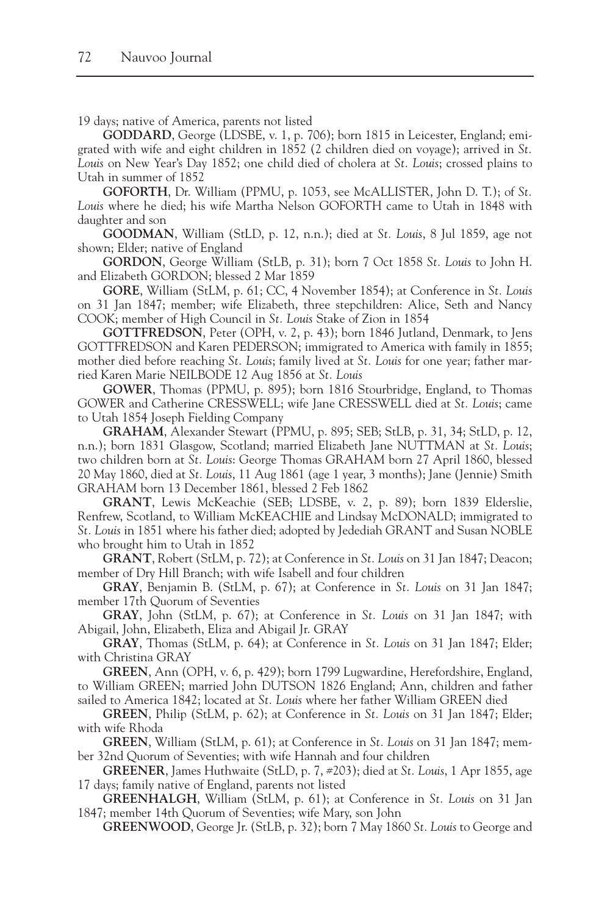19 days; native of America, parents not listed

**GODDARD**, George (LDSBE, v. 1, p. 706); born 1815 in Leicester, England; emigrated with wife and eight children in 1852 (2 children died on voyage); arrived in *St. Louis* on New Year's Day 1852; one child died of cholera at *St. Louis*; crossed plains to Utah in summer of 1852

**GOFORTH**, Dr. William (PPMU, p. 1053, see McALLISTER, John D. T.); of *St. Louis* where he died; his wife Martha Nelson GOFORTH came to Utah in 1848 with daughter and son

**GOODMAN**, William (StLD, p. 12, n.n.); died at *St. Louis*, 8 Jul 1859, age not shown; Elder; native of England

**GORDON**, George William (StLB, p. 31); born 7 Oct 1858 *St. Louis* to John H. and Elizabeth GORDON; blessed 2 Mar 1859

**GORE**, William (StLM, p. 61; CC, 4 November 1854); at Conference in *St. Louis* on 31 Jan 1847; member; wife Elizabeth, three stepchildren: Alice, Seth and Nancy COOK; member of High Council in *St. Louis* Stake of Zion in 1854

**GOTTFREDSON**, Peter (OPH, v. 2, p. 43); born 1846 Jutland, Denmark, to Jens GOTTFREDSON and Karen PEDERSON; immigrated to America with family in 1855; mother died before reaching *St. Louis*; family lived at *St. Louis* for one year; father married Karen Marie NEILBODE 12 Aug 1856 at *St. Louis*

**GOWER**, Thomas (PPMU, p. 895); born 1816 Stourbridge, England, to Thomas GOWER and Catherine CRESSWELL; wife Jane CRESSWELL died at *St. Louis*; came to Utah 1854 Joseph Fielding Company

**GRAHAM**, Alexander Stewart (PPMU, p. 895; SEB; StLB, p. 31, 34; StLD, p. 12, n.n.); born 1831 Glasgow, Scotland; married Elizabeth Jane NUTTMAN at *St. Louis*; two children born at *St. Louis*: George Thomas GRAHAM born 27 April 1860, blessed 20 May 1860, died at *St. Louis*, 11 Aug 1861 (age 1 year, 3 months); Jane (Jennie) Smith GRAHAM born 13 December 1861, blessed 2 Feb 1862

**GRANT**, Lewis McKeachie (SEB; LDSBE, v. 2, p. 89); born 1839 Elderslie, Renfrew, Scotland, to William McKEACHIE and Lindsay McDONALD; immigrated to *St. Louis* in 1851 where his father died; adopted by Jedediah GRANT and Susan NOBLE who brought him to Utah in 1852

**GRANT**, Robert (StLM, p. 72); at Conference in *St. Louis* on 31 Jan 1847; Deacon; member of Dry Hill Branch; with wife Isabell and four children

**GRAY**, Benjamin B. (StLM, p. 67); at Conference in *St. Louis* on 31 Jan 1847; member 17th Quorum of Seventies

**GRAY**, John (StLM, p. 67); at Conference in *St. Louis* on 31 Jan 1847; with Abigail, John, Elizabeth, Eliza and Abigail Jr. GRAY

**GRAY**, Thomas (StLM, p. 64); at Conference in *St. Louis* on 31 Jan 1847; Elder; with Christina GRAY

**GREEN**, Ann (OPH, v. 6, p. 429); born 1799 Lugwardine, Herefordshire, England, to William GREEN; married John DUTSON 1826 England; Ann, children and father sailed to America 1842; located at *St. Louis* where her father William GREEN died

**GREEN**, Philip (StLM, p. 62); at Conference in *St. Louis* on 31 Jan 1847; Elder; with wife Rhoda

**GREEN**, William (StLM, p. 61); at Conference in *St. Louis* on 31 Jan 1847; member 32nd Quorum of Seventies; with wife Hannah and four children

**GREENER**, James Huthwaite (StLD, p. 7, #203); died at *St. Louis*, 1 Apr 1855, age 17 days; family native of England, parents not listed

**GREENHALGH**, William (StLM, p. 61); at Conference in *St. Louis* on 31 Jan 1847; member 14th Quorum of Seventies; wife Mary, son John

**GREENWOOD**, George Jr. (StLB, p. 32); born 7 May 1860 *St. Louis* to George and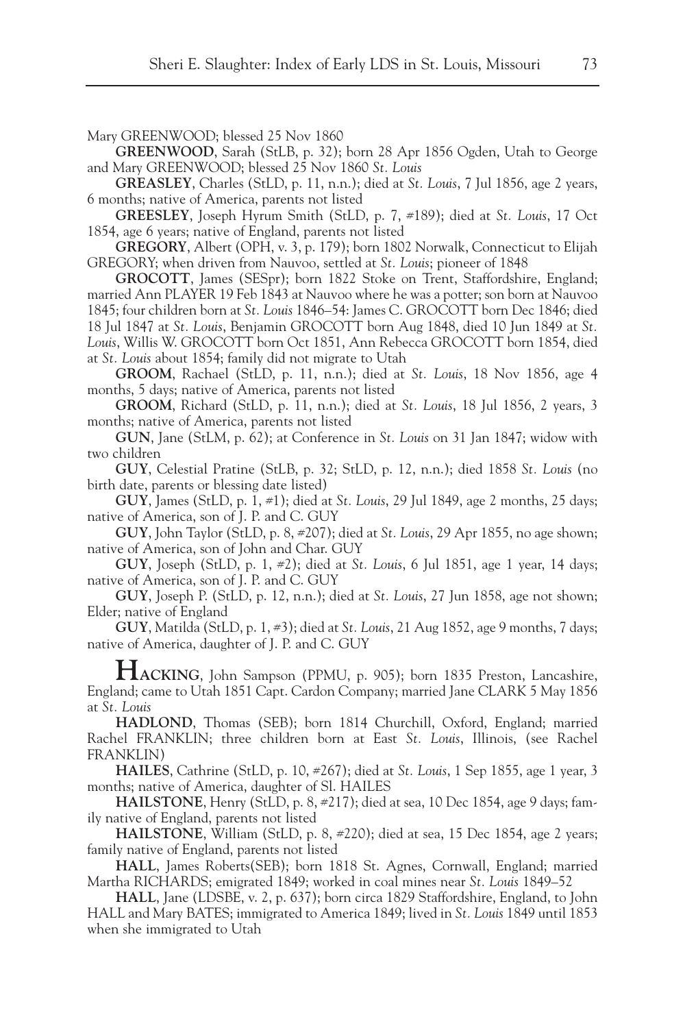Mary GREENWOOD; blessed 25 Nov 1860

**GREENWOOD**, Sarah (StLB, p. 32); born 28 Apr 1856 Ogden, Utah to George and Mary GREENWOOD; blessed 25 Nov 1860 *St. Louis*

**GREASLEY**, Charles (StLD, p. 11, n.n.); died at *St. Louis*, 7 Jul 1856, age 2 years, 6 months; native of America, parents not listed

**GREESLEY**, Joseph Hyrum Smith (StLD, p. 7, #189); died at *St. Louis*, 17 Oct 1854, age 6 years; native of England, parents not listed

**GREGORY**, Albert (OPH, v. 3, p. 179); born 1802 Norwalk, Connecticut to Elijah GREGORY; when driven from Nauvoo, settled at *St. Louis*; pioneer of 1848

**GROCOTT**, James (SESpr); born 1822 Stoke on Trent, Staffordshire, England; married Ann PLAYER 19 Feb 1843 at Nauvoo where he was a potter; son born at Nauvoo 1845; four children born at *St. Louis* 1846–54: James C. GROCOTT born Dec 1846; died 18 Jul 1847 at *St. Louis*, Benjamin GROCOTT born Aug 1848, died 10 Jun 1849 at *St. Louis*, Willis W. GROCOTT born Oct 1851, Ann Rebecca GROCOTT born 1854, died at *St. Louis* about 1854; family did not migrate to Utah

**GROOM**, Rachael (StLD, p. 11, n.n.); died at *St. Louis*, 18 Nov 1856, age 4 months, 5 days; native of America, parents not listed

**GROOM**, Richard (StLD, p. 11, n.n.); died at *St. Louis*, 18 Jul 1856, 2 years, 3 months; native of America, parents not listed

**GUN**, Jane (StLM, p. 62); at Conference in *St. Louis* on 31 Jan 1847; widow with two children

**GUY**, Celestial Pratine (StLB, p. 32; StLD, p. 12, n.n.); died 1858 *St. Louis* (no birth date, parents or blessing date listed)

**GUY**, James (StLD, p. 1, #1); died at *St. Louis*, 29 Jul 1849, age 2 months, 25 days; native of America, son of J. P. and C. GUY

**GUY**, John Taylor (StLD, p. 8, #207); died at *St. Louis*, 29 Apr 1855, no age shown; native of America, son of John and Char. GUY

**GUY**, Joseph (StLD, p. 1, #2); died at *St. Louis*, 6 Jul 1851, age 1 year, 14 days; native of America, son of J. P. and C. GUY

**GUY**, Joseph P. (StLD, p. 12, n.n.); died at *St. Louis*, 27 Jun 1858, age not shown; Elder; native of England

**GUY**, Matilda (StLD, p. 1, #3); died at *St. Louis*, 21 Aug 1852, age 9 months, 7 days; native of America, daughter of J. P. and C. GUY

**HACKING**, John Sampson (PPMU, p. 905); born 1835 Preston, Lancashire, England; came to Utah 1851 Capt. Cardon Company; married Jane CLARK 5 May 1856 at *St. Louis*

**HADLOND**, Thomas (SEB); born 1814 Churchill, Oxford, England; married Rachel FRANKLIN; three children born at East *St. Louis*, Illinois, (see Rachel FRANKLIN)

**HAILES**, Cathrine (StLD, p. 10, #267); died at *St. Louis*, 1 Sep 1855, age 1 year, 3 months; native of America, daughter of Sl. HAILES

**HAILSTONE**, Henry (StLD, p. 8, #217); died at sea, 10 Dec 1854, age 9 days; family native of England, parents not listed

**HAILSTONE**, William (StLD, p. 8, #220); died at sea, 15 Dec 1854, age 2 years; family native of England, parents not listed

**HALL**, James Roberts(SEB); born 1818 St. Agnes, Cornwall, England; married Martha RICHARDS; emigrated 1849; worked in coal mines near *St. Louis* 1849–52

**HALL**, Jane (LDSBE, v. 2, p. 637); born circa 1829 Staffordshire, England, to John HALL and Mary BATES; immigrated to America 1849; lived in *St. Louis* 1849 until 1853 when she immigrated to Utah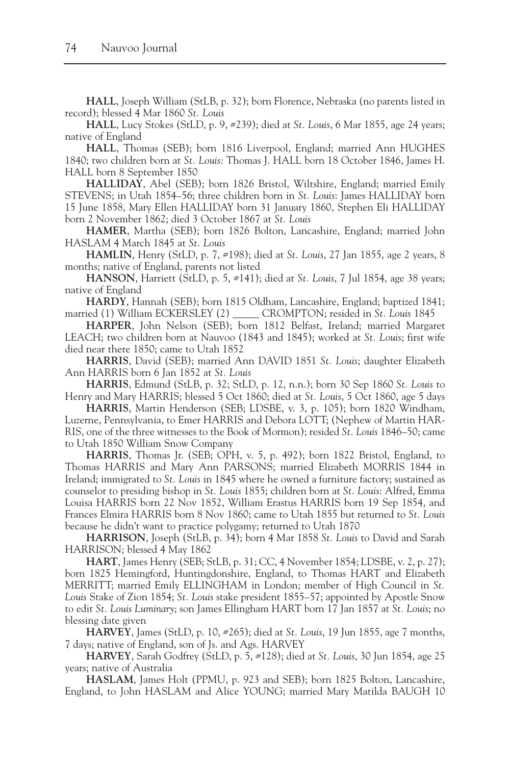**HALL**, Joseph William (StLB, p. 32); born Florence, Nebraska (no parents listed in record); blessed 4 Mar 1860 *St. Louis*

**HALL**, Lucy Stokes (StLD, p. 9, #239); died at *St. Louis*, 6 Mar 1855, age 24 years; native of England

**HALL**, Thomas (SEB); born 1816 Liverpool, England; married Ann HUGHES 1840; two children born at *St. Louis*: Thomas J. HALL born 18 October 1846, James H. HALL born 8 September 1850

**HALLIDAY**, Abel (SEB); born 1826 Bristol, Wiltshire, England; married Emily STEVENS; in Utah 1854–56; three children born in *St. Louis*: James HALLIDAY born 15 June 1858, Mary Ellen HALLIDAY born 31 January 1860, Stephen Eli HALLIDAY born 2 November 1862; died 3 October 1867 at *St. Louis*

**HAMER**, Martha (SEB); born 1826 Bolton, Lancashire, England; married John HASLAM 4 March 1845 at *St. Louis*

**HAMLIN**, Henry (StLD, p. 7, #198); died at *St. Louis*, 27 Jan 1855, age 2 years, 8 months; native of England, parents not listed

**HANSON**, Harriett (StLD, p. 5, #141); died at *St. Louis*, 7 Jul 1854, age 38 years; native of England

**HARDY**, Hannah (SEB); born 1815 Oldham, Lancashire, England; baptized 1841; married (1) William ECKERSLEY (2) _____ CROMPTON; resided in *St. Louis* 1845

**HARPER**, John Nelson (SEB); born 1812 Belfast, Ireland; married Margaret LEACH; two children born at Nauvoo (1843 and 1845); worked at *St. Louis*; first wife died near there 1850; came to Utah 1852

**HARRIS**, David (SEB); married Ann DAVID 1851 *St. Louis*; daughter Elizabeth Ann HARRIS born 6 Jan 1852 at *St. Louis*

**HARRIS**, Edmund (StLB, p. 32; StLD, p. 12, n.n.); born 30 Sep 1860 *St. Louis* to Henry and Mary HARRIS; blessed 5 Oct 1860; died at *St. Louis*, 5 Oct 1860, age 5 days

**HARRIS**, Martin Henderson (SEB; LDSBE, v. 3, p. 105); born 1820 Windham, Luzerne, Pennsylvania, to Emer HARRIS and Debora LOTT; (Nephew of Martin HARRIS, one of the three witnesses to the Book of Mormon); resided *St. Louis* 1846–50; came to Utah 1850 William Snow Company

**HARRIS**, Thomas Jr. (SEB; OPH, v. 5, p. 492); born 1822 Bristol, England, to Thomas HARRIS and Mary Ann PARSONS; married Elizabeth MORRIS 1844 in Ireland; immigrated to *St. Louis* in 1845 where he owned a furniture factory; sustained as counselor to presiding bishop in *St. Louis* 1855; children born at *St. Louis*: Alfred, Emma Louisa HARRIS born 22 Nov 1852, William Erastus HARRIS born 19 Sep 1854, and Frances Elmira HARRIS born 8 Nov 1860; came to Utah 1855 but returned to *St. Louis* because he didn't want to practice polygamy; returned to Utah 1870

**HARRISON**, Joseph (StLB, p. 34); born 4 Mar 1858 *St. Louis* to David and Sarah HARRISON; blessed 4 May 1862

**HART**, James Henry (SEB; StLB, p. 31; CC, 4 November 1854; LDSBE, v. 2, p. 27); born 1825 Hemingford, Huntingdonshire, England, to Thomas HART and Elizabeth MERRITT; married Emily ELLINGHAM in London; member of High Council in *St. Louis* Stake of Zion 1854; *St. Louis* stake president 1855–57; appointed by Apostle Snow to edit *St. Louis Luminary*; son James Ellingham HART born 17 Jan 1857 at *St. Louis*; no blessing date given

**HARVEY**, James (StLD, p. 10, #265); died at *St. Louis*, 19 Jun 1855, age 7 months, 7 days; native of England, son of Js. and Ags. HARVEY

**HARVEY**, Sarah Godfrey (StLD, p. 5, #128); died at *St. Louis*, 30 Jun 1854, age 25 years; native of Australia

**HASLAM**, James Holt (PPMU, p. 923 and SEB); born 1825 Bolton, Lancashire, England, to John HASLAM and Alice YOUNG; married Mary Matilda BAUGH 10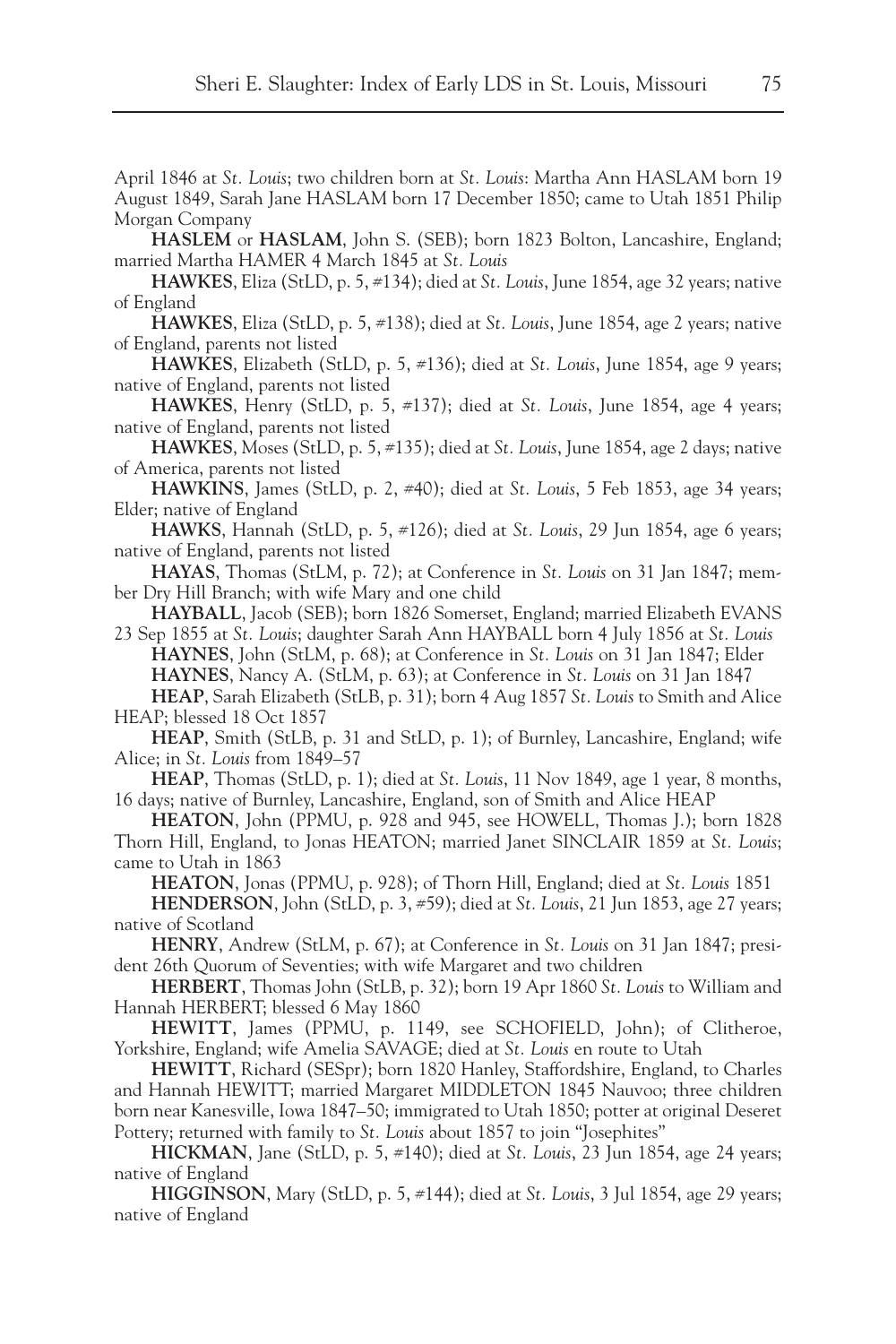April 1846 at *St. Louis*; two children born at *St. Louis*: Martha Ann HASLAM born 19 August 1849, Sarah Jane HASLAM born 17 December 1850; came to Utah 1851 Philip Morgan Company

**HASLEM** or **HASLAM**, John S. (SEB); born 1823 Bolton, Lancashire, England; married Martha HAMER 4 March 1845 at *St. Louis*

**HAWKES**, Eliza (StLD, p. 5, #134); died at *St. Louis*, June 1854, age 32 years; native of England

**HAWKES**, Eliza (StLD, p. 5, #138); died at *St. Louis*, June 1854, age 2 years; native of England, parents not listed

**HAWKES**, Elizabeth (StLD, p. 5, #136); died at *St. Louis*, June 1854, age 9 years; native of England, parents not listed

**HAWKES**, Henry (StLD, p. 5, #137); died at *St. Louis*, June 1854, age 4 years; native of England, parents not listed

**HAWKES**, Moses (StLD, p. 5, #135); died at *St. Louis*, June 1854, age 2 days; native of America, parents not listed

**HAWKINS**, James (StLD, p. 2, #40); died at *St. Louis*, 5 Feb 1853, age 34 years; Elder; native of England

**HAWKS**, Hannah (StLD, p. 5, #126); died at *St. Louis*, 29 Jun 1854, age 6 years; native of England, parents not listed

**HAYAS**, Thomas (StLM, p. 72); at Conference in *St. Louis* on 31 Jan 1847; member Dry Hill Branch; with wife Mary and one child

**HAYBALL**, Jacob (SEB); born 1826 Somerset, England; married Elizabeth EVANS 23 Sep 1855 at *St. Louis*; daughter Sarah Ann HAYBALL born 4 July 1856 at *St. Louis*

**HAYNES**, John (StLM, p. 68); at Conference in *St. Louis* on 31 Jan 1847; Elder

**HAYNES**, Nancy A. (StLM, p. 63); at Conference in *St. Louis* on 31 Jan 1847

**HEAP**, Sarah Elizabeth (StLB, p. 31); born 4 Aug 1857 *St. Louis* to Smith and Alice HEAP; blessed 18 Oct 1857

**HEAP**, Smith (StLB, p. 31 and StLD, p. 1); of Burnley, Lancashire, England; wife Alice; in *St. Louis* from 1849–57

**HEAP**, Thomas (StLD, p. 1); died at *St. Louis*, 11 Nov 1849, age 1 year, 8 months, 16 days; native of Burnley, Lancashire, England, son of Smith and Alice HEAP

**HEATON**, John (PPMU, p. 928 and 945, see HOWELL, Thomas J.); born 1828 Thorn Hill, England, to Jonas HEATON; married Janet SINCLAIR 1859 at *St. Louis*; came to Utah in 1863

**HEATON**, Jonas (PPMU, p. 928); of Thorn Hill, England; died at *St. Louis* 1851

**HENDERSON**, John (StLD, p. 3, #59); died at *St. Louis*, 21 Jun 1853, age 27 years; native of Scotland

**HENRY**, Andrew (StLM, p. 67); at Conference in *St. Louis* on 31 Jan 1847; president 26th Quorum of Seventies; with wife Margaret and two children

**HERBERT**, Thomas John (StLB, p. 32); born 19 Apr 1860 *St. Louis* to William and Hannah HERBERT; blessed 6 May 1860

**HEWITT**, James (PPMU, p. 1149, see SCHOFIELD, John); of Clitheroe, Yorkshire, England; wife Amelia SAVAGE; died at *St. Louis* en route to Utah

**HEWITT**, Richard (SESpr); born 1820 Hanley, Staffordshire, England, to Charles and Hannah HEWITT; married Margaret MIDDLETON 1845 Nauvoo; three children born near Kanesville, Iowa 1847–50; immigrated to Utah 1850; potter at original Deseret Pottery; returned with family to *St. Louis* about 1857 to join "Josephites"

**HICKMAN**, Jane (StLD, p. 5, #140); died at *St. Louis*, 23 Jun 1854, age 24 years; native of England

**HIGGINSON**, Mary (StLD, p. 5, #144); died at *St. Louis*, 3 Jul 1854, age 29 years; native of England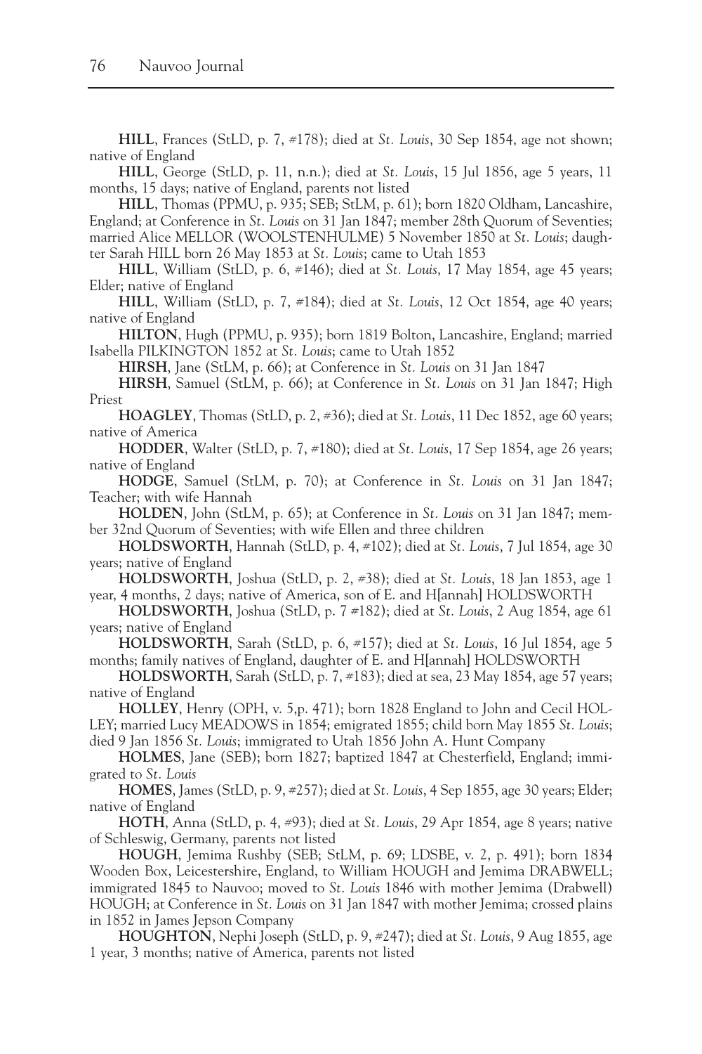**HILL**, Frances (StLD, p. 7, #178); died at *St. Louis*, 30 Sep 1854, age not shown; native of England

**HILL**, George (StLD, p. 11, n.n.); died at *St. Louis*, 15 Jul 1856, age 5 years, 11 months, 15 days; native of England, parents not listed

**HILL**, Thomas (PPMU, p. 935; SEB; StLM, p. 61); born 1820 Oldham, Lancashire, England; at Conference in *St. Louis* on 31 Jan 1847; member 28th Quorum of Seventies; married Alice MELLOR (WOOLSTENHULME) 5 November 1850 at *St. Louis*; daughter Sarah HILL born 26 May 1853 at *St. Louis*; came to Utah 1853

**HILL**, William (StLD, p. 6, #146); died at *St. Louis*, 17 May 1854, age 45 years; Elder; native of England

**HILL**, William (StLD, p. 7, #184); died at *St. Louis*, 12 Oct 1854, age 40 years; native of England

**HILTON**, Hugh (PPMU, p. 935); born 1819 Bolton, Lancashire, England; married Isabella PILKINGTON 1852 at *St. Louis*; came to Utah 1852

**HIRSH**, Jane (StLM, p. 66); at Conference in *St. Louis* on 31 Jan 1847

**HIRSH**, Samuel (StLM, p. 66); at Conference in *St. Louis* on 31 Jan 1847; High Priest

**HOAGLEY**, Thomas (StLD, p. 2, #36); died at *St. Louis*, 11 Dec 1852, age 60 years; native of America

**HODDER**, Walter (StLD, p. 7, #180); died at *St. Louis*, 17 Sep 1854, age 26 years; native of England

**HODGE**, Samuel (StLM, p. 70); at Conference in *St. Louis* on 31 Jan 1847; Teacher; with wife Hannah

**HOLDEN**, John (StLM, p. 65); at Conference in *St. Louis* on 31 Jan 1847; member 32nd Quorum of Seventies; with wife Ellen and three children

**HOLDSWORTH**, Hannah (StLD, p. 4, #102); died at *St. Louis*, 7 Jul 1854, age 30 years; native of England

**HOLDSWORTH**, Joshua (StLD, p. 2, #38); died at *St. Louis*, 18 Jan 1853, age 1 year, 4 months, 2 days; native of America, son of E. and H[annah] HOLDSWORTH

**HOLDSWORTH**, Joshua (StLD, p. 7 #182); died at *St. Louis*, 2 Aug 1854, age 61 years; native of England

**HOLDSWORTH**, Sarah (StLD, p. 6, #157); died at *St. Louis*, 16 Jul 1854, age 5 months; family natives of England, daughter of E. and H[annah] HOLDSWORTH

**HOLDSWORTH**, Sarah (StLD, p. 7, #183); died at sea, 23 May 1854, age 57 years; native of England

**HOLLEY**, Henry (OPH, v. 5,p. 471); born 1828 England to John and Cecil HOLLEY; married Lucy MEADOWS in 1854; emigrated 1855; child born May 1855 *St. Louis*; died 9 Jan 1856 *St. Louis*; immigrated to Utah 1856 John A. Hunt Company

**HOLMES**, Jane (SEB); born 1827; baptized 1847 at Chesterfield, England; immigrated to *St. Louis*

**HOMES**, James (StLD, p. 9, #257); died at *St. Louis*, 4 Sep 1855, age 30 years; Elder; native of England

**HOTH**, Anna (StLD, p. 4, #93); died at *St. Louis*, 29 Apr 1854, age 8 years; native of Schleswig, Germany, parents not listed

**HOUGH**, Jemima Rushby (SEB; StLM, p. 69; LDSBE, v. 2, p. 491); born 1834 Wooden Box, Leicestershire, England, to William HOUGH and Jemima DRABWELL; immigrated 1845 to Nauvoo; moved to *St. Louis* 1846 with mother Jemima (Drabwell) HOUGH; at Conference in *St. Louis* on 31 Jan 1847 with mother Jemima; crossed plains in 1852 in James Jepson Company

**HOUGHTON**, Nephi Joseph (StLD, p. 9, #247); died at *St. Louis*, 9 Aug 1855, age 1 year, 3 months; native of America, parents not listed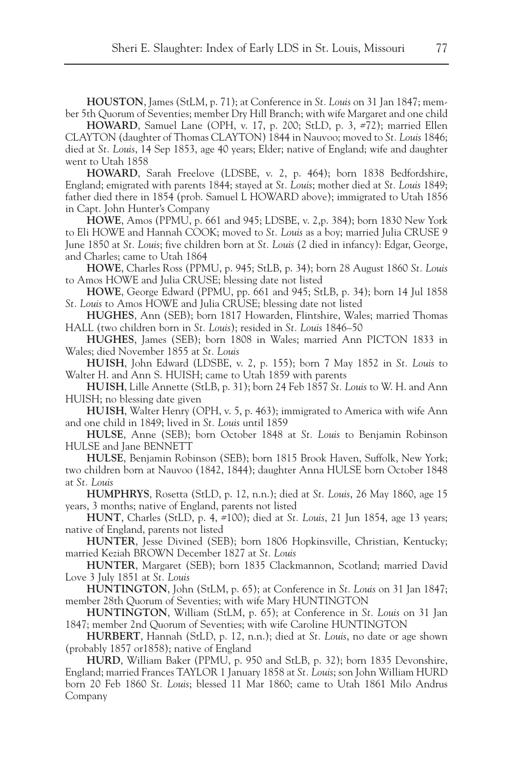**HOUSTON**, James (StLM, p. 71); at Conference in *St. Louis* on 31 Jan 1847; member 5th Quorum of Seventies; member Dry Hill Branch; with wife Margaret and one child

**HOWARD**, Samuel Lane (OPH, v. 17, p. 200; StLD, p. 3, #72); married Ellen CLAYTON (daughter of Thomas CLAYTON) 1844 in Nauvoo; moved to *St. Louis* 1846; died at *St. Louis*, 14 Sep 1853, age 40 years; Elder; native of England; wife and daughter went to Utah 1858

**HOWARD**, Sarah Freelove (LDSBE, v. 2, p. 464); born 1838 Bedfordshire, England; emigrated with parents 1844; stayed at *St. Louis*; mother died at *St. Louis* 1849; father died there in 1854 (prob. Samuel L HOWARD above); immigrated to Utah 1856 in Capt. John Hunter's Company

**HOWE**, Amos (PPMU, p. 661 and 945; LDSBE, v. 2,p. 384); born 1830 New York to Eli HOWE and Hannah COOK; moved to *St. Louis* as a boy; married Julia CRUSE 9 June 1850 at *St. Louis*; five children born at *St. Louis* (2 died in infancy): Edgar, George, and Charles; came to Utah 1864

**HOWE**, Charles Ross (PPMU, p. 945; StLB, p. 34); born 28 August 1860 *St. Louis* to Amos HOWE and Julia CRUSE; blessing date not listed

**HOWE**, George Edward (PPMU, pp. 661 and 945; StLB, p. 34); born 14 Jul 1858 *St. Louis* to Amos HOWE and Julia CRUSE; blessing date not listed

**HUGHES**, Ann (SEB); born 1817 Howarden, Flintshire, Wales; married Thomas HALL (two children born in *St. Louis*); resided in *St. Louis* 1846–50

**HUGHES**, James (SEB); born 1808 in Wales; married Ann PICTON 1833 in Wales; died November 1855 at *St. Louis*

**HUISH**, John Edward (LDSBE, v. 2, p. 155); born 7 May 1852 in *St. Louis* to Walter H. and Ann S. HUISH; came to Utah 1859 with parents

**HUISH**, Lille Annette (StLB, p. 31); born 24 Feb 1857 *St. Louis* to W. H. and Ann HUISH; no blessing date given

**HUISH**, Walter Henry (OPH, v. 5, p. 463); immigrated to America with wife Ann and one child in 1849; lived in *St. Louis* until 1859

**HULSE**, Anne (SEB); born October 1848 at *St. Louis* to Benjamin Robinson HULSE and Jane BENNETT

**HULSE**, Benjamin Robinson (SEB); born 1815 Brook Haven, Suffolk, New York; two children born at Nauvoo (1842, 1844); daughter Anna HULSE born October 1848 at *St. Louis*

**HUMPHRYS**, Rosetta (StLD, p. 12, n.n.); died at *St. Louis*, 26 May 1860, age 15 years, 3 months; native of England, parents not listed

**HUNT**, Charles (StLD, p. 4, #100); died at *St. Louis*, 21 Jun 1854, age 13 years; native of England, parents not listed

**HUNTER**, Jesse Divined (SEB); born 1806 Hopkinsville, Christian, Kentucky; married Keziah BROWN December 1827 at *St. Louis*

**HUNTER**, Margaret (SEB); born 1835 Clackmannon, Scotland; married David Love 3 July 1851 at *St. Louis*

**HUNTINGTON**, John (StLM, p. 65); at Conference in *St. Louis* on 31 Jan 1847; member 28th Quorum of Seventies; with wife Mary HUNTINGTON

**HUNTINGTON**, William (StLM, p. 65); at Conference in *St. Louis* on 31 Jan 1847; member 2nd Quorum of Seventies; with wife Caroline HUNTINGTON

**HURBERT**, Hannah (StLD, p. 12, n.n.); died at *St. Louis*, no date or age shown (probably 1857 or1858); native of England

**HURD**, William Baker (PPMU, p. 950 and StLB, p. 32); born 1835 Devonshire, England; married Frances TAYLOR 1 January 1858 at *St. Louis*; son John William HURD born 20 Feb 1860 *St. Louis*; blessed 11 Mar 1860; came to Utah 1861 Milo Andrus Company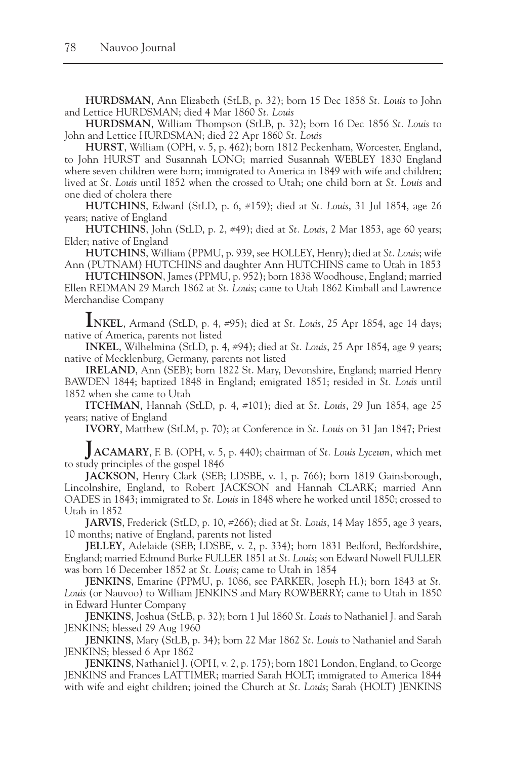**HURDSMAN**, Ann Elizabeth (StLB, p. 32); born 15 Dec 1858 *St. Louis* to John and Lettice HURDSMAN; died 4 Mar 1860 *St. Louis*

**HURDSMAN**, William Thompson (StLB, p. 32); born 16 Dec 1856 *St. Louis* to John and Lettice HURDSMAN; died 22 Apr 1860 *St. Louis*

**HURST**, William (OPH, v. 5, p. 462); born 1812 Peckenham, Worcester, England, to John HURST and Susannah LONG; married Susannah WEBLEY 1830 England where seven children were born; immigrated to America in 1849 with wife and children; lived at *St. Louis* until 1852 when the crossed to Utah; one child born at *St. Louis* and one died of cholera there

**HUTCHINS**, Edward (StLD, p. 6, #159); died at *St. Louis*, 31 Jul 1854, age 26 years; native of England

**HUTCHINS**, John (StLD, p. 2, #49); died at *St. Louis*, 2 Mar 1853, age 60 years; Elder; native of England

**HUTCHINS**, William (PPMU, p. 939, see HOLLEY, Henry); died at *St. Louis*; wife Ann (PUTNAM) HUTCHINS and daughter Ann HUTCHINS came to Utah in 1853

**HUTCHINSON**, James (PPMU, p. 952); born 1838 Woodhouse, England; married Ellen REDMAN 29 March 1862 at *St. Louis*; came to Utah 1862 Kimball and Lawrence Merchandise Company

**INKEL**, Armand (StLD, p. 4, #95); died at *St. Louis*, 25 Apr 1854, age 14 days; native of America, parents not listed

**INKEL**, Wilhelmina (StLD, p. 4, #94); died at *St. Louis*, 25 Apr 1854, age 9 years; native of Mecklenburg, Germany, parents not listed

**IRELAND**, Ann (SEB); born 1822 St. Mary, Devonshire, England; married Henry BAWDEN 1844; baptized 1848 in England; emigrated 1851; resided in *St. Louis* until 1852 when she came to Utah

**ITCHMAN**, Hannah (StLD, p. 4, #101); died at *St. Louis*, 29 Jun 1854, age 25 years; native of England

**IVORY**, Matthew (StLM, p. 70); at Conference in *St. Louis* on 31 Jan 1847; Priest

**JACAMARY**, F. B. (OPH, v. 5, p. 440); chairman of *St. Louis Lyceum,* which met to study principles of the gospel 1846

**JACKSON**, Henry Clark (SEB; LDSBE, v. 1, p. 766); born 1819 Gainsborough, Lincolnshire, England, to Robert JACKSON and Hannah CLARK; married Ann OADES in 1843; immigrated to *St. Louis* in 1848 where he worked until 1850; crossed to Utah in 1852

**JARVIS**, Frederick (StLD, p. 10, #266); died at *St. Louis*, 14 May 1855, age 3 years, 10 months; native of England, parents not listed

**JELLEY**, Adelaide (SEB; LDSBE, v. 2, p. 334); born 1831 Bedford, Bedfordshire, England; married Edmund Burke FULLER 1851 at *St. Louis*; son Edward Nowell FULLER was born 16 December 1852 at *St. Louis*; came to Utah in 1854

**JENKINS**, Emarine (PPMU, p. 1086, see PARKER, Joseph H.); born 1843 at *St. Louis* (or Nauvoo) to William JENKINS and Mary ROWBERRY; came to Utah in 1850 in Edward Hunter Company

**JENKINS**, Joshua (StLB, p. 32); born 1 Jul 1860 *St. Louis* to Nathaniel J. and Sarah JENKINS; blessed 29 Aug 1960

**JENKINS**, Mary (StLB, p. 34); born 22 Mar 1862 *St. Louis* to Nathaniel and Sarah JENKINS; blessed 6 Apr 1862

**JENKINS**, Nathaniel J. (OPH, v. 2, p. 175); born 1801 London, England, to George JENKINS and Frances LATTIMER; married Sarah HOLT; immigrated to America 1844 with wife and eight children; joined the Church at *St. Louis*; Sarah (HOLT) JENKINS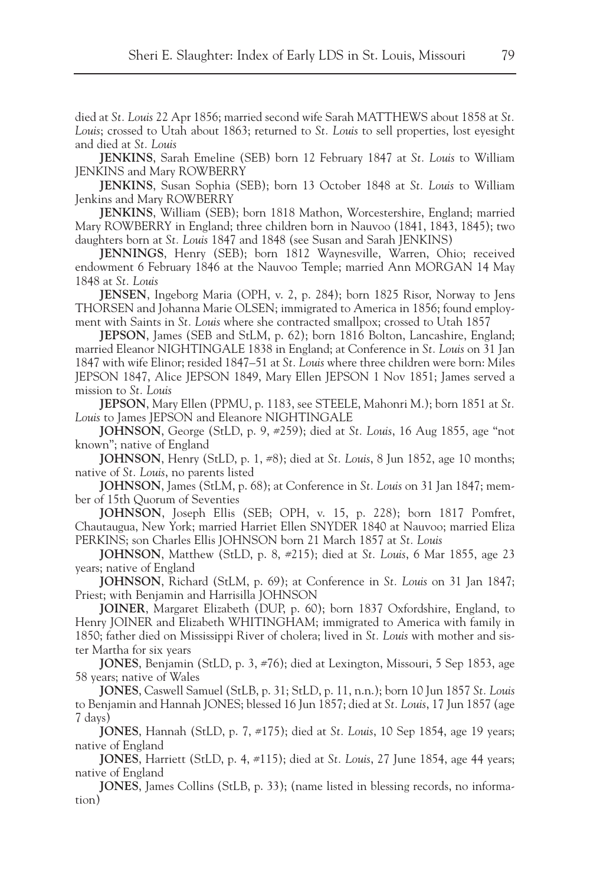died at *St. Louis* 22 Apr 1856; married second wife Sarah MATTHEWS about 1858 at *St. Louis*; crossed to Utah about 1863; returned to *St. Louis* to sell properties, lost eyesight and died at *St. Louis*

**JENKINS**, Sarah Emeline (SEB) born 12 February 1847 at *St. Louis* to William JENKINS and Mary ROWBERRY

**JENKINS**, Susan Sophia (SEB); born 13 October 1848 at *St. Louis* to William Jenkins and Mary ROWBERRY

**JENKINS**, William (SEB); born 1818 Mathon, Worcestershire, England; married Mary ROWBERRY in England; three children born in Nauvoo (1841, 1843, 1845); two daughters born at *St. Louis* 1847 and 1848 (see Susan and Sarah JENKINS)

**JENNINGS**, Henry (SEB); born 1812 Waynesville, Warren, Ohio; received endowment 6 February 1846 at the Nauvoo Temple; married Ann MORGAN 14 May 1848 at *St. Louis*

**JENSEN**, Ingeborg Maria (OPH, v. 2, p. 284); born 1825 Risor, Norway to Jens THORSEN and Johanna Marie OLSEN; immigrated to America in 1856; found employment with Saints in *St. Louis* where she contracted smallpox; crossed to Utah 1857

**JEPSON**, James (SEB and StLM, p. 62); born 1816 Bolton, Lancashire, England; married Eleanor NIGHTINGALE 1838 in England; at Conference in *St. Louis* on 31 Jan 1847 with wife Elinor; resided 1847–51 at *St. Louis* where three children were born: Miles JEPSON 1847, Alice JEPSON 1849, Mary Ellen JEPSON 1 Nov 1851; James served a mission to *St. Louis*

**JEPSON**, Mary Ellen (PPMU, p. 1183, see STEELE, Mahonri M.); born 1851 at *St. Louis* to James JEPSON and Eleanore NIGHTINGALE

**JOHNSON**, George (StLD, p. 9, #259); died at *St. Louis*, 16 Aug 1855, age "not known"; native of England

**JOHNSON**, Henry (StLD, p. 1, #8); died at *St. Louis*, 8 Jun 1852, age 10 months; native of *St. Louis*, no parents listed

**JOHNSON**, James (StLM, p. 68); at Conference in *St. Louis* on 31 Jan 1847; member of 15th Quorum of Seventies

**JOHNSON**, Joseph Ellis (SEB; OPH, v. 15, p. 228); born 1817 Pomfret, Chautaugua, New York; married Harriet Ellen SNYDER 1840 at Nauvoo; married Eliza PERKINS; son Charles Ellis JOHNSON born 21 March 1857 at *St. Louis*

**JOHNSON**, Matthew (StLD, p. 8, #215); died at *St. Louis*, 6 Mar 1855, age 23 years; native of England

**JOHNSON**, Richard (StLM, p. 69); at Conference in *St. Louis* on 31 Jan 1847; Priest; with Benjamin and Harrisilla JOHNSON

**JOINER**, Margaret Elizabeth (DUP, p. 60); born 1837 Oxfordshire, England, to Henry JOINER and Elizabeth WHITINGHAM; immigrated to America with family in 1850; father died on Mississippi River of cholera; lived in *St. Louis* with mother and sister Martha for six years

**JONES**, Benjamin (StLD, p. 3, #76); died at Lexington, Missouri, 5 Sep 1853, age 58 years; native of Wales

**JONES**, Caswell Samuel (StLB, p. 31; StLD, p. 11, n.n.); born 10 Jun 1857 *St. Louis* to Benjamin and Hannah JONES; blessed 16 Jun 1857; died at *St. Louis*, 17 Jun 1857 (age 7 days)

**JONES**, Hannah (StLD, p. 7, #175); died at *St. Louis*, 10 Sep 1854, age 19 years; native of England

**JONES**, Harriett (StLD, p. 4, #115); died at *St. Louis*, 27 June 1854, age 44 years; native of England

**JONES**, James Collins (StLB, p. 33); (name listed in blessing records, no information)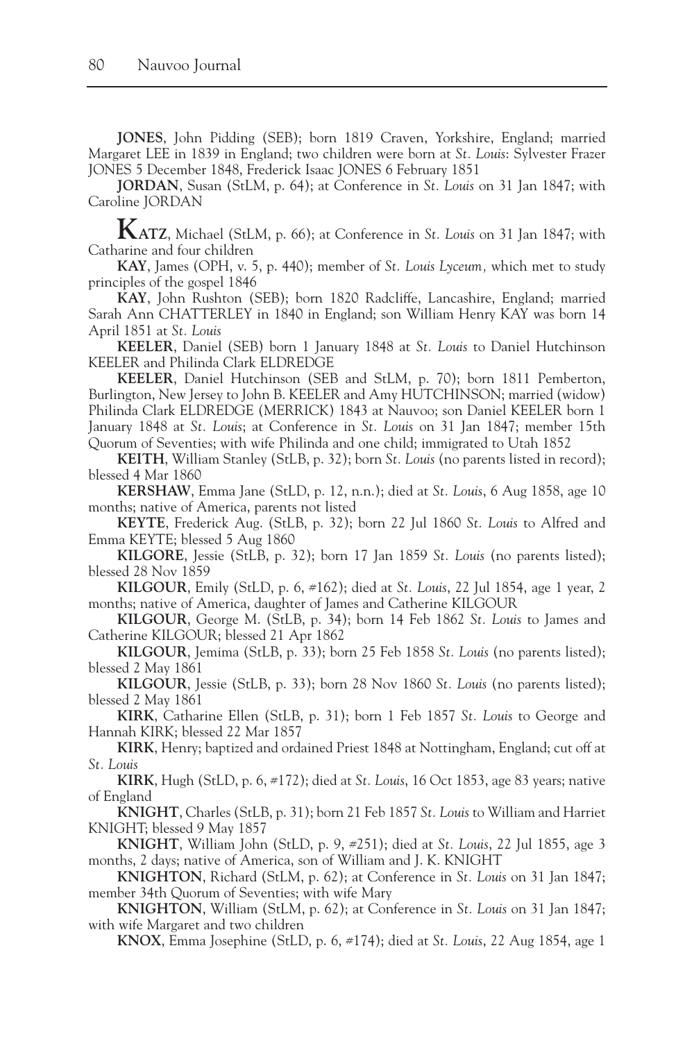**JONES**, John Pidding (SEB); born 1819 Craven, Yorkshire, England; married Margaret LEE in 1839 in England; two children were born at *St. Louis*: Sylvester Frazer JONES 5 December 1848, Frederick Isaac JONES 6 February 1851

**JORDAN**, Susan (StLM, p. 64); at Conference in *St. Louis* on 31 Jan 1847; with Caroline JORDAN

**KATZ**, Michael (StLM, p. 66); at Conference in *St. Louis* on 31 Jan 1847; with Catharine and four children

**KAY**, James (OPH, v. 5, p. 440); member of *St. Louis Lyceum,* which met to study principles of the gospel 1846

**KAY**, John Rushton (SEB); born 1820 Radcliffe, Lancashire, England; married Sarah Ann CHATTERLEY in 1840 in England; son William Henry KAY was born 14 April 1851 at *St. Louis*

**KEELER**, Daniel (SEB) born 1 January 1848 at *St. Louis* to Daniel Hutchinson KEELER and Philinda Clark ELDREDGE

**KEELER**, Daniel Hutchinson (SEB and StLM, p. 70); born 1811 Pemberton, Burlington, New Jersey to John B. KEELER and Amy HUTCHINSON; married (widow) Philinda Clark ELDREDGE (MERRICK) 1843 at Nauvoo; son Daniel KEELER born 1 January 1848 at *St. Louis*; at Conference in *St. Louis* on 31 Jan 1847; member 15th Quorum of Seventies; with wife Philinda and one child; immigrated to Utah 1852

**KEITH**, William Stanley (StLB, p. 32); born *St. Louis* (no parents listed in record); blessed 4 Mar 1860

**KERSHAW**, Emma Jane (StLD, p. 12, n.n.); died at *St. Louis*, 6 Aug 1858, age 10 months; native of America, parents not listed

**KEYTE**, Frederick Aug. (StLB, p. 32); born 22 Jul 1860 *St. Louis* to Alfred and Emma KEYTE; blessed 5 Aug 1860

**KILGORE**, Jessie (StLB, p. 32); born 17 Jan 1859 *St. Louis* (no parents listed); blessed 28 Nov 1859

**KILGOUR**, Emily (StLD, p. 6, #162); died at *St. Louis*, 22 Jul 1854, age 1 year, 2 months; native of America, daughter of James and Catherine KILGOUR

**KILGOUR**, George M. (StLB, p. 34); born 14 Feb 1862 *St. Louis* to James and Catherine KILGOUR; blessed 21 Apr 1862

**KILGOUR**, Jemima (StLB, p. 33); born 25 Feb 1858 *St. Louis* (no parents listed); blessed 2 May 1861

**KILGOUR**, Jessie (StLB, p. 33); born 28 Nov 1860 *St. Louis* (no parents listed); blessed 2 May 1861

**KIRK**, Catharine Ellen (StLB, p. 31); born 1 Feb 1857 *St. Louis* to George and Hannah KIRK; blessed 22 Mar 1857

**KIRK**, Henry; baptized and ordained Priest 1848 at Nottingham, England; cut off at *St. Louis*

**KIRK**, Hugh (StLD, p. 6, #172); died at *St. Louis*, 16 Oct 1853, age 83 years; native of England

**KNIGHT**, Charles (StLB, p. 31); born 21 Feb 1857 *St. Louis* to William and Harriet KNIGHT; blessed 9 May 1857

**KNIGHT**, William John (StLD, p. 9, #251); died at *St. Louis*, 22 Jul 1855, age 3 months, 2 days; native of America, son of William and J. K. KNIGHT

**KNIGHTON**, Richard (StLM, p. 62); at Conference in *St. Louis* on 31 Jan 1847; member 34th Quorum of Seventies; with wife Mary

**KNIGHTON**, William (StLM, p. 62); at Conference in *St. Louis* on 31 Jan 1847; with wife Margaret and two children

**KNOX**, Emma Josephine (StLD, p. 6, #174); died at *St. Louis*, 22 Aug 1854, age 1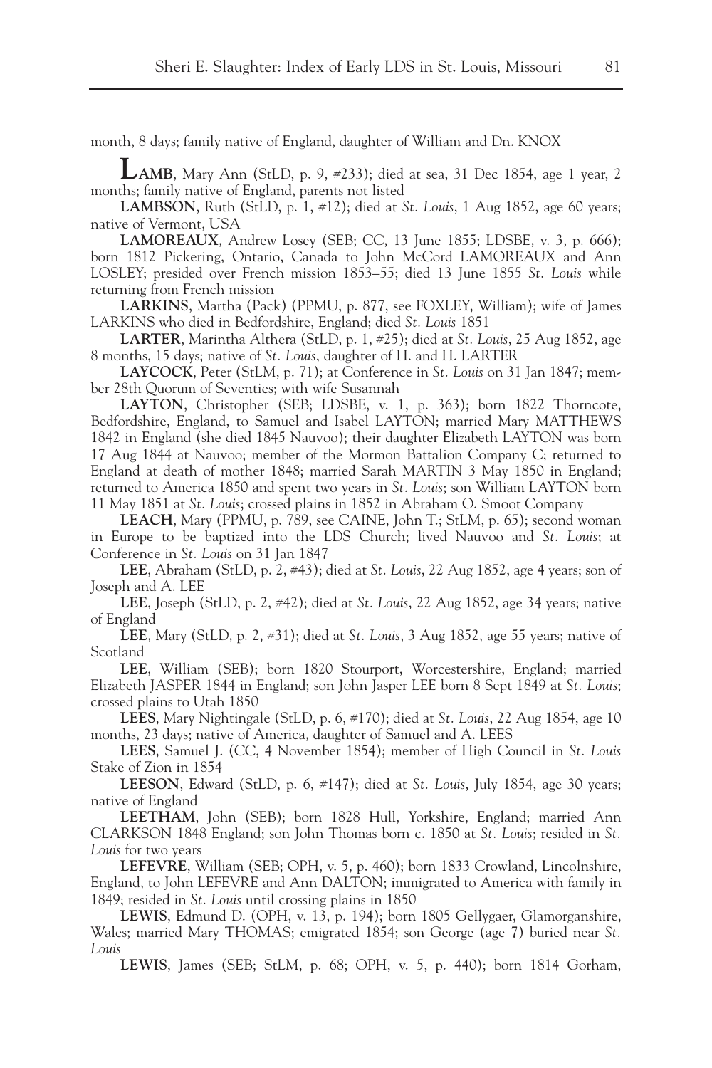month, 8 days; family native of England, daughter of William and Dn. KNOX

**LAMB**, Mary Ann (StLD, p. 9, #233); died at sea, 31 Dec 1854, age 1 year, 2 months; family native of England, parents not listed

**LAMBSON**, Ruth (StLD, p. 1, #12); died at *St. Louis*, 1 Aug 1852, age 60 years; native of Vermont, USA

**LAMOREAUX**, Andrew Losey (SEB; CC, 13 June 1855; LDSBE, v. 3, p. 666); born 1812 Pickering, Ontario, Canada to John McCord LAMOREAUX and Ann LOSLEY; presided over French mission 1853–55; died 13 June 1855 *St. Louis* while returning from French mission

**LARKINS**, Martha (Pack) (PPMU, p. 877, see FOXLEY, William); wife of James LARKINS who died in Bedfordshire, England; died *St. Louis* 1851

**LARTER**, Marintha Althera (StLD, p. 1, #25); died at *St. Louis*, 25 Aug 1852, age 8 months, 15 days; native of *St. Louis*, daughter of H. and H. LARTER

**LAYCOCK**, Peter (StLM, p. 71); at Conference in *St. Louis* on 31 Jan 1847; member 28th Quorum of Seventies; with wife Susannah

**LAYTON**, Christopher (SEB; LDSBE, v. 1, p. 363); born 1822 Thorncote, Bedfordshire, England, to Samuel and Isabel LAYTON; married Mary MATTHEWS 1842 in England (she died 1845 Nauvoo); their daughter Elizabeth LAYTON was born 17 Aug 1844 at Nauvoo; member of the Mormon Battalion Company C; returned to England at death of mother 1848; married Sarah MARTIN 3 May 1850 in England; returned to America 1850 and spent two years in *St. Louis*; son William LAYTON born 11 May 1851 at *St. Louis*; crossed plains in 1852 in Abraham O. Smoot Company

**LEACH**, Mary (PPMU, p. 789, see CAINE, John T.; StLM, p. 65); second woman in Europe to be baptized into the LDS Church; lived Nauvoo and *St. Louis*; at Conference in *St. Louis* on 31 Jan 1847

**LEE**, Abraham (StLD, p. 2, #43); died at *St. Louis*, 22 Aug 1852, age 4 years; son of Joseph and A. LEE

**LEE**, Joseph (StLD, p. 2, #42); died at *St. Louis*, 22 Aug 1852, age 34 years; native of England

**LEE**, Mary (StLD, p. 2, #31); died at *St. Louis*, 3 Aug 1852, age 55 years; native of Scotland

**LEE**, William (SEB); born 1820 Stourport, Worcestershire, England; married Elizabeth JASPER 1844 in England; son John Jasper LEE born 8 Sept 1849 at *St. Louis*; crossed plains to Utah 1850

**LEES**, Mary Nightingale (StLD, p. 6, #170); died at *St. Louis*, 22 Aug 1854, age 10 months, 23 days; native of America, daughter of Samuel and A. LEES

**LEES**, Samuel J. (CC, 4 November 1854); member of High Council in *St. Louis* Stake of Zion in 1854

**LEESON**, Edward (StLD, p. 6, #147); died at *St. Louis*, July 1854, age 30 years; native of England

**LEETHAM**, John (SEB); born 1828 Hull, Yorkshire, England; married Ann CLARKSON 1848 England; son John Thomas born c. 1850 at *St. Louis*; resided in *St. Louis* for two years

**LEFEVRE**, William (SEB; OPH, v. 5, p. 460); born 1833 Crowland, Lincolnshire, England, to John LEFEVRE and Ann DALTON; immigrated to America with family in 1849; resided in *St. Louis* until crossing plains in 1850

**LEWIS**, Edmund D. (OPH, v. 13, p. 194); born 1805 Gellygaer, Glamorganshire, Wales; married Mary THOMAS; emigrated 1854; son George (age 7) buried near *St. Louis*

**LEWIS**, James (SEB; StLM, p. 68; OPH, v. 5, p. 440); born 1814 Gorham,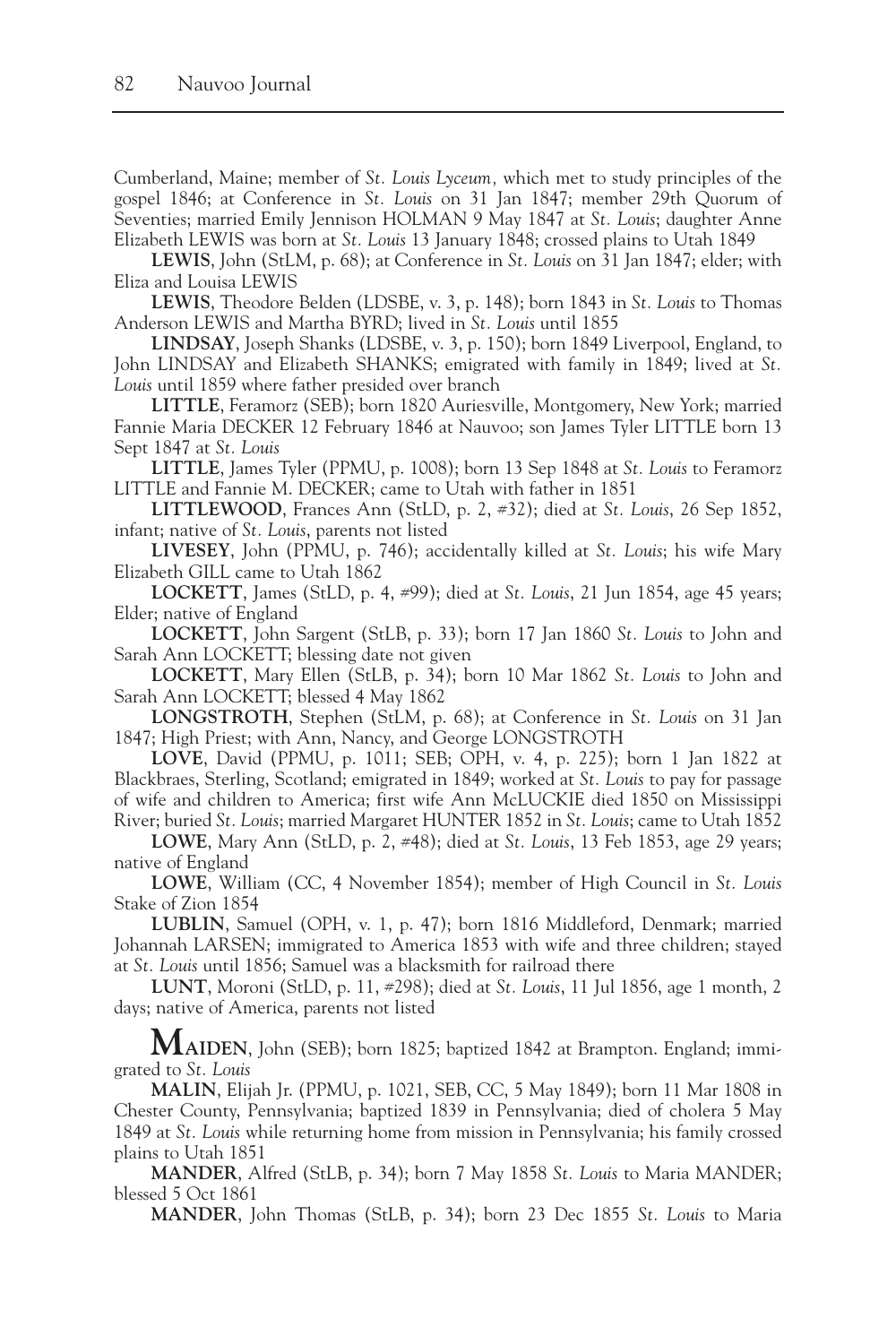Cumberland, Maine; member of *St. Louis Lyceum*, which met to study principles of the gospel 1846; at Conference in *St. Louis* on 31 Jan 1847; member 29th Quorum of Seventies; married Emily Jennison HOLMAN 9 May 1847 at *St. Louis*; daughter Anne Elizabeth LEWIS was born at *St. Louis* 13 January 1848; crossed plains to Utah 1849

**LEWIS**, John (StLM, p. 68); at Conference in *St. Louis* on 31 Jan 1847; elder; with Eliza and Louisa LEWIS

**LEWIS**, Theodore Belden (LDSBE, v. 3, p. 148); born 1843 in *St. Louis* to Thomas Anderson LEWIS and Martha BYRD; lived in *St. Louis* until 1855

**LINDSAY**, Joseph Shanks (LDSBE, v. 3, p. 150); born 1849 Liverpool, England, to John LINDSAY and Elizabeth SHANKS; emigrated with family in 1849; lived at *St. Louis* until 1859 where father presided over branch

**LITTLE**, Feramorz (SEB); born 1820 Auriesville, Montgomery, New York; married Fannie Maria DECKER 12 February 1846 at Nauvoo; son James Tyler LITTLE born 13 Sept 1847 at *St. Louis*

**LITTLE**, James Tyler (PPMU, p. 1008); born 13 Sep 1848 at *St. Louis* to Feramorz LITTLE and Fannie M. DECKER; came to Utah with father in 1851

**LITTLEWOOD**, Frances Ann (StLD, p. 2, #32); died at *St. Louis*, 26 Sep 1852, infant; native of *St. Louis*, parents not listed

**LIVESEY**, John (PPMU, p. 746); accidentally killed at *St. Louis*; his wife Mary Elizabeth GILL came to Utah 1862

**LOCKETT**, James (StLD, p. 4, #99); died at *St. Louis*, 21 Jun 1854, age 45 years; Elder; native of England

**LOCKETT**, John Sargent (StLB, p. 33); born 17 Jan 1860 *St. Louis* to John and Sarah Ann LOCKETT; blessing date not given

**LOCKETT**, Mary Ellen (StLB, p. 34); born 10 Mar 1862 *St. Louis* to John and Sarah Ann LOCKETT; blessed 4 May 1862

**LONGSTROTH**, Stephen (StLM, p. 68); at Conference in *St. Louis* on 31 Jan 1847; High Priest; with Ann, Nancy, and George LONGSTROTH

**LOVE**, David (PPMU, p. 1011; SEB; OPH, v. 4, p. 225); born 1 Jan 1822 at Blackbraes, Sterling, Scotland; emigrated in 1849; worked at *St. Louis* to pay for passage of wife and children to America; first wife Ann McLUCKIE died 1850 on Mississippi River; buried *St. Louis*; married Margaret HUNTER 1852 in *St. Louis*; came to Utah 1852

**LOWE**, Mary Ann (StLD, p. 2, #48); died at *St. Louis*, 13 Feb 1853, age 29 years; native of England

**LOWE**, William (CC, 4 November 1854); member of High Council in *St. Louis* Stake of Zion 1854

**LUBLIN**, Samuel (OPH, v. 1, p. 47); born 1816 Middleford, Denmark; married Johannah LARSEN; immigrated to America 1853 with wife and three children; stayed at *St. Louis* until 1856; Samuel was a blacksmith for railroad there

**LUNT**, Moroni (StLD, p. 11, #298); died at *St. Louis*, 11 Jul 1856, age 1 month, 2 days; native of America, parents not listed

**MAIDEN**, John (SEB); born 1825; baptized 1842 at Brampton. England; immigrated to *St. Louis*

**MALIN**, Elijah Jr. (PPMU, p. 1021, SEB, CC, 5 May 1849); born 11 Mar 1808 in Chester County, Pennsylvania; baptized 1839 in Pennsylvania; died of cholera 5 May 1849 at *St. Louis* while returning home from mission in Pennsylvania; his family crossed plains to Utah 1851

**MANDER**, Alfred (StLB, p. 34); born 7 May 1858 *St. Louis* to Maria MANDER; blessed 5 Oct 1861

**MANDER**, John Thomas (StLB, p. 34); born 23 Dec 1855 *St. Louis* to Maria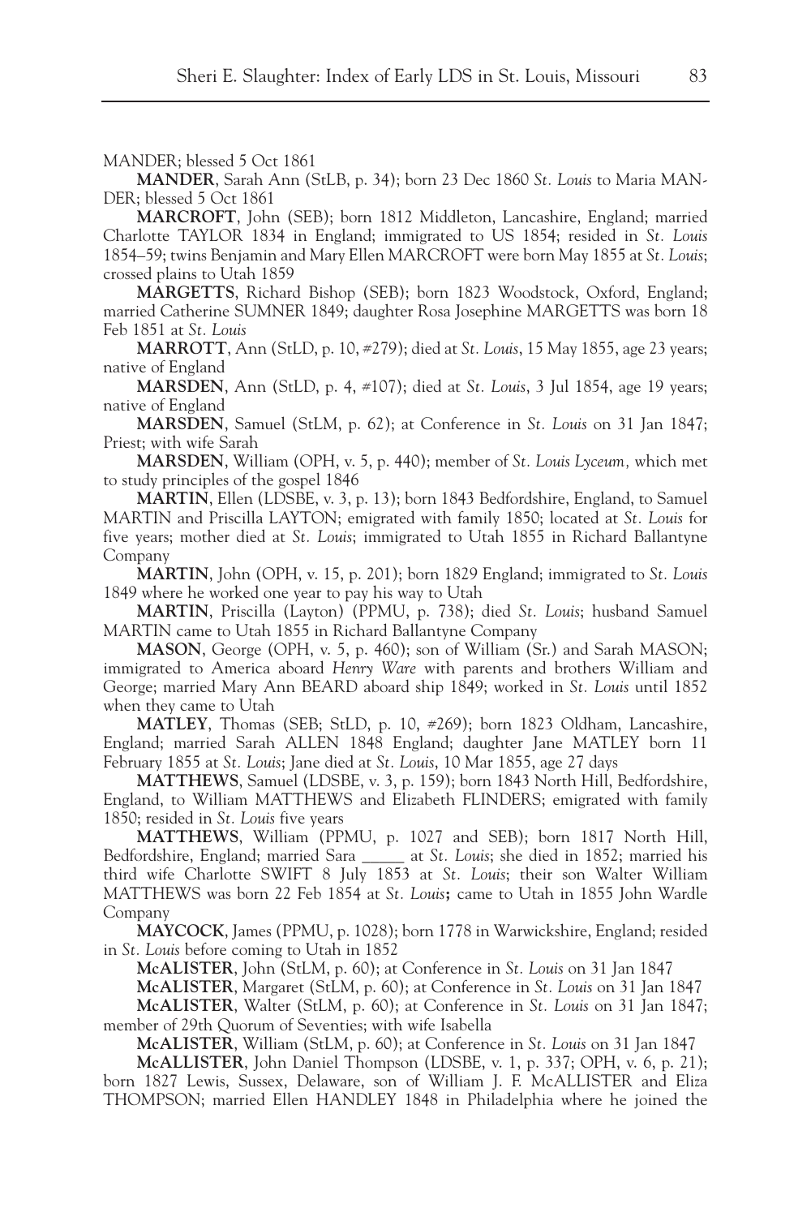MANDER; blessed 5 Oct 1861

**MANDER**, Sarah Ann (StLB, p. 34); born 23 Dec 1860 *St. Louis* to Maria MANDER; blessed 5 Oct 1861

**MARCROFT**, John (SEB); born 1812 Middleton, Lancashire, England; married Charlotte TAYLOR 1834 in England; immigrated to US 1854; resided in *St. Louis* 1854–59; twins Benjamin and Mary Ellen MARCROFT were born May 1855 at *St. Louis*; crossed plains to Utah 1859

**MARGETTS**, Richard Bishop (SEB); born 1823 Woodstock, Oxford, England; married Catherine SUMNER 1849; daughter Rosa Josephine MARGETTS was born 18 Feb 1851 at *St. Louis*

**MARROTT**, Ann (StLD, p. 10, #279); died at *St. Louis*, 15 May 1855, age 23 years; native of England

**MARSDEN**, Ann (StLD, p. 4, #107); died at *St. Louis*, 3 Jul 1854, age 19 years; native of England

**MARSDEN**, Samuel (StLM, p. 62); at Conference in *St. Louis* on 31 Jan 1847; Priest; with wife Sarah

**MARSDEN**, William (OPH, v. 5, p. 440); member of *St. Louis Lyceum*, which met to study principles of the gospel 1846

**MARTIN**, Ellen (LDSBE, v. 3, p. 13); born 1843 Bedfordshire, England, to Samuel MARTIN and Priscilla LAYTON; emigrated with family 1850; located at *St. Louis* for five years; mother died at *St. Louis*; immigrated to Utah 1855 in Richard Ballantyne Company

**MARTIN**, John (OPH, v. 15, p. 201); born 1829 England; immigrated to *St. Louis* 1849 where he worked one year to pay his way to Utah

**MARTIN**, Priscilla (Layton) (PPMU, p. 738); died *St. Louis*; husband Samuel MARTIN came to Utah 1855 in Richard Ballantyne Company

**MASON**, George (OPH, v. 5, p. 460); son of William (Sr.) and Sarah MASON; immigrated to America aboard *Henry Ware* with parents and brothers William and George; married Mary Ann BEARD aboard ship 1849; worked in *St. Louis* until 1852 when they came to Utah

**MATLEY**, Thomas (SEB; StLD, p. 10, #269); born 1823 Oldham, Lancashire, England; married Sarah ALLEN 1848 England; daughter Jane MATLEY born 11 February 1855 at *St. Louis*; Jane died at *St. Louis*, 10 Mar 1855, age 27 days

**MATTHEWS**, Samuel (LDSBE, v. 3, p. 159); born 1843 North Hill, Bedfordshire, England, to William MATTHEWS and Elizabeth FLINDERS; emigrated with family 1850; resided in *St. Louis* five years

**MATTHEWS**, William (PPMU, p. 1027 and SEB); born 1817 North Hill, Bedfordshire, England; married Sara _____ at *St. Louis*; she died in 1852; married his third wife Charlotte SWIFT 8 July 1853 at *St. Louis*; their son Walter William MATTHEWS was born 22 Feb 1854 at *St. Louis*; came to Utah in 1855 John Wardle Company

**MAYCOCK**, James (PPMU, p. 1028); born 1778 in Warwickshire, England; resided in *St. Louis* before coming to Utah in 1852

**McALISTER**, John (StLM, p. 60); at Conference in *St. Louis* on 31 Jan 1847

**McALISTER**, Margaret (StLM, p. 60); at Conference in *St. Louis* on 31 Jan 1847

**McALISTER**, Walter (StLM, p. 60); at Conference in *St. Louis* on 31 Jan 1847; member of 29th Quorum of Seventies; with wife Isabella

**McALISTER**, William (StLM, p. 60); at Conference in *St. Louis* on 31 Jan 1847

**McALLISTER**, John Daniel Thompson (LDSBE, v. 1, p. 337; OPH, v. 6, p. 21); born 1827 Lewis, Sussex, Delaware, son of William J. F. McALLISTER and Eliza THOMPSON; married Ellen HANDLEY 1848 in Philadelphia where he joined the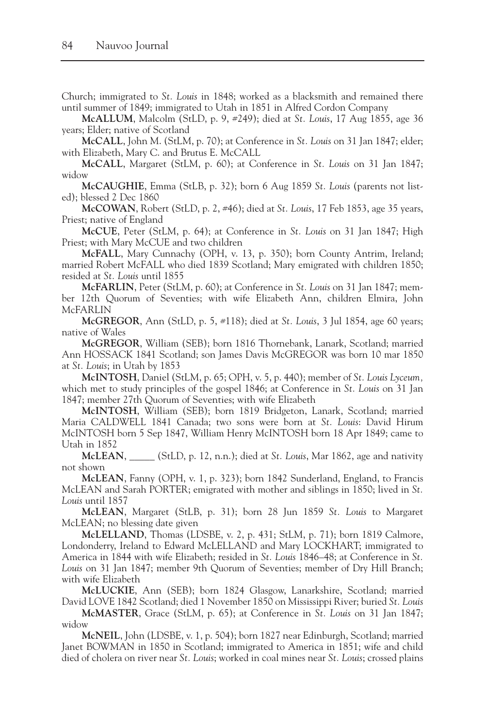Church; immigrated to *St. Louis* in 1848; worked as a blacksmith and remained there until summer of 1849; immigrated to Utah in 1851 in Alfred Cordon Company

**McALLUM**, Malcolm (StLD, p. 9, #249); died at *St. Louis*, 17 Aug 1855, age 36 years; Elder; native of Scotland

**McCALL**, John M. (StLM, p. 70); at Conference in *St. Louis* on 31 Jan 1847; elder; with Elizabeth, Mary C. and Brutus E. McCALL

**McCALL**, Margaret (StLM, p. 60); at Conference in *St. Louis* on 31 Jan 1847; widow

**McCAUGHIE**, Emma (StLB, p. 32); born 6 Aug 1859 *St. Louis* (parents not listed); blessed 2 Dec 1860

**McCOWAN**, Robert (StLD, p. 2, #46); died at *St. Louis*, 17 Feb 1853, age 35 years, Priest; native of England

**McCUE**, Peter (StLM, p. 64); at Conference in *St. Louis* on 31 Jan 1847; High Priest; with Mary McCUE and two children

**McFALL**, Mary Cunnachy (OPH, v. 13, p. 350); born County Antrim, Ireland; married Robert McFALL who died 1839 Scotland; Mary emigrated with children 1850; resided at *St. Louis* until 1855

**McFARLIN**, Peter (StLM, p. 60); at Conference in *St. Louis* on 31 Jan 1847; member 12th Quorum of Seventies; with wife Elizabeth Ann, children Elmira, John McFARLIN

**McGREGOR**, Ann (StLD, p. 5, #118); died at *St. Louis*, 3 Jul 1854, age 60 years; native of Wales

**McGREGOR**, William (SEB); born 1816 Thornebank, Lanark, Scotland; married Ann HOSSACK 1841 Scotland; son James Davis McGREGOR was born 10 mar 1850 at *St. Louis*; in Utah by 1853

**McINTOSH**, Daniel (StLM, p. 65; OPH, v. 5, p. 440); member of *St. Louis Lyceum,* which met to study principles of the gospel 1846; at Conference in *St. Louis* on 31 Jan 1847; member 27th Quorum of Seventies; with wife Elizabeth

**McINTOSH**, William (SEB); born 1819 Bridgeton, Lanark, Scotland; married Maria CALDWELL 1841 Canada; two sons were born at *St. Louis*: David Hirum McINTOSH born 5 Sep 1847, William Henry McINTOSH born 18 Apr 1849; came to Utah in 1852

**McLEAN**, _____ (StLD, p. 12, n.n.); died at *St. Louis*, Mar 1862, age and nativity not shown

**McLEAN**, Fanny (OPH, v. 1, p. 323); born 1842 Sunderland, England, to Francis McLEAN and Sarah PORTER; emigrated with mother and siblings in 1850; lived in *St. Louis* until 1857

**McLEAN**, Margaret (StLB, p. 31); born 28 Jun 1859 *St. Louis* to Margaret McLEAN; no blessing date given

**McLELLAND**, Thomas (LDSBE, v. 2, p. 431; StLM, p. 71); born 1819 Calmore, Londonderry, Ireland to Edward McLELLAND and Mary LOCKHART; immigrated to America in 1844 with wife Elizabeth; resided in *St. Louis* 1846–48; at Conference in *St. Louis* on 31 Jan 1847; member 9th Quorum of Seventies; member of Dry Hill Branch; with wife Elizabeth

**McLUCKIE**, Ann (SEB); born 1824 Glasgow, Lanarkshire, Scotland; married David LOVE 1842 Scotland; died 1 November 1850 on Mississippi River; buried *St. Louis*

**McMASTER**, Grace (StLM, p. 65); at Conference in *St. Louis* on 31 Jan 1847; widow

**McNEIL**, John (LDSBE, v. 1, p. 504); born 1827 near Edinburgh, Scotland; married Janet BOWMAN in 1850 in Scotland; immigrated to America in 1851; wife and child died of cholera on river near *St. Louis*; worked in coal mines near *St. Louis*; crossed plains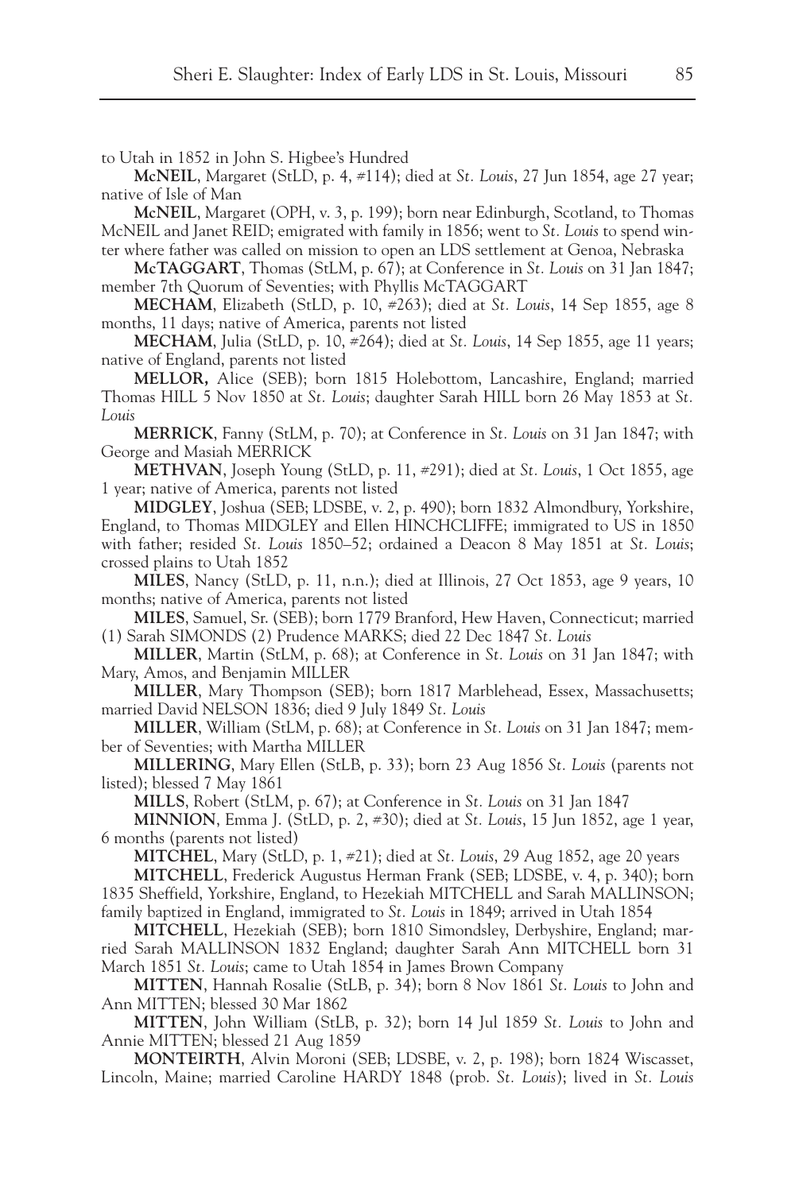to Utah in 1852 in John S. Higbee's Hundred

**McNEIL**, Margaret (StLD, p. 4, #114); died at *St. Louis*, 27 Jun 1854, age 27 year; native of Isle of Man

**McNEIL**, Margaret (OPH, v. 3, p. 199); born near Edinburgh, Scotland, to Thomas McNEIL and Janet REID; emigrated with family in 1856; went to *St. Louis* to spend winter where father was called on mission to open an LDS settlement at Genoa, Nebraska

**McTAGGART**, Thomas (StLM, p. 67); at Conference in *St. Louis* on 31 Jan 1847; member 7th Quorum of Seventies; with Phyllis McTAGGART

**MECHAM**, Elizabeth (StLD, p. 10, #263); died at *St. Louis*, 14 Sep 1855, age 8 months, 11 days; native of America, parents not listed

**MECHAM**, Julia (StLD, p. 10, #264); died at *St. Louis*, 14 Sep 1855, age 11 years; native of England, parents not listed

**MELLOR,** Alice (SEB); born 1815 Holebottom, Lancashire, England; married Thomas HILL 5 Nov 1850 at *St. Louis*; daughter Sarah HILL born 26 May 1853 at *St. Louis*

**MERRICK**, Fanny (StLM, p. 70); at Conference in *St. Louis* on 31 Jan 1847; with George and Masiah MERRICK

**METHVAN**, Joseph Young (StLD, p. 11, #291); died at *St. Louis*, 1 Oct 1855, age 1 year; native of America, parents not listed

**MIDGLEY**, Joshua (SEB; LDSBE, v. 2, p. 490); born 1832 Almondbury, Yorkshire, England, to Thomas MIDGLEY and Ellen HINCHCLIFFE; immigrated to US in 1850 with father; resided *St. Louis* 1850–52; ordained a Deacon 8 May 1851 at *St. Louis*; crossed plains to Utah 1852

**MILES**, Nancy (StLD, p. 11, n.n.); died at Illinois, 27 Oct 1853, age 9 years, 10 months; native of America, parents not listed

**MILES**, Samuel, Sr. (SEB); born 1779 Branford, Hew Haven, Connecticut; married (1) Sarah SIMONDS (2) Prudence MARKS; died 22 Dec 1847 *St. Louis*

**MILLER**, Martin (StLM, p. 68); at Conference in *St. Louis* on 31 Jan 1847; with Mary, Amos, and Benjamin MILLER

**MILLER**, Mary Thompson (SEB); born 1817 Marblehead, Essex, Massachusetts; married David NELSON 1836; died 9 July 1849 *St. Louis*

**MILLER**, William (StLM, p. 68); at Conference in *St. Louis* on 31 Jan 1847; member of Seventies; with Martha MILLER

**MILLERING**, Mary Ellen (StLB, p. 33); born 23 Aug 1856 *St. Louis* (parents not listed); blessed 7 May 1861

**MILLS**, Robert (StLM, p. 67); at Conference in *St. Louis* on 31 Jan 1847

**MINNION**, Emma J. (StLD, p. 2, #30); died at *St. Louis*, 15 Jun 1852, age 1 year, 6 months (parents not listed)

**MITCHEL**, Mary (StLD, p. 1, #21); died at *St. Louis*, 29 Aug 1852, age 20 years

**MITCHELL**, Frederick Augustus Herman Frank (SEB; LDSBE, v. 4, p. 340); born 1835 Sheffield, Yorkshire, England, to Hezekiah MITCHELL and Sarah MALLINSON; family baptized in England, immigrated to *St. Louis* in 1849; arrived in Utah 1854

**MITCHELL**, Hezekiah (SEB); born 1810 Simondsley, Derbyshire, England; married Sarah MALLINSON 1832 England; daughter Sarah Ann MITCHELL born 31 March 1851 *St. Louis*; came to Utah 1854 in James Brown Company

**MITTEN**, Hannah Rosalie (StLB, p. 34); born 8 Nov 1861 *St. Louis* to John and Ann MITTEN; blessed 30 Mar 1862

**MITTEN**, John William (StLB, p. 32); born 14 Jul 1859 *St. Louis* to John and Annie MITTEN; blessed 21 Aug 1859

**MONTEIRTH**, Alvin Moroni (SEB; LDSBE, v. 2, p. 198); born 1824 Wiscasset, Lincoln, Maine; married Caroline HARDY 1848 (prob. *St. Louis*); lived in *St. Louis*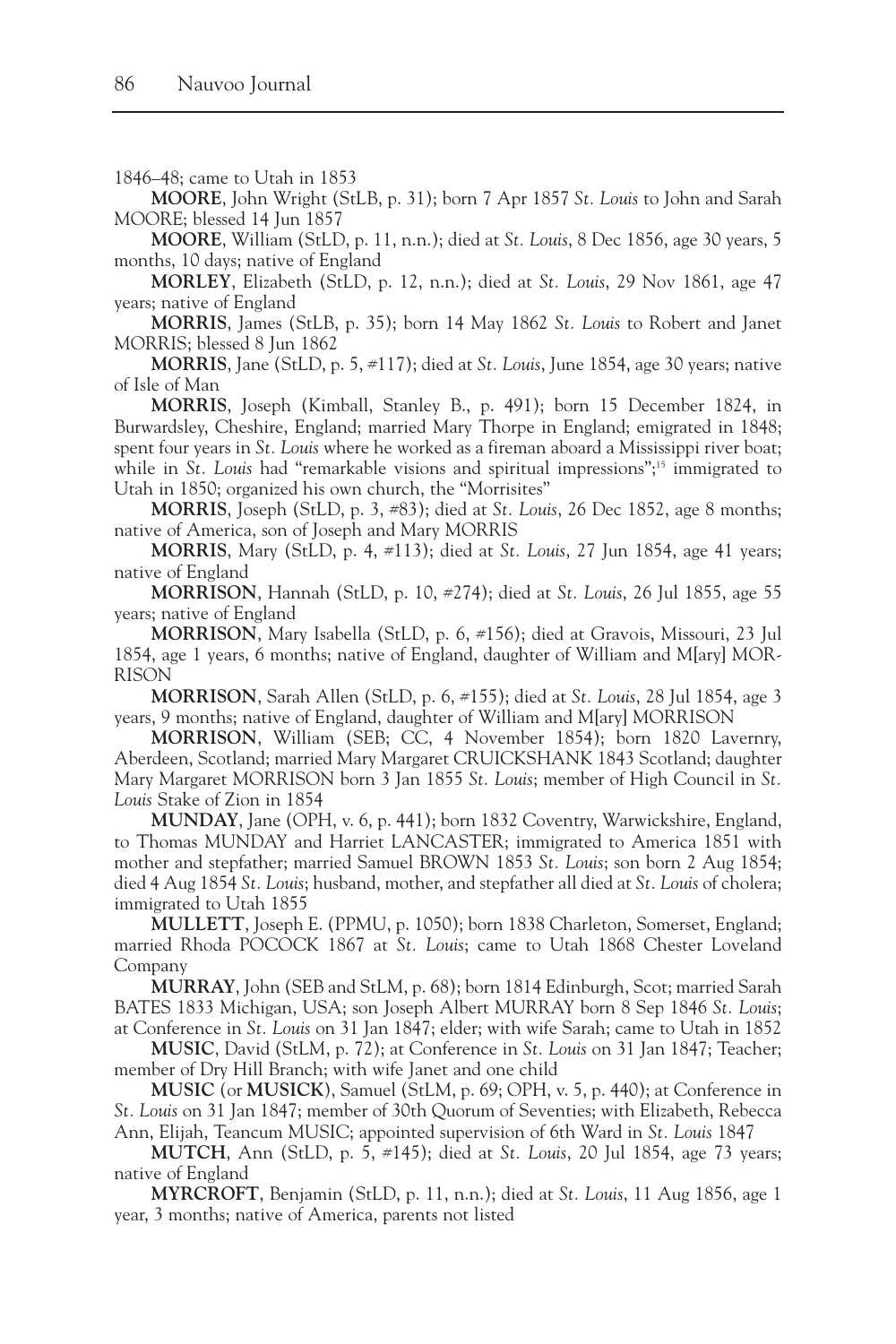1846–48; came to Utah in 1853

**MOORE**, John Wright (StLB, p. 31); born 7 Apr 1857 *St. Louis* to John and Sarah MOORE; blessed 14 Jun 1857

**MOORE**, William (StLD, p. 11, n.n.); died at *St. Louis*, 8 Dec 1856, age 30 years, 5 months, 10 days; native of England

**MORLEY**, Elizabeth (StLD, p. 12, n.n.); died at *St. Louis*, 29 Nov 1861, age 47 years; native of England

**MORRIS**, James (StLB, p. 35); born 14 May 1862 *St. Louis* to Robert and Janet MORRIS; blessed 8 Jun 1862

**MORRIS**, Jane (StLD, p. 5, #117); died at *St. Louis*, June 1854, age 30 years; native of Isle of Man

**MORRIS**, Joseph (Kimball, Stanley B., p. 491); born 15 December 1824, in Burwardsley, Cheshire, England; married Mary Thorpe in England; emigrated in 1848; spent four years in *St. Louis* where he worked as a fireman aboard a Mississippi river boat; while in *St. Louis* had "remarkable visions and spiritual impressions";[15] immigrated to Utah in 1850; organized his own church, the "Morrisites"

**MORRIS**, Joseph (StLD, p. 3, #83); died at *St. Louis*, 26 Dec 1852, age 8 months; native of America, son of Joseph and Mary MORRIS

**MORRIS**, Mary (StLD, p. 4, #113); died at *St. Louis*, 27 Jun 1854, age 41 years; native of England

**MORRISON**, Hannah (StLD, p. 10, #274); died at *St. Louis*, 26 Jul 1855, age 55 years; native of England

**MORRISON**, Mary Isabella (StLD, p. 6, #156); died at Gravois, Missouri, 23 Jul 1854, age 1 years, 6 months; native of England, daughter of William and M[ary] MORRISON

**MORRISON**, Sarah Allen (StLD, p. 6, #155); died at *St. Louis*, 28 Jul 1854, age 3 years, 9 months; native of England, daughter of William and M[ary] MORRISON

**MORRISON**, William (SEB; CC, 4 November 1854); born 1820 Lavernry, Aberdeen, Scotland; married Mary Margaret CRUICKSHANK 1843 Scotland; daughter Mary Margaret MORRISON born 3 Jan 1855 *St. Louis*; member of High Council in *St. Louis* Stake of Zion in 1854

**MUNDAY**, Jane (OPH, v. 6, p. 441); born 1832 Coventry, Warwickshire, England, to Thomas MUNDAY and Harriet LANCASTER; immigrated to America 1851 with mother and stepfather; married Samuel BROWN 1853 *St. Louis*; son born 2 Aug 1854; died 4 Aug 1854 *St. Louis*; husband, mother, and stepfather all died at *St. Louis* of cholera; immigrated to Utah 1855

**MULLETT**, Joseph E. (PPMU, p. 1050); born 1838 Charleton, Somerset, England; married Rhoda POCOCK 1867 at *St. Louis*; came to Utah 1868 Chester Loveland Company

**MURRAY**, John (SEB and StLM, p. 68); born 1814 Edinburgh, Scot; married Sarah BATES 1833 Michigan, USA; son Joseph Albert MURRAY born 8 Sep 1846 *St. Louis*; at Conference in *St. Louis* on 31 Jan 1847; elder; with wife Sarah; came to Utah in 1852

**MUSIC**, David (StLM, p. 72); at Conference in *St. Louis* on 31 Jan 1847; Teacher; member of Dry Hill Branch; with wife Janet and one child

**MUSIC** (or **MUSICK**), Samuel (StLM, p. 69; OPH, v. 5, p. 440); at Conference in *St. Louis* on 31 Jan 1847; member of 30th Quorum of Seventies; with Elizabeth, Rebecca Ann, Elijah, Teancum MUSIC; appointed supervision of 6th Ward in *St. Louis* 1847

**MUTCH**, Ann (StLD, p. 5, #145); died at *St. Louis*, 20 Jul 1854, age 73 years; native of England

**MYRCROFT**, Benjamin (StLD, p. 11, n.n.); died at *St. Louis*, 11 Aug 1856, age 1 year, 3 months; native of America, parents not listed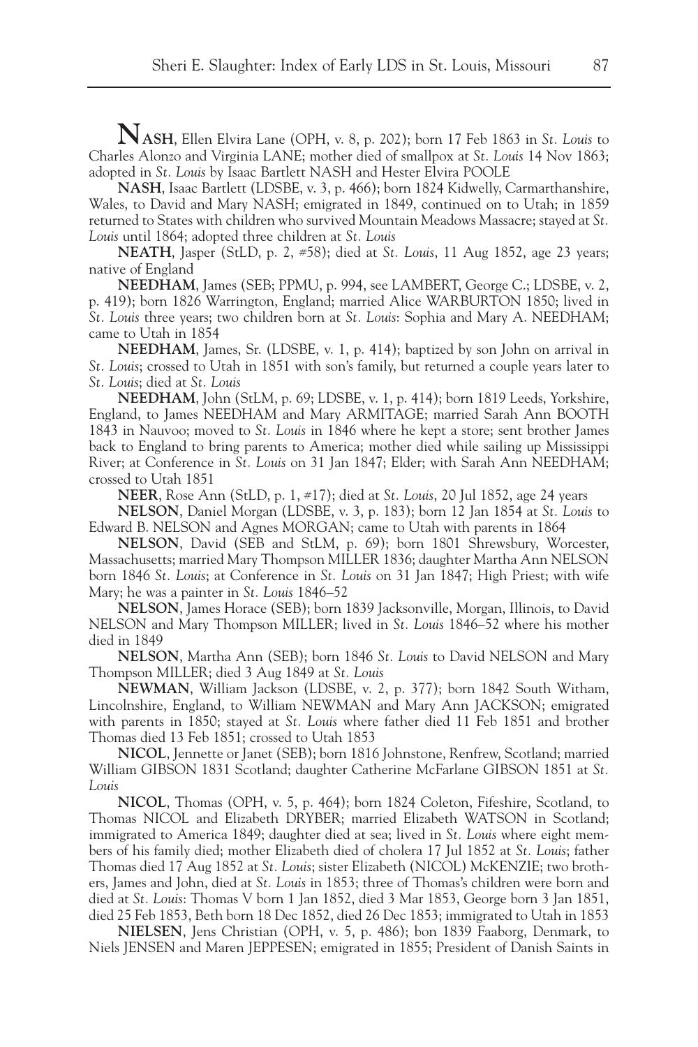**NASH**, Ellen Elvira Lane (OPH, v. 8, p. 202); born 17 Feb 1863 in *St. Louis* to Charles Alonzo and Virginia LANE; mother died of smallpox at *St. Louis* 14 Nov 1863; adopted in *St. Louis* by Isaac Bartlett NASH and Hester Elvira POOLE

**NASH**, Isaac Bartlett (LDSBE, v. 3, p. 466); born 1824 Kidwelly, Carmarthanshire, Wales, to David and Mary NASH; emigrated in 1849, continued on to Utah; in 1859 returned to States with children who survived Mountain Meadows Massacre; stayed at *St. Louis* until 1864; adopted three children at *St. Louis*

**NEATH**, Jasper (StLD, p. 2, #58); died at *St. Louis*, 11 Aug 1852, age 23 years; native of England

**NEEDHAM**, James (SEB; PPMU, p. 994, see LAMBERT, George C.; LDSBE, v. 2, p. 419); born 1826 Warrington, England; married Alice WARBURTON 1850; lived in *St. Louis* three years; two children born at *St. Louis*: Sophia and Mary A. NEEDHAM; came to Utah in 1854

**NEEDHAM**, James, Sr. (LDSBE, v. 1, p. 414); baptized by son John on arrival in *St. Louis*; crossed to Utah in 1851 with son's family, but returned a couple years later to *St. Louis*; died at *St. Louis*

**NEEDHAM**, John (StLM, p. 69; LDSBE, v. 1, p. 414); born 1819 Leeds, Yorkshire, England, to James NEEDHAM and Mary ARMITAGE; married Sarah Ann BOOTH 1843 in Nauvoo; moved to *St. Louis* in 1846 where he kept a store; sent brother James back to England to bring parents to America; mother died while sailing up Mississippi River; at Conference in *St. Louis* on 31 Jan 1847; Elder; with Sarah Ann NEEDHAM; crossed to Utah 1851

**NEER**, Rose Ann (StLD, p. 1, #17); died at *St. Louis*, 20 Jul 1852, age 24 years

**NELSON**, Daniel Morgan (LDSBE, v. 3, p. 183); born 12 Jan 1854 at *St. Louis* to Edward B. NELSON and Agnes MORGAN; came to Utah with parents in 1864

**NELSON**, David (SEB and StLM, p. 69); born 1801 Shrewsbury, Worcester, Massachusetts; married Mary Thompson MILLER 1836; daughter Martha Ann NELSON born 1846 *St. Louis*; at Conference in *St. Louis* on 31 Jan 1847; High Priest; with wife Mary; he was a painter in *St. Louis* 1846–52

**NELSON**, James Horace (SEB); born 1839 Jacksonville, Morgan, Illinois, to David NELSON and Mary Thompson MILLER; lived in *St. Louis* 1846–52 where his mother died in 1849

**NELSON**, Martha Ann (SEB); born 1846 *St. Louis* to David NELSON and Mary Thompson MILLER; died 3 Aug 1849 at *St. Louis*

**NEWMAN**, William Jackson (LDSBE, v. 2, p. 377); born 1842 South Witham, Lincolnshire, England, to William NEWMAN and Mary Ann JACKSON; emigrated with parents in 1850; stayed at *St. Louis* where father died 11 Feb 1851 and brother Thomas died 13 Feb 1851; crossed to Utah 1853

**NICOL**, Jennette or Janet (SEB); born 1816 Johnstone, Renfrew, Scotland; married William GIBSON 1831 Scotland; daughter Catherine McFarlane GIBSON 1851 at *St. Louis*

**NICOL**, Thomas (OPH, v. 5, p. 464); born 1824 Coleton, Fifeshire, Scotland, to Thomas NICOL and Elizabeth DRYBER; married Elizabeth WATSON in Scotland; immigrated to America 1849; daughter died at sea; lived in *St. Louis* where eight members of his family died; mother Elizabeth died of cholera 17 Jul 1852 at *St. Louis*; father Thomas died 17 Aug 1852 at *St. Louis*; sister Elizabeth (NICOL) McKENZIE; two brothers, James and John, died at *St. Louis* in 1853; three of Thomas's children were born and died at *St. Louis*: Thomas V born 1 Jan 1852, died 3 Mar 1853, George born 3 Jan 1851, died 25 Feb 1853, Beth born 18 Dec 1852, died 26 Dec 1853; immigrated to Utah in 1853

**NIELSEN**, Jens Christian (OPH, v. 5, p. 486); bon 1839 Faaborg, Denmark, to Niels JENSEN and Maren JEPPESEN; emigrated in 1855; President of Danish Saints in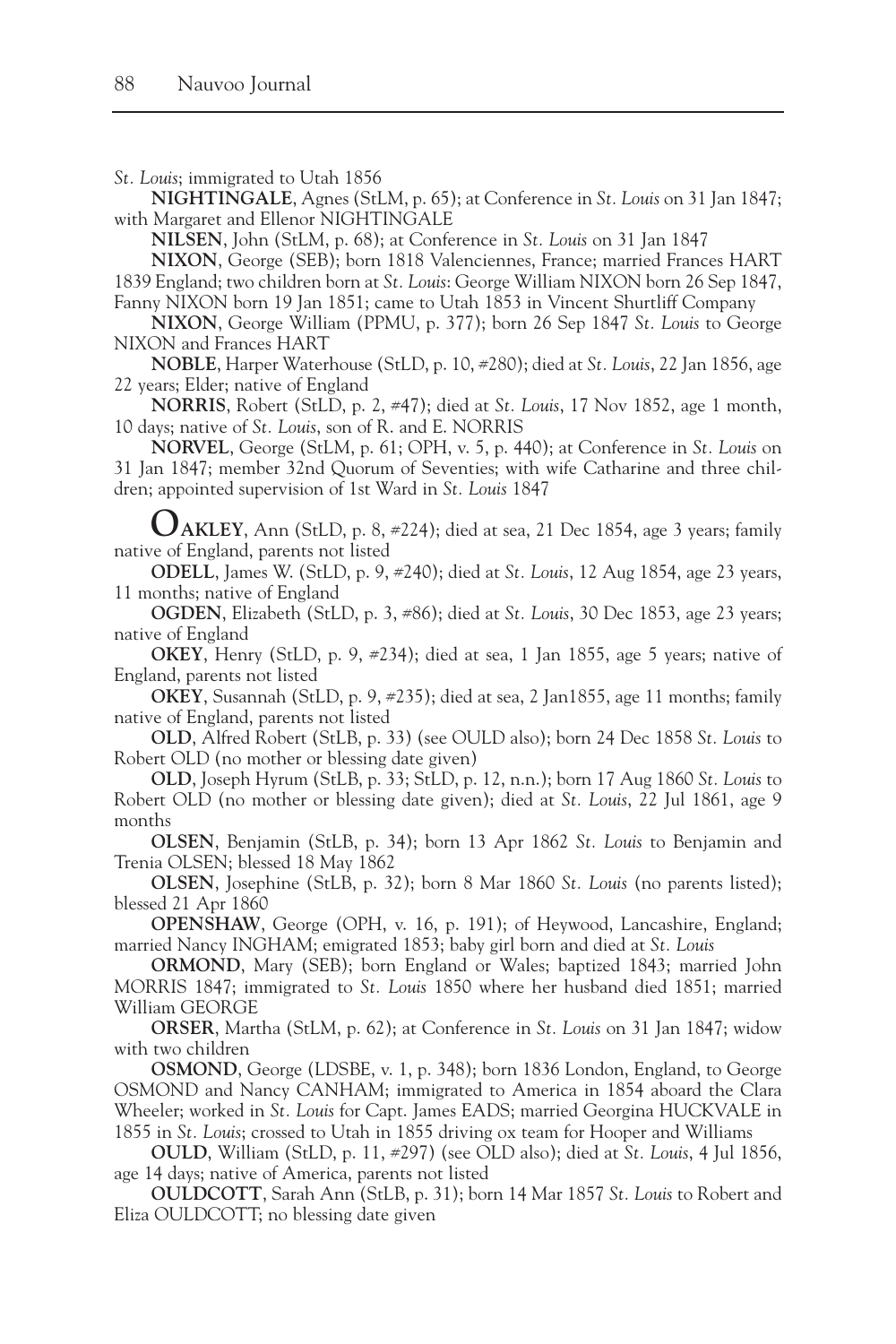*St. Louis*; immigrated to Utah 1856

**NIGHTINGALE**, Agnes (StLM, p. 65); at Conference in *St. Louis* on 31 Jan 1847; with Margaret and Ellenor NIGHTINGALE

**NILSEN**, John (StLM, p. 68); at Conference in *St. Louis* on 31 Jan 1847

**NIXON**, George (SEB); born 1818 Valenciennes, France; married Frances HART 1839 England; two children born at *St. Louis*: George William NIXON born 26 Sep 1847, Fanny NIXON born 19 Jan 1851; came to Utah 1853 in Vincent Shurtliff Company

**NIXON**, George William (PPMU, p. 377); born 26 Sep 1847 *St. Louis* to George NIXON and Frances HART

**NOBLE**, Harper Waterhouse (StLD, p. 10, #280); died at *St. Louis*, 22 Jan 1856, age 22 years; Elder; native of England

**NORRIS**, Robert (StLD, p. 2, #47); died at *St. Louis*, 17 Nov 1852, age 1 month, 10 days; native of *St. Louis*, son of R. and E. NORRIS

**NORVEL**, George (StLM, p. 61; OPH, v. 5, p. 440); at Conference in *St. Louis* on 31 Jan 1847; member 32nd Quorum of Seventies; with wife Catharine and three children; appointed supervision of 1st Ward in *St. Louis* 1847

**OAKLEY**, Ann (StLD, p. 8, #224); died at sea, 21 Dec 1854, age 3 years; family native of England, parents not listed

**ODELL**, James W. (StLD, p. 9, #240); died at *St. Louis*, 12 Aug 1854, age 23 years, 11 months; native of England

**OGDEN**, Elizabeth (StLD, p. 3, #86); died at *St. Louis*, 30 Dec 1853, age 23 years; native of England

**OKEY**, Henry (StLD, p. 9, #234); died at sea, 1 Jan 1855, age 5 years; native of England, parents not listed

**OKEY**, Susannah (StLD, p. 9, #235); died at sea, 2 Jan1855, age 11 months; family native of England, parents not listed

**OLD**, Alfred Robert (StLB, p. 33) (see OULD also); born 24 Dec 1858 *St. Louis* to Robert OLD (no mother or blessing date given)

**OLD**, Joseph Hyrum (StLB, p. 33; StLD, p. 12, n.n.); born 17 Aug 1860 *St. Louis* to Robert OLD (no mother or blessing date given); died at *St. Louis*, 22 Jul 1861, age 9 months

**OLSEN**, Benjamin (StLB, p. 34); born 13 Apr 1862 *St. Louis* to Benjamin and Trenia OLSEN; blessed 18 May 1862

**OLSEN**, Josephine (StLB, p. 32); born 8 Mar 1860 *St. Louis* (no parents listed); blessed 21 Apr 1860

**OPENSHAW**, George (OPH, v. 16, p. 191); of Heywood, Lancashire, England; married Nancy INGHAM; emigrated 1853; baby girl born and died at *St. Louis*

**ORMOND**, Mary (SEB); born England or Wales; baptized 1843; married John MORRIS 1847; immigrated to *St. Louis* 1850 where her husband died 1851; married William GEORGE

**ORSER**, Martha (StLM, p. 62); at Conference in *St. Louis* on 31 Jan 1847; widow with two children

**OSMOND**, George (LDSBE, v. 1, p. 348); born 1836 London, England, to George OSMOND and Nancy CANHAM; immigrated to America in 1854 aboard the Clara Wheeler; worked in *St. Louis* for Capt. James EADS; married Georgina HUCKVALE in 1855 in *St. Louis*; crossed to Utah in 1855 driving ox team for Hooper and Williams

**OULD**, William (StLD, p. 11, #297) (see OLD also); died at *St. Louis*, 4 Jul 1856, age 14 days; native of America, parents not listed

**OULDCOTT**, Sarah Ann (StLB, p. 31); born 14 Mar 1857 *St. Louis* to Robert and Eliza OULDCOTT; no blessing date given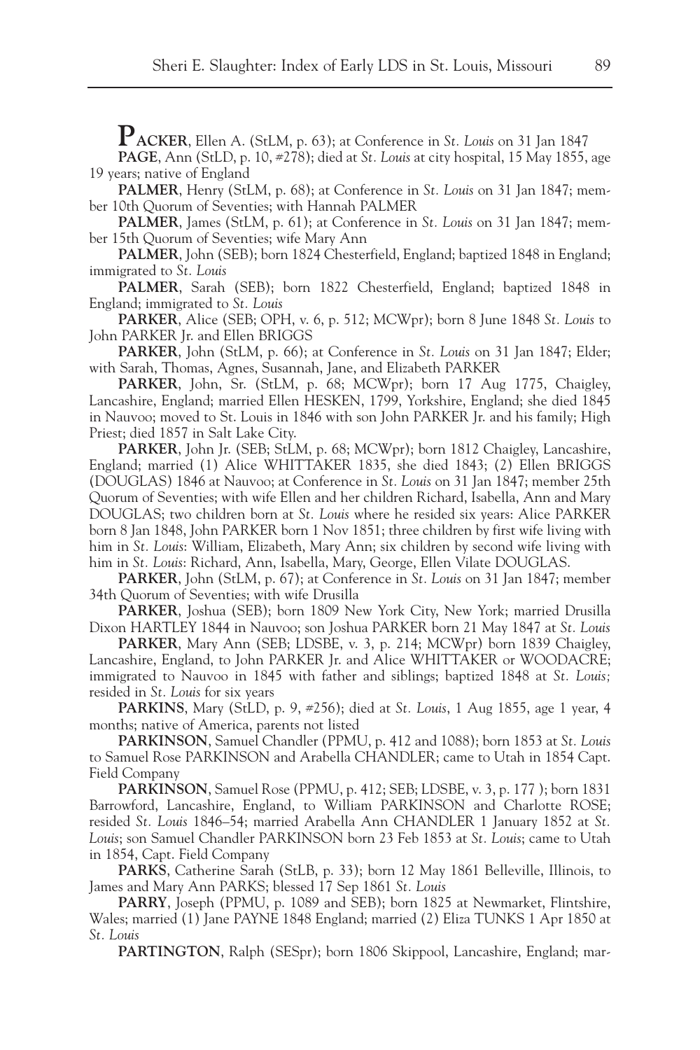**PACKER**, Ellen A. (StLM, p. 63); at Conference in *St. Louis* on 31 Jan 1847

**PAGE**, Ann (StLD, p. 10, #278); died at *St. Louis* at city hospital, 15 May 1855, age 19 years; native of England

**PALMER**, Henry (StLM, p. 68); at Conference in *St. Louis* on 31 Jan 1847; member 10th Quorum of Seventies; with Hannah PALMER

**PALMER**, James (StLM, p. 61); at Conference in *St. Louis* on 31 Jan 1847; member 15th Quorum of Seventies; wife Mary Ann

**PALMER**, John (SEB); born 1824 Chesterfield, England; baptized 1848 in England; immigrated to *St. Louis*

**PALMER**, Sarah (SEB); born 1822 Chesterfield, England; baptized 1848 in England; immigrated to *St. Louis*

**PARKER**, Alice (SEB; OPH, v. 6, p. 512; MCWpr); born 8 June 1848 *St. Louis* to John PARKER Jr. and Ellen BRIGGS

**PARKER**, John (StLM, p. 66); at Conference in *St. Louis* on 31 Jan 1847; Elder; with Sarah, Thomas, Agnes, Susannah, Jane, and Elizabeth PARKER

**PARKER**, John, Sr. (StLM, p. 68; MCWpr); born 17 Aug 1775, Chaigley, Lancashire, England; married Ellen HESKEN, 1799, Yorkshire, England; she died 1845 in Nauvoo; moved to St. Louis in 1846 with son John PARKER Jr. and his family; High Priest; died 1857 in Salt Lake City.

**PARKER**, John Jr. (SEB; StLM, p. 68; MCWpr); born 1812 Chaigley, Lancashire, England; married (1) Alice WHITTAKER 1835, she died 1843; (2) Ellen BRIGGS (DOUGLAS) 1846 at Nauvoo; at Conference in *St. Louis* on 31 Jan 1847; member 25th Quorum of Seventies; with wife Ellen and her children Richard, Isabella, Ann and Mary DOUGLAS; two children born at *St. Louis* where he resided six years: Alice PARKER born 8 Jan 1848, John PARKER born 1 Nov 1851; three children by first wife living with him in *St. Louis*: William, Elizabeth, Mary Ann; six children by second wife living with him in *St. Louis*: Richard, Ann, Isabella, Mary, George, Ellen Vilate DOUGLAS.

**PARKER**, John (StLM, p. 67); at Conference in *St. Louis* on 31 Jan 1847; member 34th Quorum of Seventies; with wife Drusilla

**PARKER**, Joshua (SEB); born 1809 New York City, New York; married Drusilla Dixon HARTLEY 1844 in Nauvoo; son Joshua PARKER born 21 May 1847 at *St. Louis*

**PARKER**, Mary Ann (SEB; LDSBE, v. 3, p. 214; MCWpr) born 1839 Chaigley, Lancashire, England, to John PARKER Jr. and Alice WHITTAKER or WOODACRE; immigrated to Nauvoo in 1845 with father and siblings; baptized 1848 at *St. Louis;* resided in *St. Louis* for six years

**PARKINS**, Mary (StLD, p. 9, #256); died at *St. Louis*, 1 Aug 1855, age 1 year, 4 months; native of America, parents not listed

**PARKINSON**, Samuel Chandler (PPMU, p. 412 and 1088); born 1853 at *St. Louis* to Samuel Rose PARKINSON and Arabella CHANDLER; came to Utah in 1854 Capt. Field Company

**PARKINSON**, Samuel Rose (PPMU, p. 412; SEB; LDSBE, v. 3, p. 177 ); born 1831 Barrowford, Lancashire, England, to William PARKINSON and Charlotte ROSE; resided *St. Louis* 1846–54; married Arabella Ann CHANDLER 1 January 1852 at *St. Louis*; son Samuel Chandler PARKINSON born 23 Feb 1853 at *St. Louis*; came to Utah in 1854, Capt. Field Company

**PARKS**, Catherine Sarah (StLB, p. 33); born 12 May 1861 Belleville, Illinois, to James and Mary Ann PARKS; blessed 17 Sep 1861 *St. Louis*

**PARRY**, Joseph (PPMU, p. 1089 and SEB); born 1825 at Newmarket, Flintshire, Wales; married (1) Jane PAYNE 1848 England; married (2) Eliza TUNKS 1 Apr 1850 at *St. Louis*

**PARTINGTON**, Ralph (SESpr); born 1806 Skippool, Lancashire, England; mar-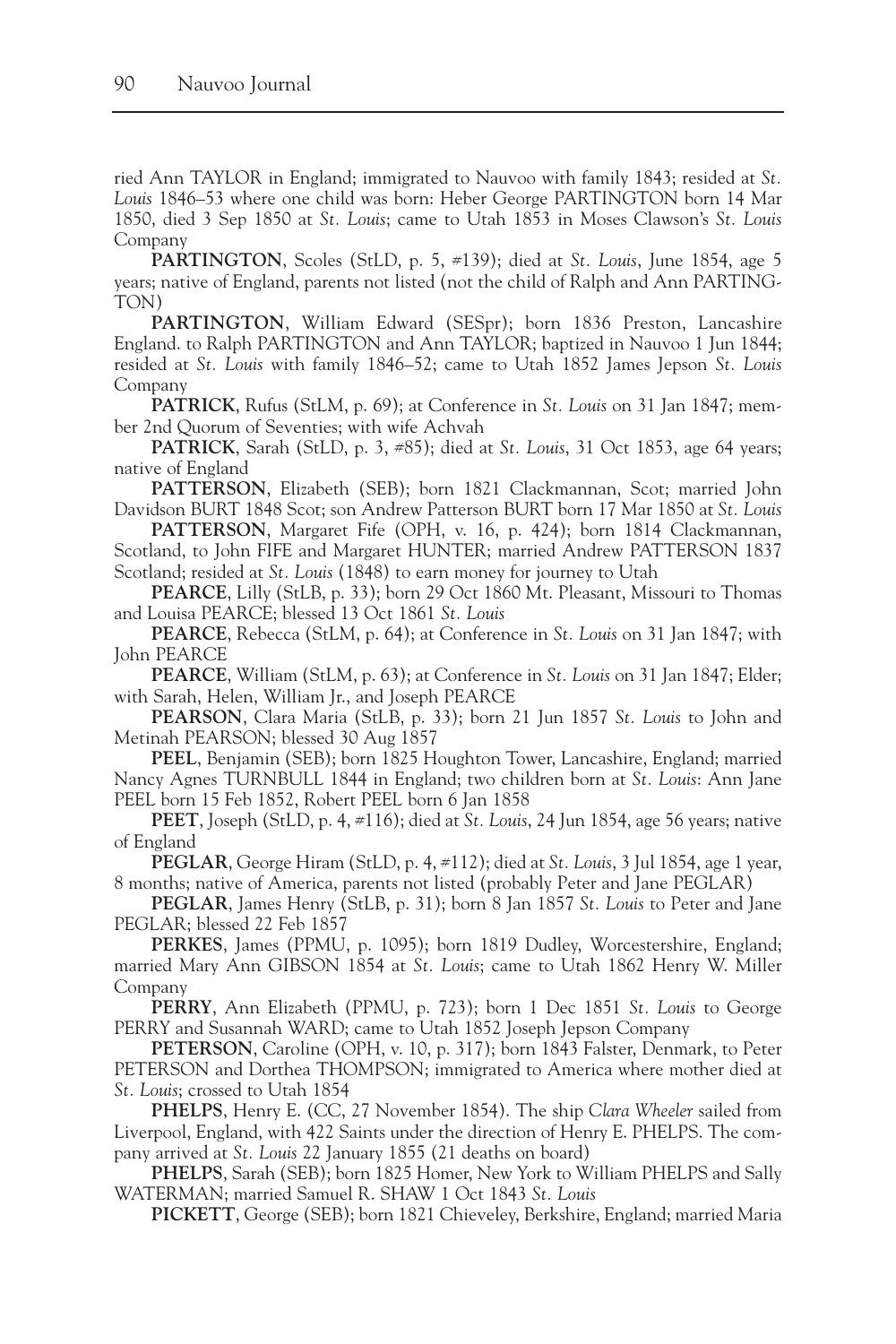ried Ann TAYLOR in England; immigrated to Nauvoo with family 1843; resided at *St. Louis* 1846–53 where one child was born: Heber George PARTINGTON born 14 Mar 1850, died 3 Sep 1850 at *St. Louis*; came to Utah 1853 in Moses Clawson's *St. Louis* Company

**PARTINGTON**, Scoles (StLD, p. 5, #139); died at *St. Louis*, June 1854, age 5 years; native of England, parents not listed (not the child of Ralph and Ann PARTINGTON)

**PARTINGTON**, William Edward (SESpr); born 1836 Preston, Lancashire England. to Ralph PARTINGTON and Ann TAYLOR; baptized in Nauvoo 1 Jun 1844; resided at *St. Louis* with family 1846–52; came to Utah 1852 James Jepson *St. Louis* Company

**PATRICK**, Rufus (StLM, p. 69); at Conference in *St. Louis* on 31 Jan 1847; member 2nd Quorum of Seventies; with wife Achvah

**PATRICK**, Sarah (StLD, p. 3, #85); died at *St. Louis*, 31 Oct 1853, age 64 years; native of England

**PATTERSON**, Elizabeth (SEB); born 1821 Clackmannan, Scot; married John Davidson BURT 1848 Scot; son Andrew Patterson BURT born 17 Mar 1850 at *St. Louis*

**PATTERSON**, Margaret Fife (OPH, v. 16, p. 424); born 1814 Clackmannan, Scotland, to John FIFE and Margaret HUNTER; married Andrew PATTERSON 1837 Scotland; resided at *St. Louis* (1848) to earn money for journey to Utah

**PEARCE**, Lilly (StLB, p. 33); born 29 Oct 1860 Mt. Pleasant, Missouri to Thomas and Louisa PEARCE; blessed 13 Oct 1861 *St. Louis*

**PEARCE**, Rebecca (StLM, p. 64); at Conference in *St. Louis* on 31 Jan 1847; with John PEARCE

**PEARCE**, William (StLM, p. 63); at Conference in *St. Louis* on 31 Jan 1847; Elder; with Sarah, Helen, William Jr., and Joseph PEARCE

**PEARSON**, Clara Maria (StLB, p. 33); born 21 Jun 1857 *St. Louis* to John and Metinah PEARSON; blessed 30 Aug 1857

**PEEL**, Benjamin (SEB); born 1825 Houghton Tower, Lancashire, England; married Nancy Agnes TURNBULL 1844 in England; two children born at *St. Louis*: Ann Jane PEEL born 15 Feb 1852, Robert PEEL born 6 Jan 1858

**PEET**, Joseph (StLD, p. 4, #116); died at *St. Louis*, 24 Jun 1854, age 56 years; native of England

**PEGLAR**, George Hiram (StLD, p. 4, #112); died at *St. Louis*, 3 Jul 1854, age 1 year, 8 months; native of America, parents not listed (probably Peter and Jane PEGLAR)

**PEGLAR**, James Henry (StLB, p. 31); born 8 Jan 1857 *St. Louis* to Peter and Jane PEGLAR; blessed 22 Feb 1857

**PERKES**, James (PPMU, p. 1095); born 1819 Dudley, Worcestershire, England; married Mary Ann GIBSON 1854 at *St. Louis*; came to Utah 1862 Henry W. Miller Company

**PERRY**, Ann Elizabeth (PPMU, p. 723); born 1 Dec 1851 *St. Louis* to George PERRY and Susannah WARD; came to Utah 1852 Joseph Jepson Company

**PETERSON**, Caroline (OPH, v. 10, p. 317); born 1843 Falster, Denmark, to Peter PETERSON and Dorthea THOMPSON; immigrated to America where mother died at *St. Louis*; crossed to Utah 1854

**PHELPS**, Henry E. (CC, 27 November 1854). The ship *Clara Wheeler* sailed from Liverpool, England, with 422 Saints under the direction of Henry E. PHELPS. The company arrived at *St. Louis* 22 January 1855 (21 deaths on board)

**PHELPS**, Sarah (SEB); born 1825 Homer, New York to William PHELPS and Sally WATERMAN; married Samuel R. SHAW 1 Oct 1843 *St. Louis*

**PICKETT**, George (SEB); born 1821 Chieveley, Berkshire, England; married Maria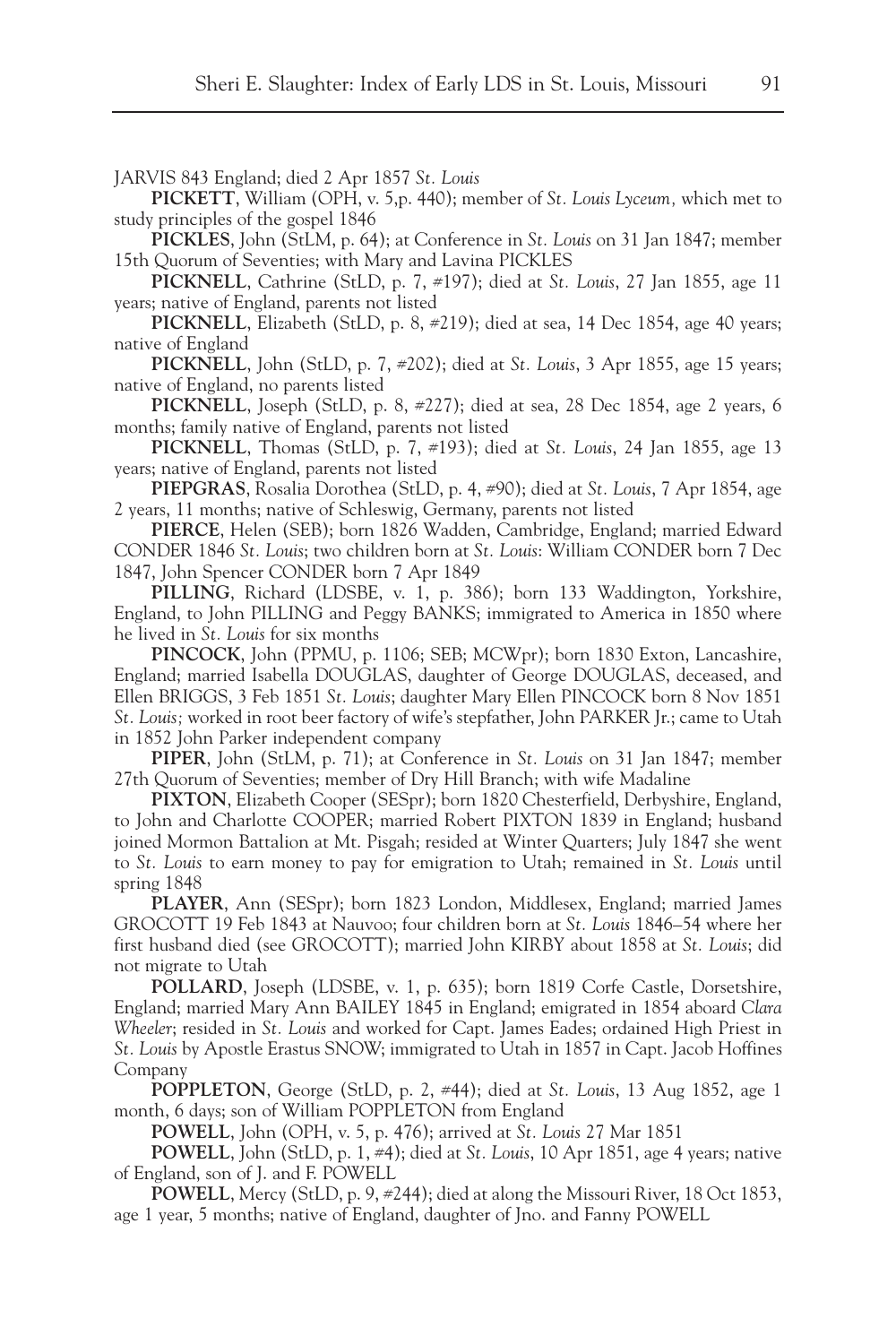JARVIS 843 England; died 2 Apr 1857 *St. Louis*

**PICKETT**, William (OPH, v. 5,p. 440); member of *St. Louis Lyceum,* which met to study principles of the gospel 1846

**PICKLES**, John (StLM, p. 64); at Conference in *St. Louis* on 31 Jan 1847; member 15th Quorum of Seventies; with Mary and Lavina PICKLES

**PICKNELL**, Cathrine (StLD, p. 7, #197); died at *St. Louis*, 27 Jan 1855, age 11 years; native of England, parents not listed

**PICKNELL**, Elizabeth (StLD, p. 8, #219); died at sea, 14 Dec 1854, age 40 years; native of England

**PICKNELL**, John (StLD, p. 7, #202); died at *St. Louis*, 3 Apr 1855, age 15 years; native of England, no parents listed

**PICKNELL**, Joseph (StLD, p. 8, #227); died at sea, 28 Dec 1854, age 2 years, 6 months; family native of England, parents not listed

**PICKNELL**, Thomas (StLD, p. 7, #193); died at *St. Louis*, 24 Jan 1855, age 13 years; native of England, parents not listed

**PIEPGRAS**, Rosalia Dorothea (StLD, p. 4, #90); died at *St. Louis*, 7 Apr 1854, age 2 years, 11 months; native of Schleswig, Germany, parents not listed

**PIERCE**, Helen (SEB); born 1826 Wadden, Cambridge, England; married Edward CONDER 1846 *St. Louis*; two children born at *St. Louis*: William CONDER born 7 Dec 1847, John Spencer CONDER born 7 Apr 1849

**PILLING**, Richard (LDSBE, v. 1, p. 386); born 133 Waddington, Yorkshire, England, to John PILLING and Peggy BANKS; immigrated to America in 1850 where he lived in *St. Louis* for six months

**PINCOCK**, John (PPMU, p. 1106; SEB; MCWpr); born 1830 Exton, Lancashire, England; married Isabella DOUGLAS, daughter of George DOUGLAS, deceased, and Ellen BRIGGS, 3 Feb 1851 *St. Louis*; daughter Mary Ellen PINCOCK born 8 Nov 1851 *St. Louis;* worked in root beer factory of wife's stepfather, John PARKER Jr.; came to Utah in 1852 John Parker independent company

**PIPER**, John (StLM, p. 71); at Conference in *St. Louis* on 31 Jan 1847; member 27th Quorum of Seventies; member of Dry Hill Branch; with wife Madaline

**PIXTON**, Elizabeth Cooper (SESpr); born 1820 Chesterfield, Derbyshire, England, to John and Charlotte COOPER; married Robert PIXTON 1839 in England; husband joined Mormon Battalion at Mt. Pisgah; resided at Winter Quarters; July 1847 she went to *St. Louis* to earn money to pay for emigration to Utah; remained in *St. Louis* until spring 1848

**PLAYER**, Ann (SESpr); born 1823 London, Middlesex, England; married James GROCOTT 19 Feb 1843 at Nauvoo; four children born at *St. Louis* 1846–54 where her first husband died (see GROCOTT); married John KIRBY about 1858 at *St. Louis*; did not migrate to Utah

**POLLARD**, Joseph (LDSBE, v. 1, p. 635); born 1819 Corfe Castle, Dorsetshire, England; married Mary Ann BAILEY 1845 in England; emigrated in 1854 aboard *Clara Wheeler*; resided in *St. Louis* and worked for Capt. James Eades; ordained High Priest in *St. Louis* by Apostle Erastus SNOW; immigrated to Utah in 1857 in Capt. Jacob Hoffines Company

**POPPLETON**, George (StLD, p. 2, #44); died at *St. Louis*, 13 Aug 1852, age 1 month, 6 days; son of William POPPLETON from England

**POWELL**, John (OPH, v. 5, p. 476); arrived at *St. Louis* 27 Mar 1851

**POWELL**, John (StLD, p. 1, #4); died at *St. Louis*, 10 Apr 1851, age 4 years; native of England, son of J. and F. POWELL

**POWELL**, Mercy (StLD, p. 9, #244); died at along the Missouri River, 18 Oct 1853, age 1 year, 5 months; native of England, daughter of Jno. and Fanny POWELL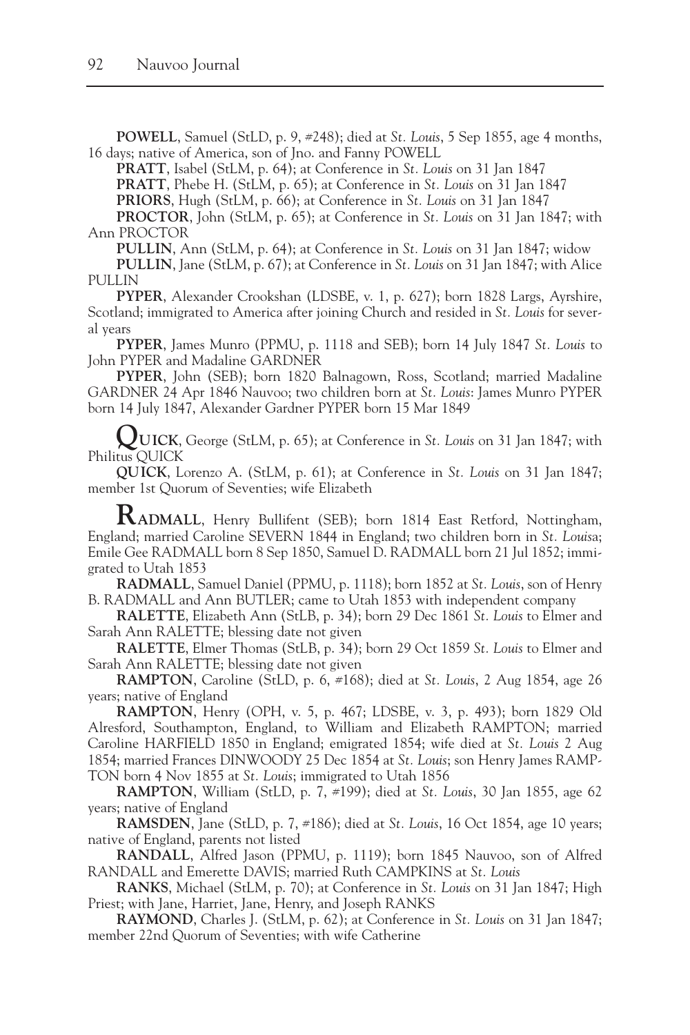**POWELL**, Samuel (StLD, p. 9, #248); died at *St. Louis*, 5 Sep 1855, age 4 months, 16 days; native of America, son of Jno. and Fanny POWELL

**PRATT**, Isabel (StLM, p. 64); at Conference in *St. Louis* on 31 Jan 1847

**PRATT**, Phebe H. (StLM, p. 65); at Conference in *St. Louis* on 31 Jan 1847

**PRIORS**, Hugh (StLM, p. 66); at Conference in *St. Louis* on 31 Jan 1847

**PROCTOR**, John (StLM, p. 65); at Conference in *St. Louis* on 31 Jan 1847; with Ann PROCTOR

**PULLIN**, Ann (StLM, p. 64); at Conference in *St. Louis* on 31 Jan 1847; widow

**PULLIN**, Jane (StLM, p. 67); at Conference in *St. Louis* on 31 Jan 1847; with Alice PULLIN

**PYPER**, Alexander Crookshan (LDSBE, v. 1, p. 627); born 1828 Largs, Ayrshire, Scotland; immigrated to America after joining Church and resided in *St. Louis* for several years

**PYPER**, James Munro (PPMU, p. 1118 and SEB); born 14 July 1847 *St. Louis* to John PYPER and Madaline GARDNER

**PYPER**, John (SEB); born 1820 Balnagown, Ross, Scotland; married Madaline GARDNER 24 Apr 1846 Nauvoo; two children born at *St. Louis*: James Munro PYPER born 14 July 1847, Alexander Gardner PYPER born 15 Mar 1849

**QUICK**, George (StLM, p. 65); at Conference in *St. Louis* on 31 Jan 1847; with Philitus QUICK

**QUICK**, Lorenzo A. (StLM, p. 61); at Conference in *St. Louis* on 31 Jan 1847; member 1st Quorum of Seventies; wife Elizabeth

**RADMALL**, Henry Bullifent (SEB); born 1814 East Retford, Nottingham, England; married Caroline SEVERN 1844 in England; two children born in *St. Louis*a; Emile Gee RADMALL born 8 Sep 1850, Samuel D. RADMALL born 21 Jul 1852; immigrated to Utah 1853

**RADMALL**, Samuel Daniel (PPMU, p. 1118); born 1852 at *St. Louis*, son of Henry B. RADMALL and Ann BUTLER; came to Utah 1853 with independent company

**RALETTE**, Elizabeth Ann (StLB, p. 34); born 29 Dec 1861 *St. Louis* to Elmer and Sarah Ann RALETTE; blessing date not given

**RALETTE**, Elmer Thomas (StLB, p. 34); born 29 Oct 1859 *St. Louis* to Elmer and Sarah Ann RALETTE; blessing date not given

**RAMPTON**, Caroline (StLD, p. 6, #168); died at *St. Louis*, 2 Aug 1854, age 26 years; native of England

**RAMPTON**, Henry (OPH, v. 5, p. 467; LDSBE, v. 3, p. 493); born 1829 Old Alresford, Southampton, England, to William and Elizabeth RAMPTON; married Caroline HARFIELD 1850 in England; emigrated 1854; wife died at *St. Louis* 2 Aug 1854; married Frances DINWOODY 25 Dec 1854 at *St. Louis*; son Henry James RAMPTON born 4 Nov 1855 at *St. Louis*; immigrated to Utah 1856

**RAMPTON**, William (StLD, p. 7, #199); died at *St. Louis*, 30 Jan 1855, age 62 years; native of England

**RAMSDEN**, Jane (StLD, p. 7, #186); died at *St. Louis*, 16 Oct 1854, age 10 years; native of England, parents not listed

**RANDALL**, Alfred Jason (PPMU, p. 1119); born 1845 Nauvoo, son of Alfred RANDALL and Emerette DAVIS; married Ruth CAMPKINS at *St. Louis*

**RANKS**, Michael (StLM, p. 70); at Conference in *St. Louis* on 31 Jan 1847; High Priest; with Jane, Harriet, Jane, Henry, and Joseph RANKS

**RAYMOND**, Charles J. (StLM, p. 62); at Conference in *St. Louis* on 31 Jan 1847; member 22nd Quorum of Seventies; with wife Catherine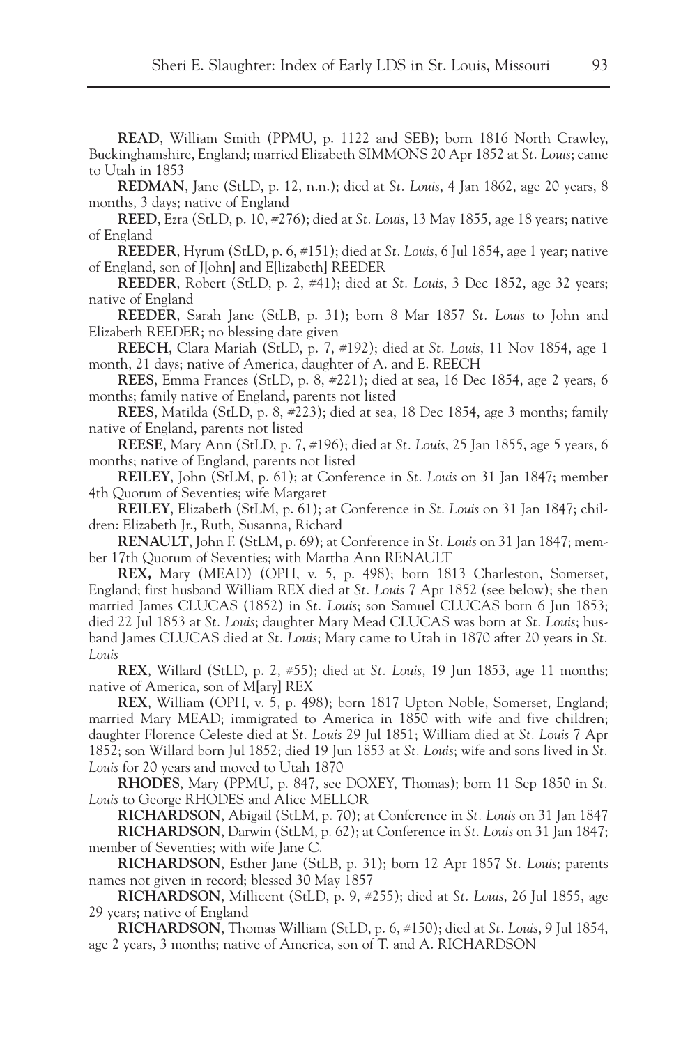**READ**, William Smith (PPMU, p. 1122 and SEB); born 1816 North Crawley, Buckinghamshire, England; married Elizabeth SIMMONS 20 Apr 1852 at *St. Louis*; came to Utah in 1853

**REDMAN**, Jane (StLD, p. 12, n.n.); died at *St. Louis*, 4 Jan 1862, age 20 years, 8 months, 3 days; native of England

**REED**, Ezra (StLD, p. 10, #276); died at *St. Louis*, 13 May 1855, age 18 years; native of England

**REEDER**, Hyrum (StLD, p. 6, #151); died at *St. Louis*, 6 Jul 1854, age 1 year; native of England, son of J[ohn] and E[lizabeth] REEDER

**REEDER**, Robert (StLD, p. 2, #41); died at *St. Louis*, 3 Dec 1852, age 32 years; native of England

**REEDER**, Sarah Jane (StLB, p. 31); born 8 Mar 1857 *St. Louis* to John and Elizabeth REEDER; no blessing date given

**REECH**, Clara Mariah (StLD, p. 7, #192); died at *St. Louis*, 11 Nov 1854, age 1 month, 21 days; native of America, daughter of A. and E. REECH

**REES**, Emma Frances (StLD, p. 8, #221); died at sea, 16 Dec 1854, age 2 years, 6 months; family native of England, parents not listed

**REES**, Matilda (StLD, p. 8, #223); died at sea, 18 Dec 1854, age 3 months; family native of England, parents not listed

**REESE**, Mary Ann (StLD, p. 7, #196); died at *St. Louis*, 25 Jan 1855, age 5 years, 6 months; native of England, parents not listed

**REILEY**, John (StLM, p. 61); at Conference in *St. Louis* on 31 Jan 1847; member 4th Quorum of Seventies; wife Margaret

**REILEY**, Elizabeth (StLM, p. 61); at Conference in *St. Louis* on 31 Jan 1847; children: Elizabeth Jr., Ruth, Susanna, Richard

**RENAULT**, John F. (StLM, p. 69); at Conference in *St. Louis* on 31 Jan 1847; member 17th Quorum of Seventies; with Martha Ann RENAULT

**REX,** Mary (MEAD) (OPH, v. 5, p. 498); born 1813 Charleston, Somerset, England; first husband William REX died at *St. Louis* 7 Apr 1852 (see below); she then married James CLUCAS (1852) in *St. Louis*; son Samuel CLUCAS born 6 Jun 1853; died 22 Jul 1853 at *St. Louis*; daughter Mary Mead CLUCAS was born at *St. Louis*; husband James CLUCAS died at *St. Louis*; Mary came to Utah in 1870 after 20 years in *St. Louis*

**REX**, Willard (StLD, p. 2, #55); died at *St. Louis*, 19 Jun 1853, age 11 months; native of America, son of M[ary] REX

**REX**, William (OPH, v. 5, p. 498); born 1817 Upton Noble, Somerset, England; married Mary MEAD; immigrated to America in 1850 with wife and five children; daughter Florence Celeste died at *St. Louis* 29 Jul 1851; William died at *St. Louis* 7 Apr 1852; son Willard born Jul 1852; died 19 Jun 1853 at *St. Louis*; wife and sons lived in *St. Louis* for 20 years and moved to Utah 1870

**RHODES**, Mary (PPMU, p. 847, see DOXEY, Thomas); born 11 Sep 1850 in *St. Louis* to George RHODES and Alice MELLOR

**RICHARDSON**, Abigail (StLM, p. 70); at Conference in *St. Louis* on 31 Jan 1847

**RICHARDSON**, Darwin (StLM, p. 62); at Conference in *St. Louis* on 31 Jan 1847; member of Seventies; with wife Jane C.

**RICHARDSON**, Esther Jane (StLB, p. 31); born 12 Apr 1857 *St. Louis*; parents names not given in record; blessed 30 May 1857

**RICHARDSON**, Millicent (StLD, p. 9, #255); died at *St. Louis*, 26 Jul 1855, age 29 years; native of England

**RICHARDSON**, Thomas William (StLD, p. 6, #150); died at *St. Louis*, 9 Jul 1854, age 2 years, 3 months; native of America, son of T. and A. RICHARDSON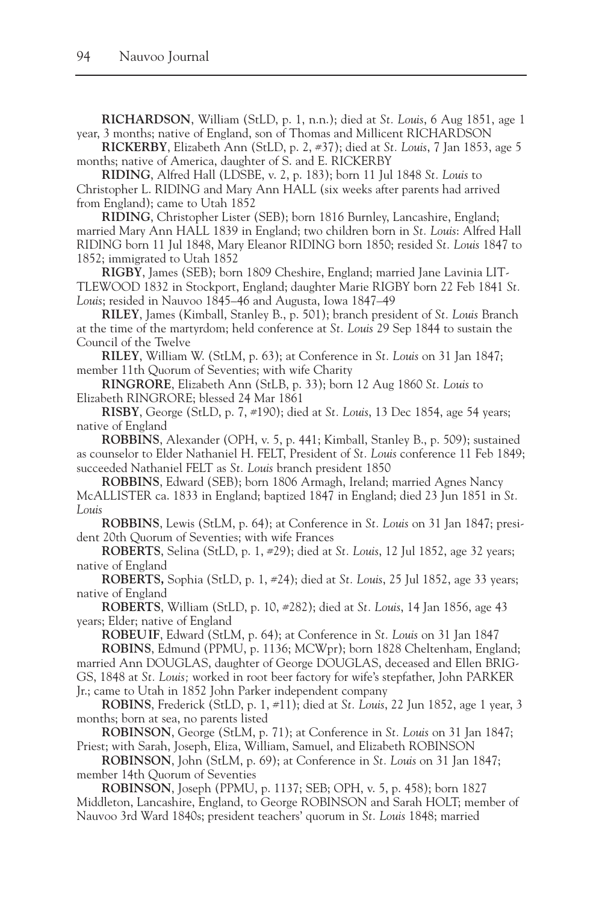**RICHARDSON**, William (StLD, p. 1, n.n.); died at *St. Louis*, 6 Aug 1851, age 1 year, 3 months; native of England, son of Thomas and Millicent RICHARDSON

**RICKERBY**, Elizabeth Ann (StLD, p. 2, #37); died at *St. Louis*, 7 Jan 1853, age 5 months; native of America, daughter of S. and E. RICKERBY

**RIDING**, Alfred Hall (LDSBE, v. 2, p. 183); born 11 Jul 1848 *St. Louis* to Christopher L. RIDING and Mary Ann HALL (six weeks after parents had arrived from England); came to Utah 1852

**RIDING**, Christopher Lister (SEB); born 1816 Burnley, Lancashire, England; married Mary Ann HALL 1839 in England; two children born in *St. Louis*: Alfred Hall RIDING born 11 Jul 1848, Mary Eleanor RIDING born 1850; resided *St. Louis* 1847 to 1852; immigrated to Utah 1852

**RIGBY**, James (SEB); born 1809 Cheshire, England; married Jane Lavinia LITTLEWOOD 1832 in Stockport, England; daughter Marie RIGBY born 22 Feb 1841 *St. Louis*; resided in Nauvoo 1845–46 and Augusta, Iowa 1847–49

**RILEY**, James (Kimball, Stanley B., p. 501); branch president of *St. Louis* Branch at the time of the martyrdom; held conference at *St. Louis* 29 Sep 1844 to sustain the Council of the Twelve

**RILEY**, William W. (StLM, p. 63); at Conference in *St. Louis* on 31 Jan 1847; member 11th Quorum of Seventies; with wife Charity

**RINGRORE**, Elizabeth Ann (StLB, p. 33); born 12 Aug 1860 *St. Louis* to Elizabeth RINGRORE; blessed 24 Mar 1861

**RISBY**, George (StLD, p. 7, #190); died at *St. Louis*, 13 Dec 1854, age 54 years; native of England

**ROBBINS**, Alexander (OPH, v. 5, p. 441; Kimball, Stanley B., p. 509); sustained as counselor to Elder Nathaniel H. FELT, President of *St. Louis* conference 11 Feb 1849; succeeded Nathaniel FELT as *St. Louis* branch president 1850

**ROBBINS**, Edward (SEB); born 1806 Armagh, Ireland; married Agnes Nancy McALLISTER ca. 1833 in England; baptized 1847 in England; died 23 Jun 1851 in *St. Louis*

**ROBBINS**, Lewis (StLM, p. 64); at Conference in *St. Louis* on 31 Jan 1847; president 20th Quorum of Seventies; with wife Frances

**ROBERTS**, Selina (StLD, p. 1, #29); died at *St. Louis*, 12 Jul 1852, age 32 years; native of England

**ROBERTS,** Sophia (StLD, p. 1, #24); died at *St. Louis*, 25 Jul 1852, age 33 years; native of England

**ROBERTS**, William (StLD, p. 10, #282); died at *St. Louis*, 14 Jan 1856, age 43 years; Elder; native of England

**ROBEUIF**, Edward (StLM, p. 64); at Conference in *St. Louis* on 31 Jan 1847

**ROBINS**, Edmund (PPMU, p. 1136; MCWpr); born 1828 Cheltenham, England; married Ann DOUGLAS, daughter of George DOUGLAS, deceased and Ellen BRIGGS, 1848 at *St. Louis;* worked in root beer factory for wife's stepfather, John PARKER Jr.; came to Utah in 1852 John Parker independent company

**ROBINS**, Frederick (StLD, p. 1, #11); died at *St. Louis*, 22 Jun 1852, age 1 year, 3 months; born at sea, no parents listed

**ROBINSON**, George (StLM, p. 71); at Conference in *St. Louis* on 31 Jan 1847; Priest; with Sarah, Joseph, Eliza, William, Samuel, and Elizabeth ROBINSON

**ROBINSON**, John (StLM, p. 69); at Conference in *St. Louis* on 31 Jan 1847; member 14th Quorum of Seventies

**ROBINSON**, Joseph (PPMU, p. 1137; SEB; OPH, v. 5, p. 458); born 1827 Middleton, Lancashire, England, to George ROBINSON and Sarah HOLT; member of Nauvoo 3rd Ward 1840s; president teachers' quorum in *St. Louis* 1848; married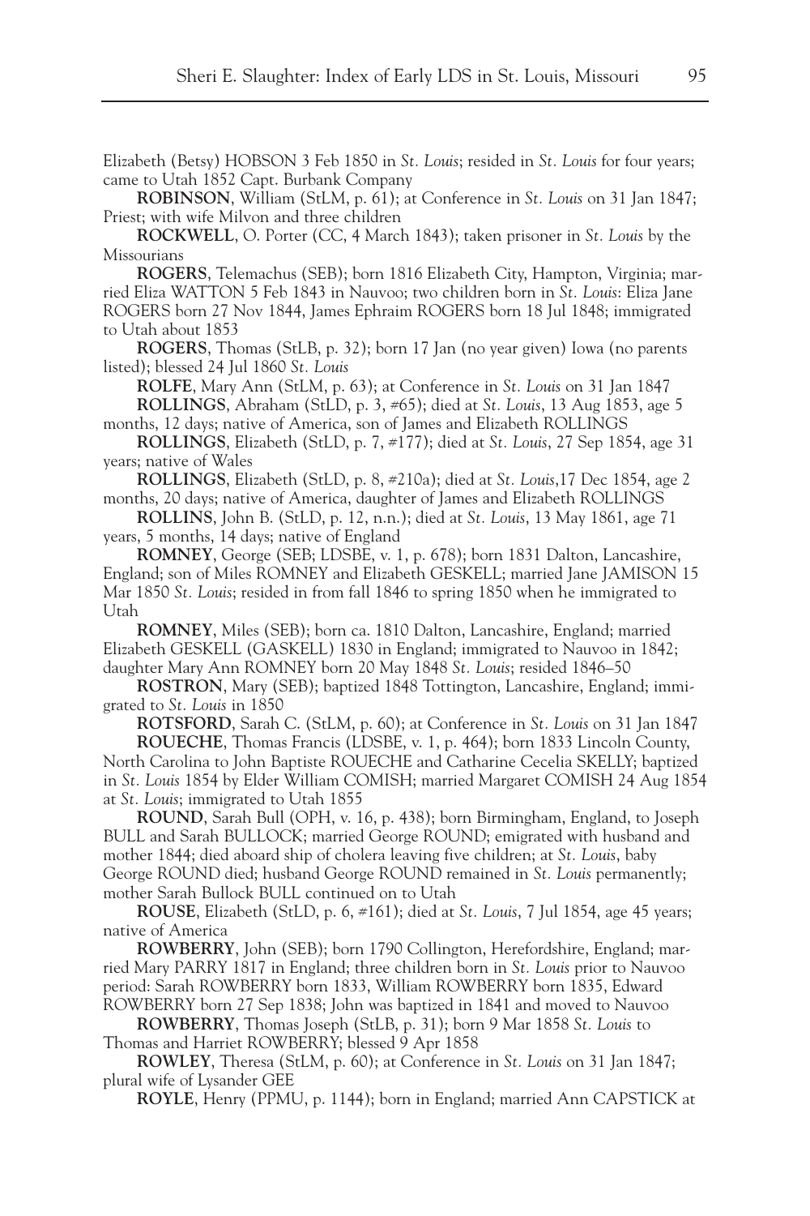Elizabeth (Betsy) HOBSON 3 Feb 1850 in *St. Louis*; resided in *St. Louis* for four years; came to Utah 1852 Capt. Burbank Company

**ROBINSON**, William (StLM, p. 61); at Conference in *St. Louis* on 31 Jan 1847; Priest; with wife Milvon and three children

**ROCKWELL**, O. Porter (CC, 4 March 1843); taken prisoner in *St. Louis* by the Missourians

**ROGERS**, Telemachus (SEB); born 1816 Elizabeth City, Hampton, Virginia; married Eliza WATTON 5 Feb 1843 in Nauvoo; two children born in *St. Louis*: Eliza Jane ROGERS born 27 Nov 1844, James Ephraim ROGERS born 18 Jul 1848; immigrated to Utah about 1853

**ROGERS**, Thomas (StLB, p. 32); born 17 Jan (no year given) Iowa (no parents listed); blessed 24 Jul 1860 *St. Louis*

**ROLFE**, Mary Ann (StLM, p. 63); at Conference in *St. Louis* on 31 Jan 1847

**ROLLINGS**, Abraham (StLD, p. 3, #65); died at *St. Louis*, 13 Aug 1853, age 5 months, 12 days; native of America, son of James and Elizabeth ROLLINGS

**ROLLINGS**, Elizabeth (StLD, p. 7, #177); died at *St. Louis*, 27 Sep 1854, age 31 years; native of Wales

**ROLLINGS**, Elizabeth (StLD, p. 8, #210a); died at *St. Louis*,17 Dec 1854, age 2 months, 20 days; native of America, daughter of James and Elizabeth ROLLINGS

**ROLLINS**, John B. (StLD, p. 12, n.n.); died at *St. Louis*, 13 May 1861, age 71 years, 5 months, 14 days; native of England

**ROMNEY**, George (SEB; LDSBE, v. 1, p. 678); born 1831 Dalton, Lancashire, England; son of Miles ROMNEY and Elizabeth GESKELL; married Jane JAMISON 15 Mar 1850 *St. Louis*; resided in from fall 1846 to spring 1850 when he immigrated to Utah

**ROMNEY**, Miles (SEB); born ca. 1810 Dalton, Lancashire, England; married Elizabeth GESKELL (GASKELL) 1830 in England; immigrated to Nauvoo in 1842; daughter Mary Ann ROMNEY born 20 May 1848 *St. Louis*; resided 1846–50

**ROSTRON**, Mary (SEB); baptized 1848 Tottington, Lancashire, England; immigrated to *St. Louis* in 1850

**ROTSFORD**, Sarah C. (StLM, p. 60); at Conference in *St. Louis* on 31 Jan 1847

**ROUECHE**, Thomas Francis (LDSBE, v. 1, p. 464); born 1833 Lincoln County, North Carolina to John Baptiste ROUECHE and Catharine Cecelia SKELLY; baptized in *St. Louis* 1854 by Elder William COMISH; married Margaret COMISH 24 Aug 1854 at *St. Louis*; immigrated to Utah 1855

**ROUND**, Sarah Bull (OPH, v. 16, p. 438); born Birmingham, England, to Joseph BULL and Sarah BULLOCK; married George ROUND; emigrated with husband and mother 1844; died aboard ship of cholera leaving five children; at *St. Louis*, baby George ROUND died; husband George ROUND remained in *St. Louis* permanently; mother Sarah Bullock BULL continued on to Utah

**ROUSE**, Elizabeth (StLD, p. 6, #161); died at *St. Louis*, 7 Jul 1854, age 45 years; native of America

**ROWBERRY**, John (SEB); born 1790 Collington, Herefordshire, England; married Mary PARRY 1817 in England; three children born in *St. Louis* prior to Nauvoo period: Sarah ROWBERRY born 1833, William ROWBERRY born 1835, Edward ROWBERRY born 27 Sep 1838; John was baptized in 1841 and moved to Nauvoo

**ROWBERRY**, Thomas Joseph (StLB, p. 31); born 9 Mar 1858 *St. Louis* to Thomas and Harriet ROWBERRY; blessed 9 Apr 1858

**ROWLEY**, Theresa (StLM, p. 60); at Conference in *St. Louis* on 31 Jan 1847; plural wife of Lysander GEE

**ROYLE**, Henry (PPMU, p. 1144); born in England; married Ann CAPSTICK at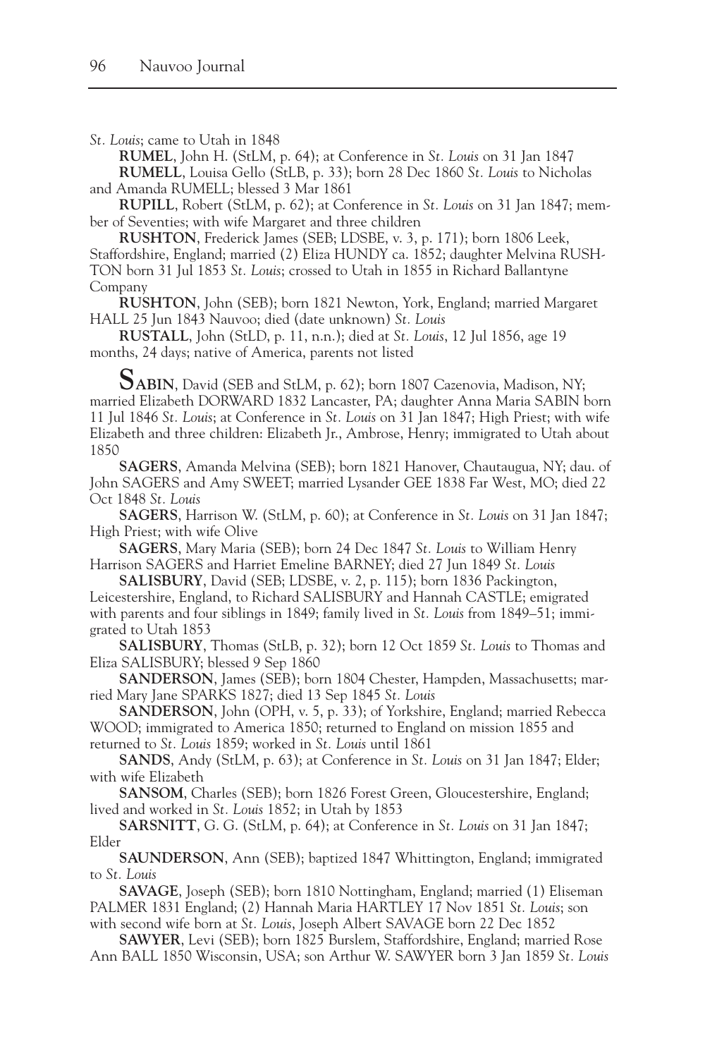*St. Louis*; came to Utah in 1848

**RUMEL**, John H. (StLM, p. 64); at Conference in *St. Louis* on 31 Jan 1847

**RUMELL**, Louisa Gello (StLB, p. 33); born 28 Dec 1860 *St. Louis* to Nicholas and Amanda RUMELL; blessed 3 Mar 1861

**RUPILL**, Robert (StLM, p. 62); at Conference in *St. Louis* on 31 Jan 1847; member of Seventies; with wife Margaret and three children

**RUSHTON**, Frederick James (SEB; LDSBE, v. 3, p. 171); born 1806 Leek, Staffordshire, England; married (2) Eliza HUNDY ca. 1852; daughter Melvina RUSHTON born 31 Jul 1853 *St. Louis*; crossed to Utah in 1855 in Richard Ballantyne Company

**RUSHTON**, John (SEB); born 1821 Newton, York, England; married Margaret HALL 25 Jun 1843 Nauvoo; died (date unknown) *St. Louis*

**RUSTALL**, John (StLD, p. 11, n.n.); died at *St. Louis*, 12 Jul 1856, age 19 months, 24 days; native of America, parents not listed

**SABIN**, David (SEB and StLM, p. 62); born 1807 Cazenovia, Madison, NY; married Elizabeth DORWARD 1832 Lancaster, PA; daughter Anna Maria SABIN born 11 Jul 1846 *St. Louis*; at Conference in *St. Louis* on 31 Jan 1847; High Priest; with wife Elizabeth and three children: Elizabeth Jr., Ambrose, Henry; immigrated to Utah about 1850

**SAGERS**, Amanda Melvina (SEB); born 1821 Hanover, Chautaugua, NY; dau. of John SAGERS and Amy SWEET; married Lysander GEE 1838 Far West, MO; died 22 Oct 1848 *St. Louis*

**SAGERS**, Harrison W. (StLM, p. 60); at Conference in *St. Louis* on 31 Jan 1847; High Priest; with wife Olive

**SAGERS**, Mary Maria (SEB); born 24 Dec 1847 *St. Louis* to William Henry Harrison SAGERS and Harriet Emeline BARNEY; died 27 Jun 1849 *St. Louis*

**SALISBURY**, David (SEB; LDSBE, v. 2, p. 115); born 1836 Packington, Leicestershire, England, to Richard SALISBURY and Hannah CASTLE; emigrated with parents and four siblings in 1849; family lived in *St. Louis* from 1849–51; immigrated to Utah 1853

**SALISBURY**, Thomas (StLB, p. 32); born 12 Oct 1859 *St. Louis* to Thomas and Eliza SALISBURY; blessed 9 Sep 1860

**SANDERSON**, James (SEB); born 1804 Chester, Hampden, Massachusetts; married Mary Jane SPARKS 1827; died 13 Sep 1845 *St. Louis*

**SANDERSON**, John (OPH, v. 5, p. 33); of Yorkshire, England; married Rebecca WOOD; immigrated to America 1850; returned to England on mission 1855 and returned to *St. Louis* 1859; worked in *St. Louis* until 1861

**SANDS**, Andy (StLM, p. 63); at Conference in *St. Louis* on 31 Jan 1847; Elder; with wife Elizabeth

**SANSOM**, Charles (SEB); born 1826 Forest Green, Gloucestershire, England; lived and worked in *St. Louis* 1852; in Utah by 1853

**SARSNITT**, G. G. (StLM, p. 64); at Conference in *St. Louis* on 31 Jan 1847; Elder

**SAUNDERSON**, Ann (SEB); baptized 1847 Whittington, England; immigrated to *St. Louis*

**SAVAGE**, Joseph (SEB); born 1810 Nottingham, England; married (1) Eliseman PALMER 1831 England; (2) Hannah Maria HARTLEY 17 Nov 1851 *St. Louis*; son with second wife born at *St. Louis*, Joseph Albert SAVAGE born 22 Dec 1852

**SAWYER**, Levi (SEB); born 1825 Burslem, Staffordshire, England; married Rose Ann BALL 1850 Wisconsin, USA; son Arthur W. SAWYER born 3 Jan 1859 *St. Louis*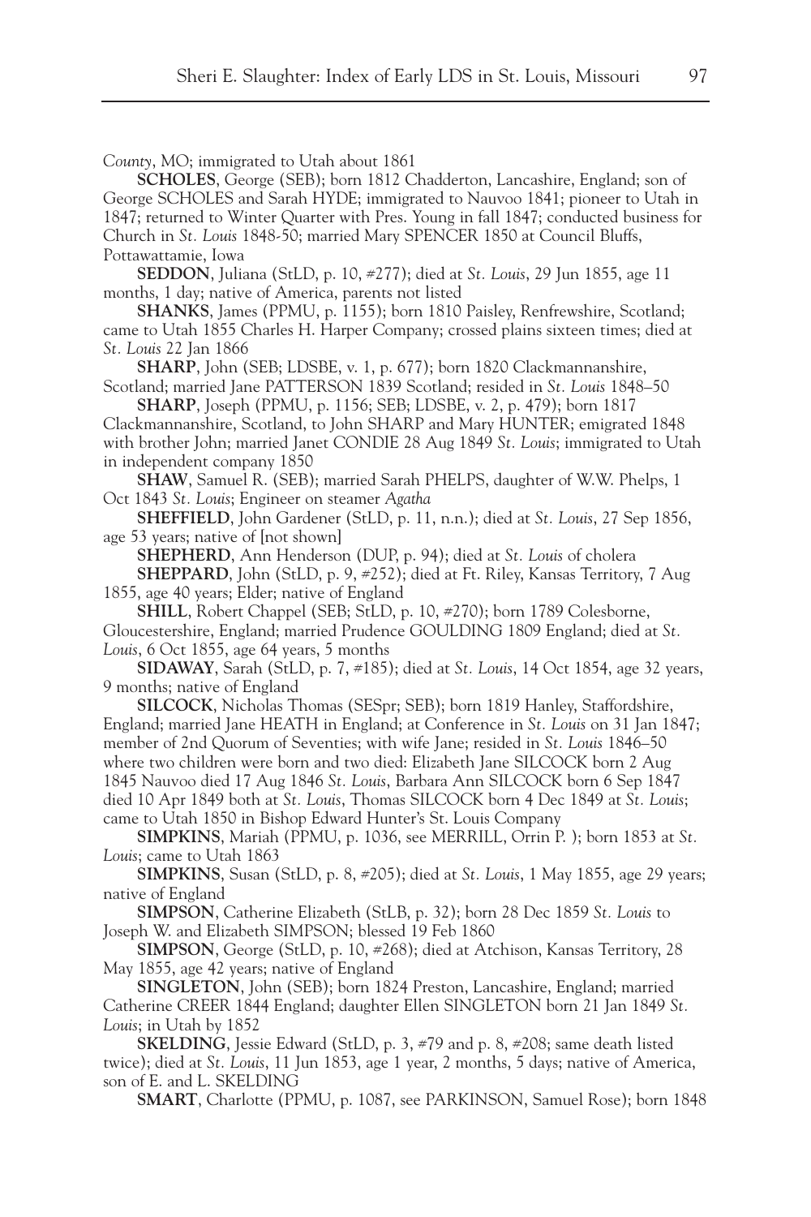*County*, MO; immigrated to Utah about 1861

**SCHOLES**, George (SEB); born 1812 Chadderton, Lancashire, England; son of George SCHOLES and Sarah HYDE; immigrated to Nauvoo 1841; pioneer to Utah in 1847; returned to Winter Quarter with Pres. Young in fall 1847; conducted business for Church in *St. Louis* 1848-50; married Mary SPENCER 1850 at Council Bluffs, Pottawattamie, Iowa

**SEDDON**, Juliana (StLD, p. 10, #277); died at *St. Louis*, 29 Jun 1855, age 11 months, 1 day; native of America, parents not listed

**SHANKS**, James (PPMU, p. 1155); born 1810 Paisley, Renfrewshire, Scotland; came to Utah 1855 Charles H. Harper Company; crossed plains sixteen times; died at *St. Louis* 22 Jan 1866

**SHARP**, John (SEB; LDSBE, v. 1, p. 677); born 1820 Clackmannanshire, Scotland; married Jane PATTERSON 1839 Scotland; resided in *St. Louis* 1848–50

**SHARP**, Joseph (PPMU, p. 1156; SEB; LDSBE, v. 2, p. 479); born 1817 Clackmannanshire, Scotland, to John SHARP and Mary HUNTER; emigrated 1848 with brother John; married Janet CONDIE 28 Aug 1849 *St. Louis*; immigrated to Utah in independent company 1850

**SHAW**, Samuel R. (SEB); married Sarah PHELPS, daughter of W.W. Phelps, 1 Oct 1843 *St. Louis*; Engineer on steamer *Agatha*

**SHEFFIELD**, John Gardener (StLD, p. 11, n.n.); died at *St. Louis*, 27 Sep 1856, age 53 years; native of [not shown]

**SHEPHERD**, Ann Henderson (DUP, p. 94); died at *St. Louis* of cholera

**SHEPPARD**, John (StLD, p. 9, #252); died at Ft. Riley, Kansas Territory, 7 Aug 1855, age 40 years; Elder; native of England

**SHILL**, Robert Chappel (SEB; StLD, p. 10, #270); born 1789 Colesborne, Gloucestershire, England; married Prudence GOULDING 1809 England; died at *St. Louis*, 6 Oct 1855, age 64 years, 5 months

**SIDAWAY**, Sarah (StLD, p. 7, #185); died at *St. Louis*, 14 Oct 1854, age 32 years, 9 months; native of England

**SILCOCK**, Nicholas Thomas (SESpr; SEB); born 1819 Hanley, Staffordshire, England; married Jane HEATH in England; at Conference in *St. Louis* on 31 Jan 1847; member of 2nd Quorum of Seventies; with wife Jane; resided in *St. Louis* 1846–50 where two children were born and two died: Elizabeth Jane SILCOCK born 2 Aug 1845 Nauvoo died 17 Aug 1846 *St. Louis*, Barbara Ann SILCOCK born 6 Sep 1847 died 10 Apr 1849 both at *St. Louis*, Thomas SILCOCK born 4 Dec 1849 at *St. Louis*; came to Utah 1850 in Bishop Edward Hunter's St. Louis Company

**SIMPKINS**, Mariah (PPMU, p. 1036, see MERRILL, Orrin P. ); born 1853 at *St. Louis*; came to Utah 1863

**SIMPKINS**, Susan (StLD, p. 8, #205); died at *St. Louis*, 1 May 1855, age 29 years; native of England

**SIMPSON**, Catherine Elizabeth (StLB, p. 32); born 28 Dec 1859 *St. Louis* to Joseph W. and Elizabeth SIMPSON; blessed 19 Feb 1860

**SIMPSON**, George (StLD, p. 10, #268); died at Atchison, Kansas Territory, 28 May 1855, age 42 years; native of England

**SINGLETON**, John (SEB); born 1824 Preston, Lancashire, England; married Catherine CREER 1844 England; daughter Ellen SINGLETON born 21 Jan 1849 *St. Louis*; in Utah by 1852

**SKELDING**, Jessie Edward (StLD, p. 3, #79 and p. 8, #208; same death listed twice); died at *St. Louis*, 11 Jun 1853, age 1 year, 2 months, 5 days; native of America, son of E. and L. SKELDING

**SMART**, Charlotte (PPMU, p. 1087, see PARKINSON, Samuel Rose); born 1848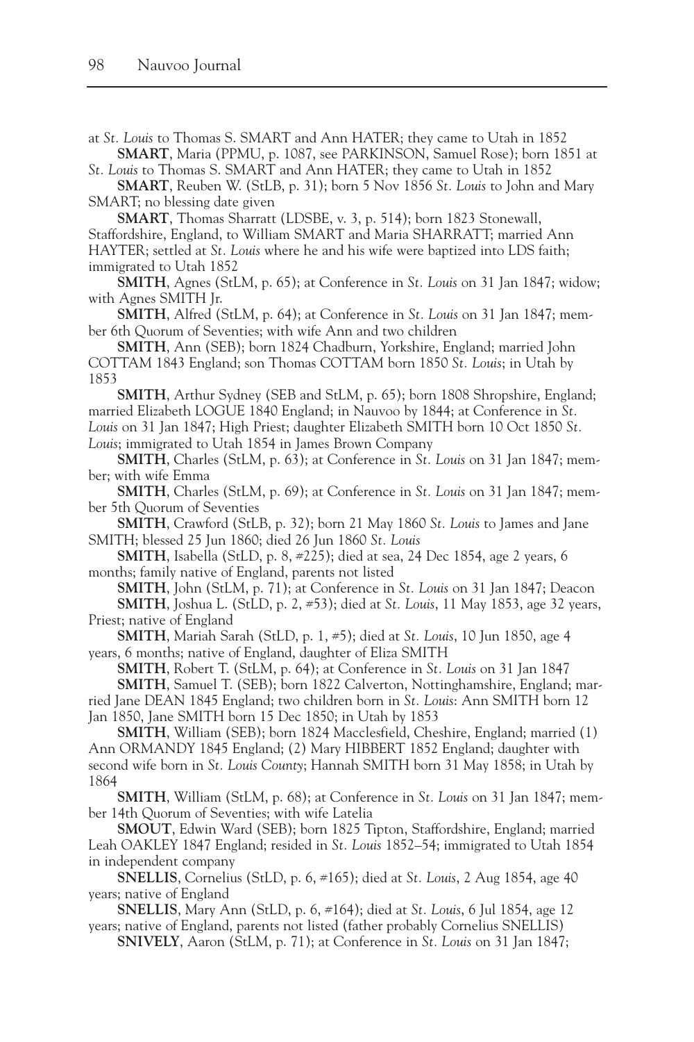at *St. Louis* to Thomas S. SMART and Ann HATER; they came to Utah in 1852

**SMART**, Maria (PPMU, p. 1087, see PARKINSON, Samuel Rose); born 1851 at *St. Louis* to Thomas S. SMART and Ann HATER; they came to Utah in 1852

**SMART**, Reuben W. (StLB, p. 31); born 5 Nov 1856 *St. Louis* to John and Mary SMART; no blessing date given

**SMART**, Thomas Sharratt (LDSBE, v. 3, p. 514); born 1823 Stonewall, Staffordshire, England, to William SMART and Maria SHARRATT; married Ann HAYTER; settled at *St. Louis* where he and his wife were baptized into LDS faith; immigrated to Utah 1852

**SMITH**, Agnes (StLM, p. 65); at Conference in *St. Louis* on 31 Jan 1847; widow; with Agnes SMITH Jr.

**SMITH**, Alfred (StLM, p. 64); at Conference in *St. Louis* on 31 Jan 1847; member 6th Quorum of Seventies; with wife Ann and two children

**SMITH**, Ann (SEB); born 1824 Chadburn, Yorkshire, England; married John COTTAM 1843 England; son Thomas COTTAM born 1850 *St. Louis*; in Utah by 1853

**SMITH**, Arthur Sydney (SEB and StLM, p. 65); born 1808 Shropshire, England; married Elizabeth LOGUE 1840 England; in Nauvoo by 1844; at Conference in *St. Louis* on 31 Jan 1847; High Priest; daughter Elizabeth SMITH born 10 Oct 1850 *St. Louis*; immigrated to Utah 1854 in James Brown Company

**SMITH**, Charles (StLM, p. 63); at Conference in *St. Louis* on 31 Jan 1847; member; with wife Emma

**SMITH**, Charles (StLM, p. 69); at Conference in *St. Louis* on 31 Jan 1847; member 5th Quorum of Seventies

**SMITH**, Crawford (StLB, p. 32); born 21 May 1860 *St. Louis* to James and Jane SMITH; blessed 25 Jun 1860; died 26 Jun 1860 *St. Louis*

**SMITH**, Isabella (StLD, p. 8, #225); died at sea, 24 Dec 1854, age 2 years, 6 months; family native of England, parents not listed

**SMITH**, John (StLM, p. 71); at Conference in *St. Louis* on 31 Jan 1847; Deacon

**SMITH**, Joshua L. (StLD, p. 2, #53); died at *St. Louis*, 11 May 1853, age 32 years, Priest; native of England

**SMITH**, Mariah Sarah (StLD, p. 1, #5); died at *St. Louis*, 10 Jun 1850, age 4 years, 6 months; native of England, daughter of Eliza SMITH

**SMITH**, Robert T. (StLM, p. 64); at Conference in *St. Louis* on 31 Jan 1847

**SMITH**, Samuel T. (SEB); born 1822 Calverton, Nottinghamshire, England; married Jane DEAN 1845 England; two children born in *St. Louis*: Ann SMITH born 12 Jan 1850, Jane SMITH born 15 Dec 1850; in Utah by 1853

**SMITH**, William (SEB); born 1824 Macclesfield, Cheshire, England; married (1) Ann ORMANDY 1845 England; (2) Mary HIBBERT 1852 England; daughter with second wife born in *St. Louis County*; Hannah SMITH born 31 May 1858; in Utah by 1864

**SMITH**, William (StLM, p. 68); at Conference in *St. Louis* on 31 Jan 1847; member 14th Quorum of Seventies; with wife Latelia

**SMOUT**, Edwin Ward (SEB); born 1825 Tipton, Staffordshire, England; married Leah OAKLEY 1847 England; resided in *St. Louis* 1852–54; immigrated to Utah 1854 in independent company

**SNELLIS**, Cornelius (StLD, p. 6, #165); died at *St. Louis*, 2 Aug 1854, age 40 years; native of England

**SNELLIS**, Mary Ann (StLD, p. 6, #164); died at *St. Louis*, 6 Jul 1854, age 12 years; native of England, parents not listed (father probably Cornelius SNELLIS)

**SNIVELY**, Aaron (StLM, p. 71); at Conference in *St. Louis* on 31 Jan 1847;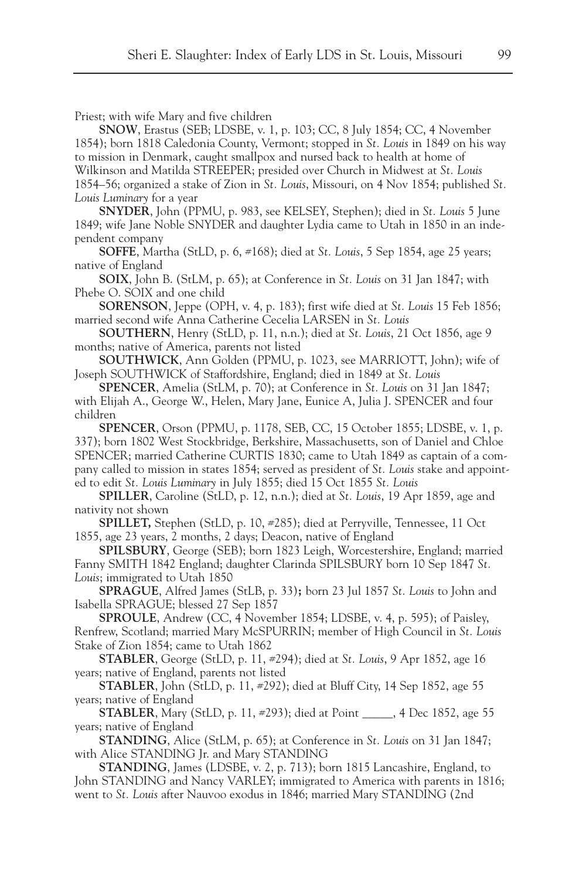Priest; with wife Mary and five children

**SNOW**, Erastus (SEB; LDSBE, v. 1, p. 103; CC, 8 July 1854; CC, 4 November 1854); born 1818 Caledonia County, Vermont; stopped in *St. Louis* in 1849 on his way to mission in Denmark, caught smallpox and nursed back to health at home of Wilkinson and Matilda STREEPER; presided over Church in Midwest at *St. Louis* 1854–56; organized a stake of Zion in *St. Louis*, Missouri, on 4 Nov 1854; published *St. Louis Luminary* for a year

**SNYDER**, John (PPMU, p. 983, see KELSEY, Stephen); died in *St. Louis* 5 June 1849; wife Jane Noble SNYDER and daughter Lydia came to Utah in 1850 in an independent company

**SOFFE**, Martha (StLD, p. 6, #168); died at *St. Louis*, 5 Sep 1854, age 25 years; native of England

**SOIX**, John B. (StLM, p. 65); at Conference in *St. Louis* on 31 Jan 1847; with Phebe O. SOIX and one child

**SORENSON**, Jeppe (OPH, v. 4, p. 183); first wife died at *St. Louis* 15 Feb 1856; married second wife Anna Catherine Cecelia LARSEN in *St. Louis*

**SOUTHERN**, Henry (StLD, p. 11, n.n.); died at *St. Louis*, 21 Oct 1856, age 9 months; native of America, parents not listed

**SOUTHWICK**, Ann Golden (PPMU, p. 1023, see MARRIOTT, John); wife of Joseph SOUTHWICK of Staffordshire, England; died in 1849 at *St. Louis*

**SPENCER**, Amelia (StLM, p. 70); at Conference in *St. Louis* on 31 Jan 1847; with Elijah A., George W., Helen, Mary Jane, Eunice A, Julia J. SPENCER and four children

**SPENCER**, Orson (PPMU, p. 1178, SEB, CC, 15 October 1855; LDSBE, v. 1, p. 337); born 1802 West Stockbridge, Berkshire, Massachusetts, son of Daniel and Chloe SPENCER; married Catherine CURTIS 1830; came to Utah 1849 as captain of a company called to mission in states 1854; served as president of *St. Louis* stake and appointed to edit *St. Louis Luminary* in July 1855; died 15 Oct 1855 *St. Louis*

**SPILLER**, Caroline (StLD, p. 12, n.n.); died at *St. Louis*, 19 Apr 1859, age and nativity not shown

**SPILLET,** Stephen (StLD, p. 10, #285); died at Perryville, Tennessee, 11 Oct 1855, age 23 years, 2 months, 2 days; Deacon, native of England

**SPILSBURY**, George (SEB); born 1823 Leigh, Worcestershire, England; married Fanny SMITH 1842 England; daughter Clarinda SPILSBURY born 10 Sep 1847 *St. Louis*; immigrated to Utah 1850

**SPRAGUE**, Alfred James (StLB, p. 33)**;** born 23 Jul 1857 *St. Louis* to John and Isabella SPRAGUE; blessed 27 Sep 1857

**SPROULE**, Andrew (CC, 4 November 1854; LDSBE, v. 4, p. 595); of Paisley, Renfrew, Scotland; married Mary McSPURRIN; member of High Council in *St. Louis* Stake of Zion 1854; came to Utah 1862

**STABLER**, George (StLD, p. 11, #294); died at *St. Louis*, 9 Apr 1852, age 16 years; native of England, parents not listed

**STABLER**, John (StLD, p. 11, #292); died at Bluff City, 14 Sep 1852, age 55 years; native of England

**STABLER**, Mary (StLD, p. 11, #293); died at Point _____, 4 Dec 1852, age 55 years; native of England

**STANDING**, Alice (StLM, p. 65); at Conference in *St. Louis* on 31 Jan 1847; with Alice STANDING Jr. and Mary STANDING

**STANDING**, James (LDSBE, v. 2, p. 713); born 1815 Lancashire, England, to John STANDING and Nancy VARLEY; immigrated to America with parents in 1816; went to *St. Louis* after Nauvoo exodus in 1846; married Mary STANDING (2nd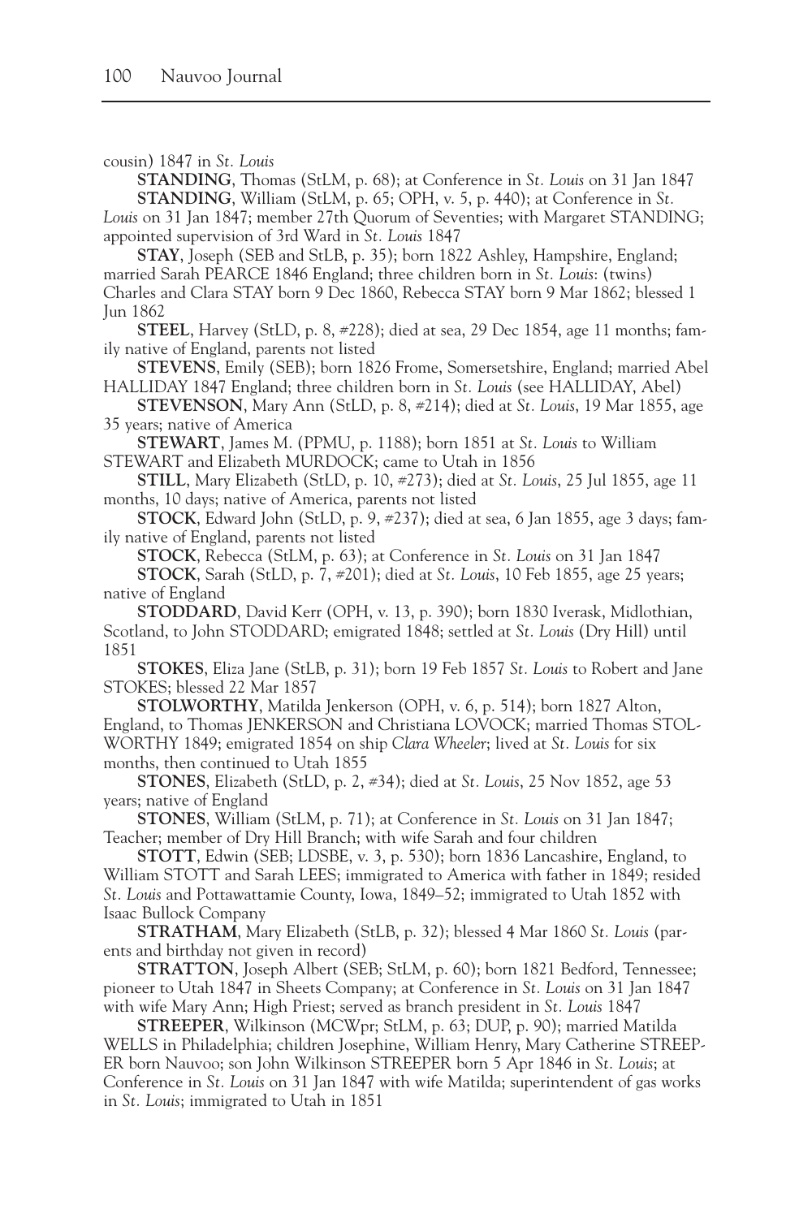cousin) 1847 in *St. Louis*

**STANDING**, Thomas (StLM, p. 68); at Conference in *St. Louis* on 31 Jan 1847

**STANDING**, William (StLM, p. 65; OPH, v. 5, p. 440); at Conference in *St. Louis* on 31 Jan 1847; member 27th Quorum of Seventies; with Margaret STANDING; appointed supervision of 3rd Ward in *St. Louis* 1847

**STAY**, Joseph (SEB and StLB, p. 35); born 1822 Ashley, Hampshire, England; married Sarah PEARCE 1846 England; three children born in *St. Louis*: (twins) Charles and Clara STAY born 9 Dec 1860, Rebecca STAY born 9 Mar 1862; blessed 1 Jun 1862

**STEEL**, Harvey (StLD, p. 8, #228); died at sea, 29 Dec 1854, age 11 months; family native of England, parents not listed

**STEVENS**, Emily (SEB); born 1826 Frome, Somersetshire, England; married Abel HALLIDAY 1847 England; three children born in *St. Louis* (see HALLIDAY, Abel)

**STEVENSON**, Mary Ann (StLD, p. 8, #214); died at *St. Louis*, 19 Mar 1855, age 35 years; native of America

**STEWART**, James M. (PPMU, p. 1188); born 1851 at *St. Louis* to William STEWART and Elizabeth MURDOCK; came to Utah in 1856

**STILL**, Mary Elizabeth (StLD, p. 10, #273); died at *St. Louis*, 25 Jul 1855, age 11 months, 10 days; native of America, parents not listed

**STOCK**, Edward John (StLD, p. 9, #237); died at sea, 6 Jan 1855, age 3 days; family native of England, parents not listed

**STOCK**, Rebecca (StLM, p. 63); at Conference in *St. Louis* on 31 Jan 1847

**STOCK**, Sarah (StLD, p. 7, #201); died at *St. Louis*, 10 Feb 1855, age 25 years; native of England

**STODDARD**, David Kerr (OPH, v. 13, p. 390); born 1830 Iverask, Midlothian, Scotland, to John STODDARD; emigrated 1848; settled at *St. Louis* (Dry Hill) until 1851

**STOKES**, Eliza Jane (StLB, p. 31); born 19 Feb 1857 *St. Louis* to Robert and Jane STOKES; blessed 22 Mar 1857

**STOLWORTHY**, Matilda Jenkerson (OPH, v. 6, p. 514); born 1827 Alton, England, to Thomas JENKERSON and Christiana LOVOCK; married Thomas STOLWORTHY 1849; emigrated 1854 on ship *Clara Wheeler*; lived at *St. Louis* for six months, then continued to Utah 1855

**STONES**, Elizabeth (StLD, p. 2, #34); died at *St. Louis*, 25 Nov 1852, age 53 years; native of England

**STONES**, William (StLM, p. 71); at Conference in *St. Louis* on 31 Jan 1847; Teacher; member of Dry Hill Branch; with wife Sarah and four children

**STOTT**, Edwin (SEB; LDSBE, v. 3, p. 530); born 1836 Lancashire, England, to William STOTT and Sarah LEES; immigrated to America with father in 1849; resided *St. Louis* and Pottawattamie County, Iowa, 1849–52; immigrated to Utah 1852 with Isaac Bullock Company

**STRATHAM**, Mary Elizabeth (StLB, p. 32); blessed 4 Mar 1860 *St. Louis* (parents and birthday not given in record)

**STRATTON**, Joseph Albert (SEB; StLM, p. 60); born 1821 Bedford, Tennessee; pioneer to Utah 1847 in Sheets Company; at Conference in *St. Louis* on 31 Jan 1847 with wife Mary Ann; High Priest; served as branch president in *St. Louis* 1847

**STREEPER**, Wilkinson (MCWpr; StLM, p. 63; DUP, p. 90); married Matilda WELLS in Philadelphia; children Josephine, William Henry, Mary Catherine STREEPER born Nauvoo; son John Wilkinson STREEPER born 5 Apr 1846 in *St. Louis*; at Conference in *St. Louis* on 31 Jan 1847 with wife Matilda; superintendent of gas works in *St. Louis*; immigrated to Utah in 1851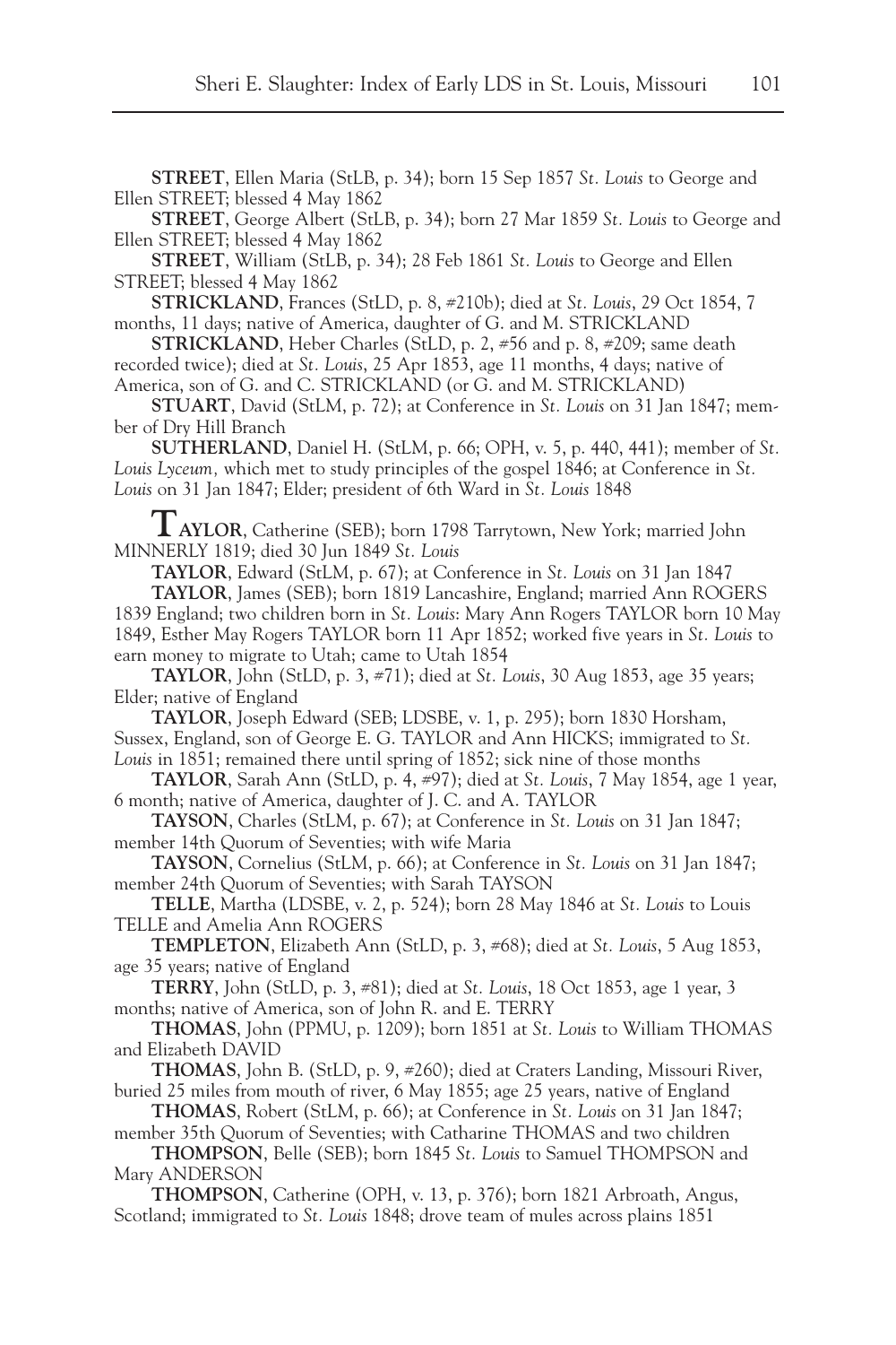**STREET**, Ellen Maria (StLB, p. 34); born 15 Sep 1857 *St. Louis* to George and Ellen STREET; blessed 4 May 1862

**STREET**, George Albert (StLB, p. 34); born 27 Mar 1859 *St. Louis* to George and Ellen STREET; blessed 4 May 1862

**STREET**, William (StLB, p. 34); 28 Feb 1861 *St. Louis* to George and Ellen STREET; blessed 4 May 1862

**STRICKLAND**, Frances (StLD, p. 8, #210b); died at *St. Louis*, 29 Oct 1854, 7 months, 11 days; native of America, daughter of G. and M. STRICKLAND

**STRICKLAND**, Heber Charles (StLD, p. 2, #56 and p. 8, #209; same death recorded twice); died at *St. Louis*, 25 Apr 1853, age 11 months, 4 days; native of America, son of G. and C. STRICKLAND (or G. and M. STRICKLAND)

**STUART**, David (StLM, p. 72); at Conference in *St. Louis* on 31 Jan 1847; member of Dry Hill Branch

**SUTHERLAND**, Daniel H. (StLM, p. 66; OPH, v. 5, p. 440, 441); member of *St. Louis Lyceum,* which met to study principles of the gospel 1846; at Conference in *St. Louis* on 31 Jan 1847; Elder; president of 6th Ward in *St. Louis* 1848

**TAYLOR**, Catherine (SEB); born 1798 Tarrytown, New York; married John MINNERLY 1819; died 30 Jun 1849 *St. Louis*

**TAYLOR**, Edward (StLM, p. 67); at Conference in *St. Louis* on 31 Jan 1847

**TAYLOR**, James (SEB); born 1819 Lancashire, England; married Ann ROGERS 1839 England; two children born in *St. Louis*: Mary Ann Rogers TAYLOR born 10 May 1849, Esther May Rogers TAYLOR born 11 Apr 1852; worked five years in *St. Louis* to earn money to migrate to Utah; came to Utah 1854

**TAYLOR**, John (StLD, p. 3, #71); died at *St. Louis*, 30 Aug 1853, age 35 years; Elder; native of England

**TAYLOR**, Joseph Edward (SEB; LDSBE, v. 1, p. 295); born 1830 Horsham, Sussex, England, son of George E. G. TAYLOR and Ann HICKS; immigrated to *St. Louis* in 1851; remained there until spring of 1852; sick nine of those months

**TAYLOR**, Sarah Ann (StLD, p. 4, #97); died at *St. Louis*, 7 May 1854, age 1 year, 6 month; native of America, daughter of J. C. and A. TAYLOR

**TAYSON**, Charles (StLM, p. 67); at Conference in *St. Louis* on 31 Jan 1847; member 14th Quorum of Seventies; with wife Maria

**TAYSON**, Cornelius (StLM, p. 66); at Conference in *St. Louis* on 31 Jan 1847; member 24th Quorum of Seventies; with Sarah TAYSON

**TELLE**, Martha (LDSBE, v. 2, p. 524); born 28 May 1846 at *St. Louis* to Louis TELLE and Amelia Ann ROGERS

**TEMPLETON**, Elizabeth Ann (StLD, p. 3, #68); died at *St. Louis*, 5 Aug 1853, age 35 years; native of England

**TERRY**, John (StLD, p. 3, #81); died at *St. Louis*, 18 Oct 1853, age 1 year, 3 months; native of America, son of John R. and E. TERRY

**THOMAS**, John (PPMU, p. 1209); born 1851 at *St. Louis* to William THOMAS and Elizabeth DAVID

**THOMAS**, John B. (StLD, p. 9, #260); died at Craters Landing, Missouri River, buried 25 miles from mouth of river, 6 May 1855; age 25 years, native of England

**THOMAS**, Robert (StLM, p. 66); at Conference in *St. Louis* on 31 Jan 1847; member 35th Quorum of Seventies; with Catharine THOMAS and two children

**THOMPSON**, Belle (SEB); born 1845 *St. Louis* to Samuel THOMPSON and Mary ANDERSON

**THOMPSON**, Catherine (OPH, v. 13, p. 376); born 1821 Arbroath, Angus, Scotland; immigrated to *St. Louis* 1848; drove team of mules across plains 1851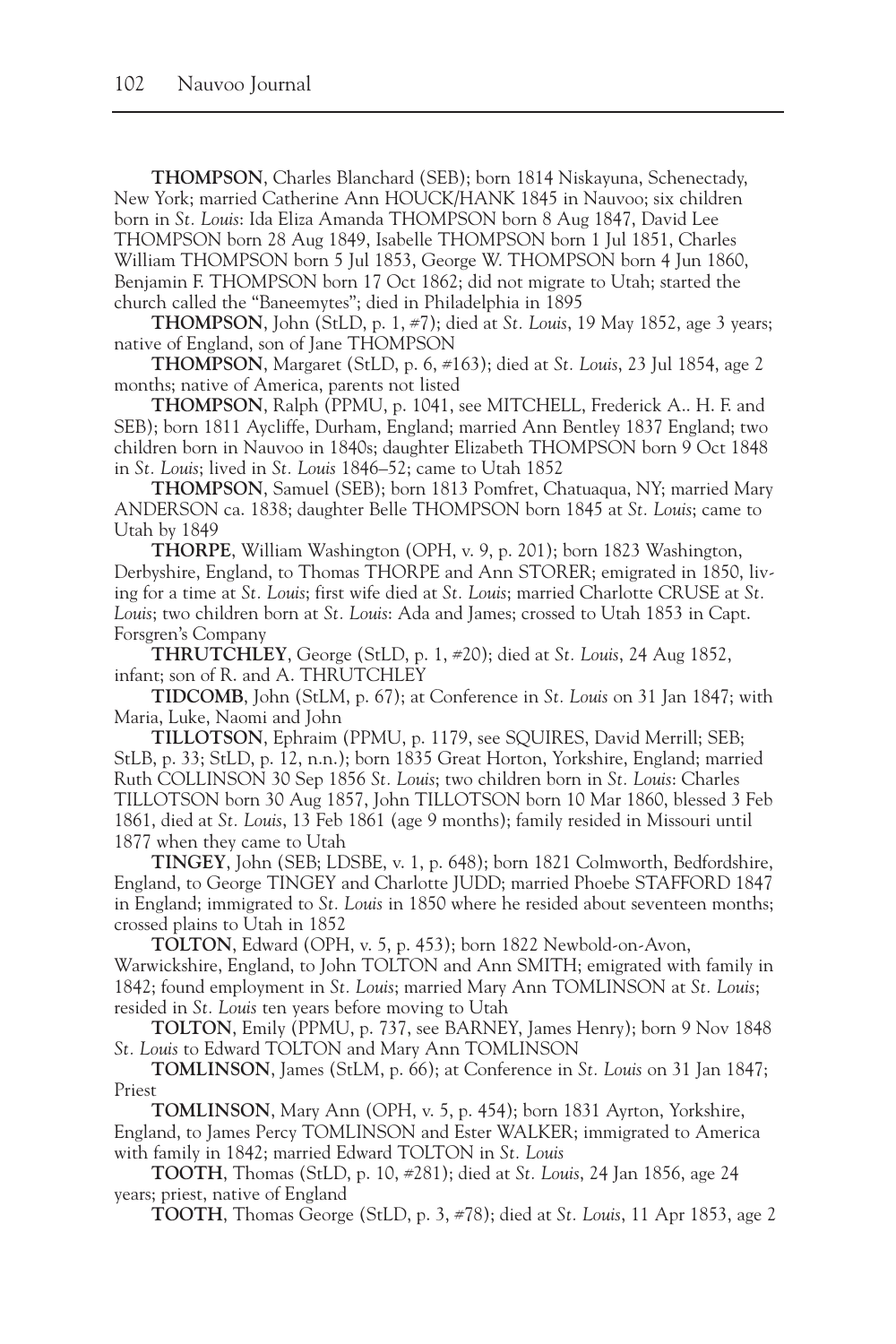**THOMPSON**, Charles Blanchard (SEB); born 1814 Niskayuna, Schenectady, New York; married Catherine Ann HOUCK/HANK 1845 in Nauvoo; six children born in *St. Louis*: Ida Eliza Amanda THOMPSON born 8 Aug 1847, David Lee THOMPSON born 28 Aug 1849, Isabelle THOMPSON born 1 Jul 1851, Charles William THOMPSON born 5 Jul 1853, George W. THOMPSON born 4 Jun 1860, Benjamin F. THOMPSON born 17 Oct 1862; did not migrate to Utah; started the church called the "Baneemytes"; died in Philadelphia in 1895

**THOMPSON**, John (StLD, p. 1, #7); died at *St. Louis*, 19 May 1852, age 3 years; native of England, son of Jane THOMPSON

**THOMPSON**, Margaret (StLD, p. 6, #163); died at *St. Louis*, 23 Jul 1854, age 2 months; native of America, parents not listed

**THOMPSON**, Ralph (PPMU, p. 1041, see MITCHELL, Frederick A.. H. F. and SEB); born 1811 Aycliffe, Durham, England; married Ann Bentley 1837 England; two children born in Nauvoo in 1840s; daughter Elizabeth THOMPSON born 9 Oct 1848 in *St. Louis*; lived in *St. Louis* 1846–52; came to Utah 1852

**THOMPSON**, Samuel (SEB); born 1813 Pomfret, Chatuaqua, NY; married Mary ANDERSON ca. 1838; daughter Belle THOMPSON born 1845 at *St. Louis*; came to Utah by 1849

**THORPE**, William Washington (OPH, v. 9, p. 201); born 1823 Washington, Derbyshire, England, to Thomas THORPE and Ann STORER; emigrated in 1850, living for a time at *St. Louis*; first wife died at *St. Louis*; married Charlotte CRUSE at *St. Louis*; two children born at *St. Louis*: Ada and James; crossed to Utah 1853 in Capt. Forsgren's Company

**THRUTCHLEY**, George (StLD, p. 1, #20); died at *St. Louis*, 24 Aug 1852, infant; son of R. and A. THRUTCHLEY

**TIDCOMB**, John (StLM, p. 67); at Conference in *St. Louis* on 31 Jan 1847; with Maria, Luke, Naomi and John

**TILLOTSON**, Ephraim (PPMU, p. 1179, see SQUIRES, David Merrill; SEB; StLB, p. 33; StLD, p. 12, n.n.); born 1835 Great Horton, Yorkshire, England; married Ruth COLLINSON 30 Sep 1856 *St. Louis*; two children born in *St. Louis*: Charles TILLOTSON born 30 Aug 1857, John TILLOTSON born 10 Mar 1860, blessed 3 Feb 1861, died at *St. Louis*, 13 Feb 1861 (age 9 months); family resided in Missouri until 1877 when they came to Utah

**TINGEY**, John (SEB; LDSBE, v. 1, p. 648); born 1821 Colmworth, Bedfordshire, England, to George TINGEY and Charlotte JUDD; married Phoebe STAFFORD 1847 in England; immigrated to *St. Louis* in 1850 where he resided about seventeen months; crossed plains to Utah in 1852

**TOLTON**, Edward (OPH, v. 5, p. 453); born 1822 Newbold-on-Avon, Warwickshire, England, to John TOLTON and Ann SMITH; emigrated with family in 1842; found employment in *St. Louis*; married Mary Ann TOMLINSON at *St. Louis*; resided in *St. Louis* ten years before moving to Utah

**TOLTON**, Emily (PPMU, p. 737, see BARNEY, James Henry); born 9 Nov 1848 *St. Louis* to Edward TOLTON and Mary Ann TOMLINSON

**TOMLINSON**, James (StLM, p. 66); at Conference in *St. Louis* on 31 Jan 1847; Priest

**TOMLINSON**, Mary Ann (OPH, v. 5, p. 454); born 1831 Ayrton, Yorkshire, England, to James Percy TOMLINSON and Ester WALKER; immigrated to America with family in 1842; married Edward TOLTON in *St. Louis*

**TOOTH**, Thomas (StLD, p. 10, #281); died at *St. Louis*, 24 Jan 1856, age 24 years; priest, native of England

**TOOTH**, Thomas George (StLD, p. 3, #78); died at *St. Louis*, 11 Apr 1853, age 2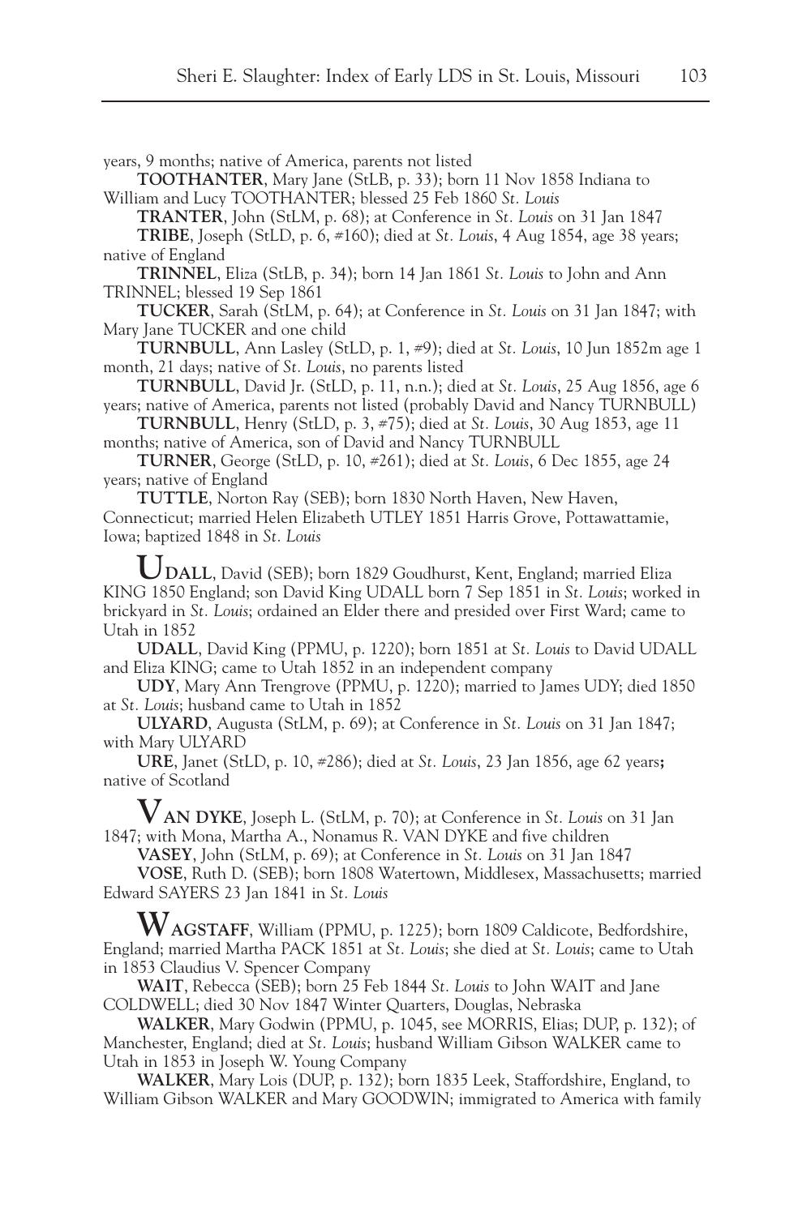years, 9 months; native of America, parents not listed

**TOOTHANTER**, Mary Jane (StLB, p. 33); born 11 Nov 1858 Indiana to William and Lucy TOOTHANTER; blessed 25 Feb 1860 *St. Louis*

**TRANTER**, John (StLM, p. 68); at Conference in *St. Louis* on 31 Jan 1847

**TRIBE**, Joseph (StLD, p. 6, #160); died at *St. Louis*, 4 Aug 1854, age 38 years; native of England

**TRINNEL**, Eliza (StLB, p. 34); born 14 Jan 1861 *St. Louis* to John and Ann TRINNEL; blessed 19 Sep 1861

**TUCKER**, Sarah (StLM, p. 64); at Conference in *St. Louis* on 31 Jan 1847; with Mary Jane TUCKER and one child

**TURNBULL**, Ann Lasley (StLD, p. 1, #9); died at *St. Louis*, 10 Jun 1852m age 1 month, 21 days; native of *St. Louis*, no parents listed

**TURNBULL**, David Jr. (StLD, p. 11, n.n.); died at *St. Louis*, 25 Aug 1856, age 6 years; native of America, parents not listed (probably David and Nancy TURNBULL)

**TURNBULL**, Henry (StLD, p. 3, #75); died at *St. Louis*, 30 Aug 1853, age 11 months; native of America, son of David and Nancy TURNBULL

**TURNER**, George (StLD, p. 10, #261); died at *St. Louis*, 6 Dec 1855, age 24 years; native of England

**TUTTLE**, Norton Ray (SEB); born 1830 North Haven, New Haven, Connecticut; married Helen Elizabeth UTLEY 1851 Harris Grove, Pottawattamie, Iowa; baptized 1848 in *St. Louis*

**UDALL**, David (SEB); born 1829 Goudhurst, Kent, England; married Eliza KING 1850 England; son David King UDALL born 7 Sep 1851 in *St. Louis*; worked in brickyard in *St. Louis*; ordained an Elder there and presided over First Ward; came to Utah in 1852

**UDALL**, David King (PPMU, p. 1220); born 1851 at *St. Louis* to David UDALL and Eliza KING; came to Utah 1852 in an independent company

**UDY**, Mary Ann Trengrove (PPMU, p. 1220); married to James UDY; died 1850 at *St. Louis*; husband came to Utah in 1852

**ULYARD**, Augusta (StLM, p. 69); at Conference in *St. Louis* on 31 Jan 1847; with Mary ULYARD

**URE**, Janet (StLD, p. 10, #286); died at *St. Louis*, 23 Jan 1856, age 62 years**;** native of Scotland

**VAN DYKE**, Joseph L. (StLM, p. 70); at Conference in *St. Louis* on 31 Jan 1847; with Mona, Martha A., Nonamus R. VAN DYKE and five children

**VASEY**, John (StLM, p. 69); at Conference in *St. Louis* on 31 Jan 1847

**VOSE**, Ruth D. (SEB); born 1808 Watertown, Middlesex, Massachusetts; married Edward SAYERS 23 Jan 1841 in *St. Louis*

**WAGSTAFF**, William (PPMU, p. 1225); born 1809 Caldicote, Bedfordshire, England; married Martha PACK 1851 at *St. Louis*; she died at *St. Louis*; came to Utah in 1853 Claudius V. Spencer Company

**WAIT**, Rebecca (SEB); born 25 Feb 1844 *St. Louis* to John WAIT and Jane COLDWELL; died 30 Nov 1847 Winter Quarters, Douglas, Nebraska

**WALKER**, Mary Godwin (PPMU, p. 1045, see MORRIS, Elias; DUP, p. 132); of Manchester, England; died at *St. Louis*; husband William Gibson WALKER came to Utah in 1853 in Joseph W. Young Company

**WALKER**, Mary Lois (DUP, p. 132); born 1835 Leek, Staffordshire, England, to William Gibson WALKER and Mary GOODWIN; immigrated to America with family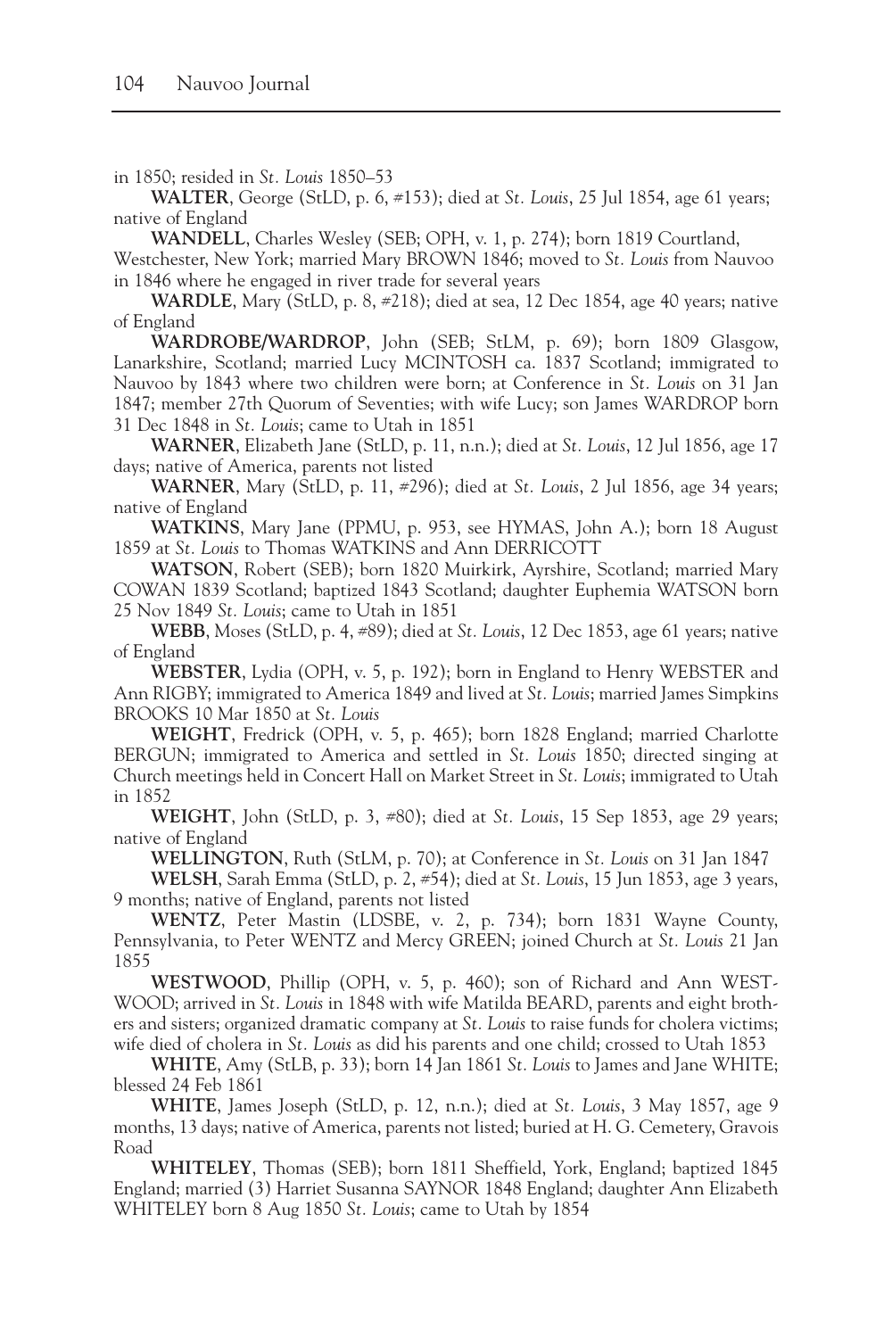in 1850; resided in *St. Louis* 1850–53

**WALTER**, George (StLD, p. 6, #153); died at *St. Louis*, 25 Jul 1854, age 61 years; native of England

**WANDELL**, Charles Wesley (SEB; OPH, v. 1, p. 274); born 1819 Courtland, Westchester, New York; married Mary BROWN 1846; moved to *St. Louis* from Nauvoo in 1846 where he engaged in river trade for several years

**WARDLE**, Mary (StLD, p. 8, #218); died at sea, 12 Dec 1854, age 40 years; native of England

**WARDROBE/WARDROP**, John (SEB; StLM, p. 69); born 1809 Glasgow, Lanarkshire, Scotland; married Lucy MCINTOSH ca. 1837 Scotland; immigrated to Nauvoo by 1843 where two children were born; at Conference in *St. Louis* on 31 Jan 1847; member 27th Quorum of Seventies; with wife Lucy; son James WARDROP born 31 Dec 1848 in *St. Louis*; came to Utah in 1851

**WARNER**, Elizabeth Jane (StLD, p. 11, n.n.); died at *St. Louis*, 12 Jul 1856, age 17 days; native of America, parents not listed

**WARNER**, Mary (StLD, p. 11, #296); died at *St. Louis*, 2 Jul 1856, age 34 years; native of England

**WATKINS**, Mary Jane (PPMU, p. 953, see HYMAS, John A.); born 18 August 1859 at *St. Louis* to Thomas WATKINS and Ann DERRICOTT

**WATSON**, Robert (SEB); born 1820 Muirkirk, Ayrshire, Scotland; married Mary COWAN 1839 Scotland; baptized 1843 Scotland; daughter Euphemia WATSON born 25 Nov 1849 *St. Louis*; came to Utah in 1851

**WEBB**, Moses (StLD, p. 4, #89); died at *St. Louis*, 12 Dec 1853, age 61 years; native of England

**WEBSTER**, Lydia (OPH, v. 5, p. 192); born in England to Henry WEBSTER and Ann RIGBY; immigrated to America 1849 and lived at *St. Louis*; married James Simpkins BROOKS 10 Mar 1850 at *St. Louis*

**WEIGHT**, Fredrick (OPH, v. 5, p. 465); born 1828 England; married Charlotte BERGUN; immigrated to America and settled in *St. Louis* 1850; directed singing at Church meetings held in Concert Hall on Market Street in *St. Louis*; immigrated to Utah in 1852

**WEIGHT**, John (StLD, p. 3, #80); died at *St. Louis*, 15 Sep 1853, age 29 years; native of England

**WELLINGTON**, Ruth (StLM, p. 70); at Conference in *St. Louis* on 31 Jan 1847

**WELSH**, Sarah Emma (StLD, p. 2, #54); died at *St. Louis*, 15 Jun 1853, age 3 years, 9 months; native of England, parents not listed

**WENTZ**, Peter Mastin (LDSBE, v. 2, p. 734); born 1831 Wayne County, Pennsylvania, to Peter WENTZ and Mercy GREEN; joined Church at *St. Louis* 21 Jan 1855

**WESTWOOD**, Phillip (OPH, v. 5, p. 460); son of Richard and Ann WESTWOOD; arrived in *St. Louis* in 1848 with wife Matilda BEARD, parents and eight brothers and sisters; organized dramatic company at *St. Louis* to raise funds for cholera victims; wife died of cholera in *St. Louis* as did his parents and one child; crossed to Utah 1853

**WHITE**, Amy (StLB, p. 33); born 14 Jan 1861 *St. Louis* to James and Jane WHITE; blessed 24 Feb 1861

**WHITE**, James Joseph (StLD, p. 12, n.n.); died at *St. Louis*, 3 May 1857, age 9 months, 13 days; native of America, parents not listed; buried at H. G. Cemetery, Gravois Road

**WHITELEY**, Thomas (SEB); born 1811 Sheffield, York, England; baptized 1845 England; married (3) Harriet Susanna SAYNOR 1848 England; daughter Ann Elizabeth WHITELEY born 8 Aug 1850 *St. Louis*; came to Utah by 1854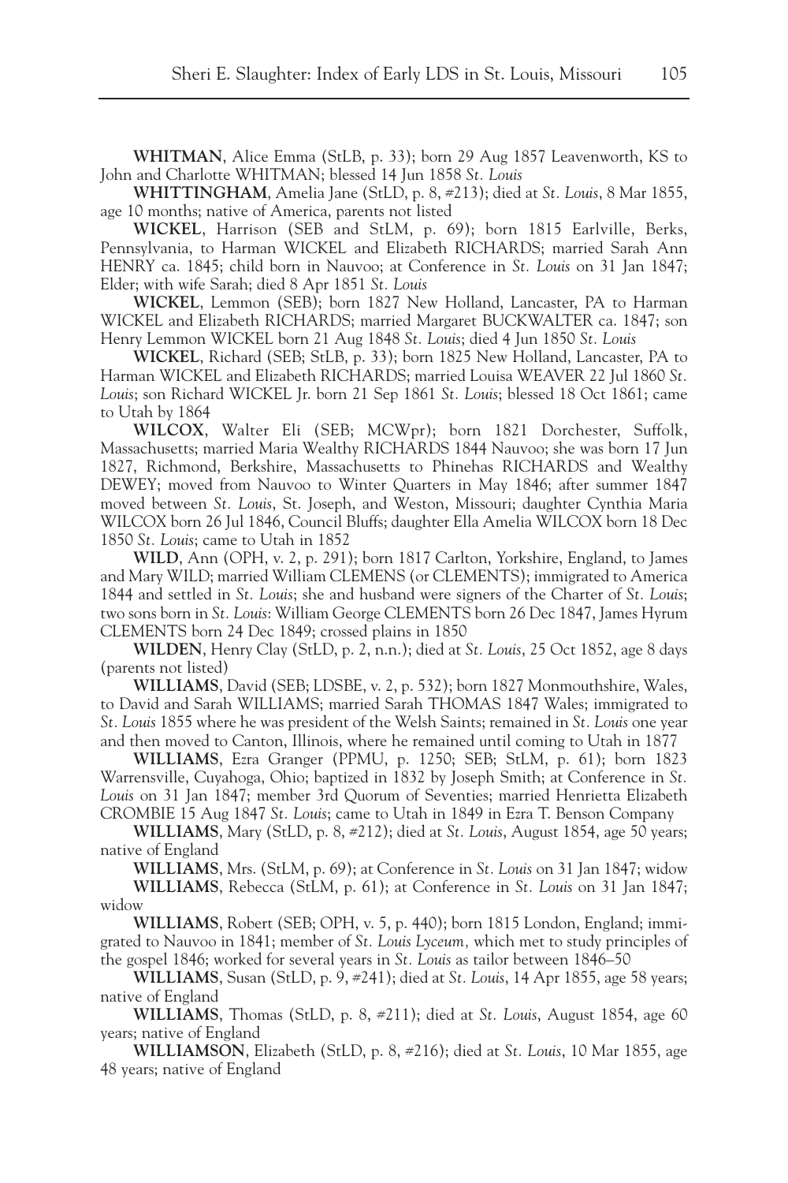**WHITMAN**, Alice Emma (StLB, p. 33); born 29 Aug 1857 Leavenworth, KS to John and Charlotte WHITMAN; blessed 14 Jun 1858 *St. Louis*

**WHITTINGHAM**, Amelia Jane (StLD, p. 8, #213); died at *St. Louis*, 8 Mar 1855, age 10 months; native of America, parents not listed

**WICKEL**, Harrison (SEB and StLM, p. 69); born 1815 Earlville, Berks, Pennsylvania, to Harman WICKEL and Elizabeth RICHARDS; married Sarah Ann HENRY ca. 1845; child born in Nauvoo; at Conference in *St. Louis* on 31 Jan 1847; Elder; with wife Sarah; died 8 Apr 1851 *St. Louis*

**WICKEL**, Lemmon (SEB); born 1827 New Holland, Lancaster, PA to Harman WICKEL and Elizabeth RICHARDS; married Margaret BUCKWALTER ca. 1847; son Henry Lemmon WICKEL born 21 Aug 1848 *St. Louis*; died 4 Jun 1850 *St. Louis*

**WICKEL**, Richard (SEB; StLB, p. 33); born 1825 New Holland, Lancaster, PA to Harman WICKEL and Elizabeth RICHARDS; married Louisa WEAVER 22 Jul 1860 *St. Louis*; son Richard WICKEL Jr. born 21 Sep 1861 *St. Louis*; blessed 18 Oct 1861; came to Utah by 1864

**WILCOX**, Walter Eli (SEB; MCWpr); born 1821 Dorchester, Suffolk, Massachusetts; married Maria Wealthy RICHARDS 1844 Nauvoo; she was born 17 Jun 1827, Richmond, Berkshire, Massachusetts to Phinehas RICHARDS and Wealthy DEWEY; moved from Nauvoo to Winter Quarters in May 1846; after summer 1847 moved between *St. Louis*, St. Joseph, and Weston, Missouri; daughter Cynthia Maria WILCOX born 26 Jul 1846, Council Bluffs; daughter Ella Amelia WILCOX born 18 Dec 1850 *St. Louis*; came to Utah in 1852

**WILD**, Ann (OPH, v. 2, p. 291); born 1817 Carlton, Yorkshire, England, to James and Mary WILD; married William CLEMENS (or CLEMENTS); immigrated to America 1844 and settled in *St. Louis*; she and husband were signers of the Charter of *St. Louis*; two sons born in *St. Louis*: William George CLEMENTS born 26 Dec 1847, James Hyrum CLEMENTS born 24 Dec 1849; crossed plains in 1850

**WILDEN**, Henry Clay (StLD, p. 2, n.n.); died at *St. Louis*, 25 Oct 1852, age 8 days (parents not listed)

**WILLIAMS**, David (SEB; LDSBE, v. 2, p. 532); born 1827 Monmouthshire, Wales, to David and Sarah WILLIAMS; married Sarah THOMAS 1847 Wales; immigrated to *St. Louis* 1855 where he was president of the Welsh Saints; remained in *St. Louis* one year and then moved to Canton, Illinois, where he remained until coming to Utah in 1877

**WILLIAMS**, Ezra Granger (PPMU, p. 1250; SEB; StLM, p. 61); born 1823 Warrensville, Cuyahoga, Ohio; baptized in 1832 by Joseph Smith; at Conference in *St. Louis* on 31 Jan 1847; member 3rd Quorum of Seventies; married Henrietta Elizabeth CROMBIE 15 Aug 1847 *St. Louis*; came to Utah in 1849 in Ezra T. Benson Company

**WILLIAMS**, Mary (StLD, p. 8, #212); died at *St. Louis*, August 1854, age 50 years; native of England

**WILLIAMS**, Mrs. (StLM, p. 69); at Conference in *St. Louis* on 31 Jan 1847; widow

**WILLIAMS**, Rebecca (StLM, p. 61); at Conference in *St. Louis* on 31 Jan 1847; widow

**WILLIAMS**, Robert (SEB; OPH, v. 5, p. 440); born 1815 London, England; immigrated to Nauvoo in 1841; member of *St. Louis Lyceum,* which met to study principles of the gospel 1846; worked for several years in *St. Louis* as tailor between 1846–50

**WILLIAMS**, Susan (StLD, p. 9, #241); died at *St. Louis*, 14 Apr 1855, age 58 years; native of England

**WILLIAMS**, Thomas (StLD, p. 8, #211); died at *St. Louis*, August 1854, age 60 years; native of England

**WILLIAMSON**, Elizabeth (StLD, p. 8, #216); died at *St. Louis*, 10 Mar 1855, age 48 years; native of England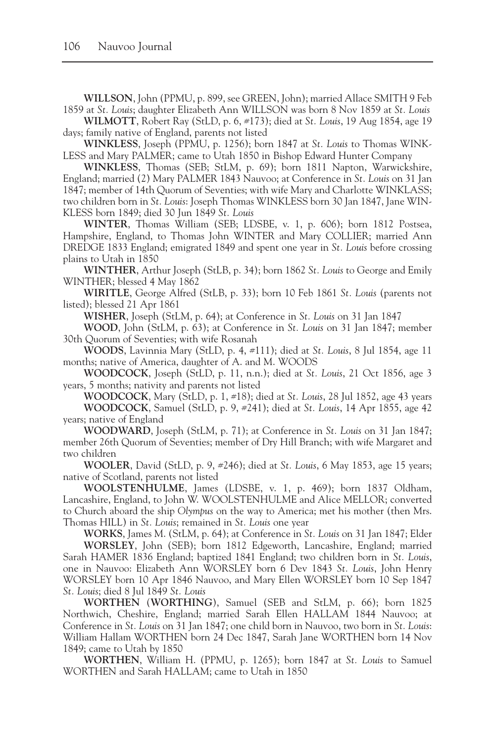**WILLSON**, John (PPMU, p. 899, see GREEN, John); married Allace SMITH 9 Feb 1859 at *St. Louis*; daughter Elizabeth Ann WILLSON was born 8 Nov 1859 at *St. Louis*

**WILMOTT**, Robert Ray (StLD, p. 6, #173); died at *St. Louis*, 19 Aug 1854, age 19 days; family native of England, parents not listed

**WINKLESS**, Joseph (PPMU, p. 1256); born 1847 at *St. Louis* to Thomas WINKLESS and Mary PALMER; came to Utah 1850 in Bishop Edward Hunter Company

**WINKLESS**, Thomas (SEB; StLM, p. 69); born 1811 Napton, Warwickshire, England; married (2) Mary PALMER 1843 Nauvoo; at Conference in *St. Louis* on 31 Jan 1847; member of 14th Quorum of Seventies; with wife Mary and Charlotte WINKLASS; two children born in *St. Louis*: Joseph Thomas WINKLESS born 30 Jan 1847, Jane WINKLESS born 1849; died 30 Jun 1849 *St. Louis*

**WINTER**, Thomas William (SEB; LDSBE, v. 1, p. 606); born 1812 Postsea, Hampshire, England, to Thomas John WINTER and Mary COLLIER; married Ann DREDGE 1833 England; emigrated 1849 and spent one year in *St. Louis* before crossing plains to Utah in 1850

**WINTHER**, Arthur Joseph (StLB, p. 34); born 1862 *St. Louis* to George and Emily WINTHER; blessed 4 May 1862

**WIRITLE**, George Alfred (StLB, p. 33); born 10 Feb 1861 *St. Louis* (parents not listed); blessed 21 Apr 1861

**WISHER**, Joseph (StLM, p. 64); at Conference in *St. Louis* on 31 Jan 1847

**WOOD**, John (StLM, p. 63); at Conference in *St. Louis* on 31 Jan 1847; member 30th Quorum of Seventies; with wife Rosanah

**WOODS**, Lavinnia Mary (StLD, p. 4, #111); died at *St. Louis*, 8 Jul 1854, age 11 months; native of America, daughter of A. and M. WOODS

**WOODCOCK**, Joseph (StLD, p. 11, n.n.); died at *St. Louis*, 21 Oct 1856, age 3 years, 5 months; nativity and parents not listed

**WOODCOCK**, Mary (StLD, p. 1, #18); died at *St. Louis*, 28 Jul 1852, age 43 years

**WOODCOCK**, Samuel (StLD, p. 9, #241); died at *St. Louis*, 14 Apr 1855, age 42 years; native of England

**WOODWARD**, Joseph (StLM, p. 71); at Conference in *St. Louis* on 31 Jan 1847; member 26th Quorum of Seventies; member of Dry Hill Branch; with wife Margaret and two children

**WOOLER**, David (StLD, p. 9, #246); died at *St. Louis*, 6 May 1853, age 15 years; native of Scotland, parents not listed

**WOOLSTENHULME**, James (LDSBE, v. 1, p. 469); born 1837 Oldham, Lancashire, England, to John W. WOOLSTENHULME and Alice MELLOR; converted to Church aboard the ship *Olympus* on the way to America; met his mother (then Mrs. Thomas HILL) in *St. Louis*; remained in *St. Louis* one year

**WORKS**, James M. (StLM, p. 64); at Conference in *St. Louis* on 31 Jan 1847; Elder

**WORSLEY**, John (SEB); born 1812 Edgeworth, Lancashire, England; married Sarah HAMER 1836 England; baptized 1841 England; two children born in *St. Louis*, one in Nauvoo: Elizabeth Ann WORSLEY born 6 Dev 1843 *St. Louis*, John Henry WORSLEY born 10 Apr 1846 Nauvoo, and Mary Ellen WORSLEY born 10 Sep 1847 *St. Louis*; died 8 Jul 1849 *St. Louis*

**WORTHEN (WORTHING)**, Samuel (SEB and StLM, p. 66); born 1825 Northwich, Cheshire, England; married Sarah Ellen HALLAM 1844 Nauvoo; at Conference in *St. Louis* on 31 Jan 1847; one child born in Nauvoo, two born in *St. Louis*: William Hallam WORTHEN born 24 Dec 1847, Sarah Jane WORTHEN born 14 Nov 1849; came to Utah by 1850

**WORTHEN**, William H. (PPMU, p. 1265); born 1847 at *St. Louis* to Samuel WORTHEN and Sarah HALLAM; came to Utah in 1850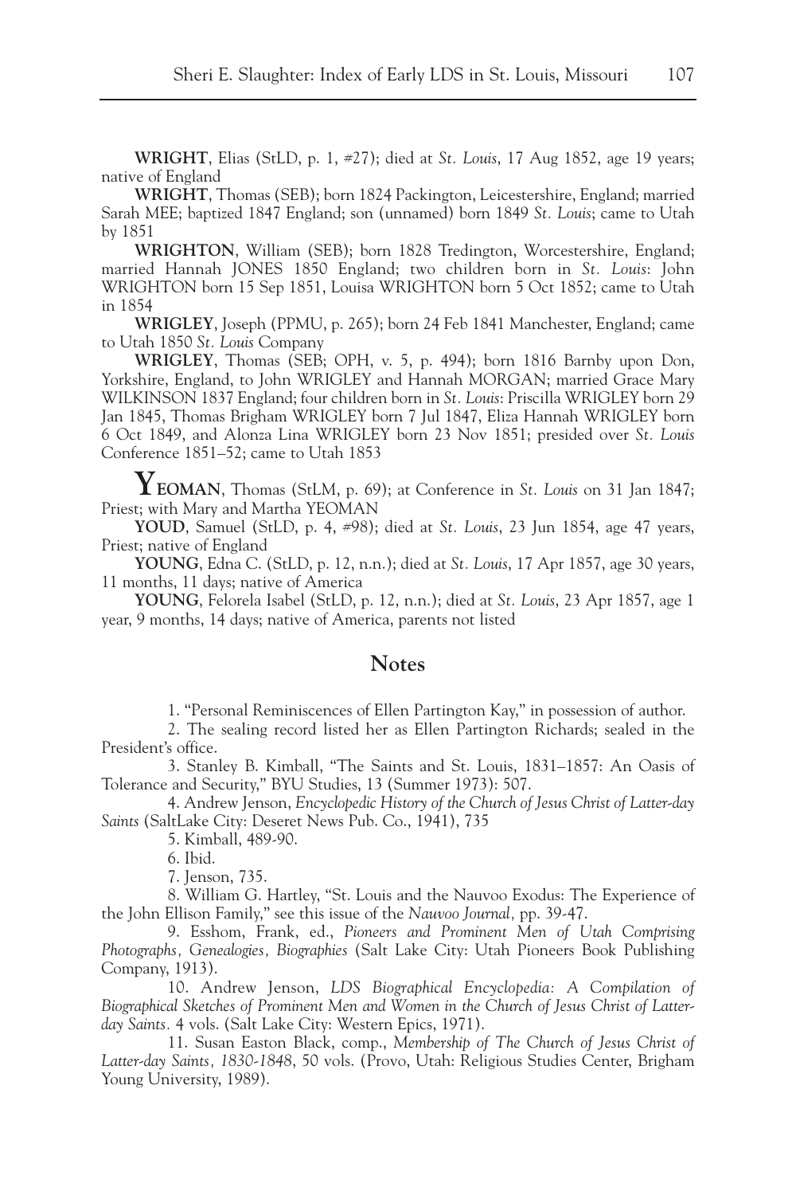**WRIGHT**, Elias (StLD, p. 1, #27); died at *St. Louis*, 17 Aug 1852, age 19 years; native of England

**WRIGHT**, Thomas (SEB); born 1824 Packington, Leicestershire, England; married Sarah MEE; baptized 1847 England; son (unnamed) born 1849 *St. Louis*; came to Utah by 1851

**WRIGHTON**, William (SEB); born 1828 Tredington, Worcestershire, England; married Hannah JONES 1850 England; two children born in *St. Louis*: John WRIGHTON born 15 Sep 1851, Louisa WRIGHTON born 5 Oct 1852; came to Utah in 1854

**WRIGLEY**, Joseph (PPMU, p. 265); born 24 Feb 1841 Manchester, England; came to Utah 1850 *St. Louis* Company

**WRIGLEY**, Thomas (SEB; OPH, v. 5, p. 494); born 1816 Barnby upon Don, Yorkshire, England, to John WRIGLEY and Hannah MORGAN; married Grace Mary WILKINSON 1837 England; four children born in *St. Louis*: Priscilla WRIGLEY born 29 Jan 1845, Thomas Brigham WRIGLEY born 7 Jul 1847, Eliza Hannah WRIGLEY born 6 Oct 1849, and Alonza Lina WRIGLEY born 23 Nov 1851; presided over *St. Louis* Conference 1851–52; came to Utah 1853

**YEOMAN**, Thomas (StLM, p. 69); at Conference in *St. Louis* on 31 Jan 1847; Priest; with Mary and Martha YEOMAN

**YOUD**, Samuel (StLD, p. 4, #98); died at *St. Louis*, 23 Jun 1854, age 47 years, Priest; native of England

**YOUNG**, Edna C. (StLD, p. 12, n.n.); died at *St. Louis*, 17 Apr 1857, age 30 years, 11 months, 11 days; native of America

**YOUNG**, Felorela Isabel (StLD, p. 12, n.n.); died at *St. Louis*, 23 Apr 1857, age 1 year, 9 months, 14 days; native of America, parents not listed

## Notes

1. "Personal Reminiscences of Ellen Partington Kay," in possession of author.

2. The sealing record listed her as Ellen Partington Richards; sealed in the President's office.

3. Stanley B. Kimball, "The Saints and St. Louis, 1831–1857: An Oasis of Tolerance and Security," BYU Studies, 13 (Summer 1973): 507.

4. Andrew Jenson, *Encyclopedic History of the Church of Jesus Christ of Latter-day Saints* (SaltLake City: Deseret News Pub. Co., 1941), 735

5. Kimball, 489-90.

6. Ibid.

7. Jenson, 735.

8. William G. Hartley, "St. Louis and the Nauvoo Exodus: The Experience of the John Ellison Family," see this issue of the *Nauvoo Journal*, pp. 39-47.

9. Esshom, Frank, ed., *Pioneers and Prominent Men of Utah Comprising Photographs, Genealogies, Biographies* (Salt Lake City: Utah Pioneers Book Publishing Company, 1913).

10. Andrew Jenson, *LDS Biographical Encyclopedia: A Compilation of Biographical Sketches of Prominent Men and Women in the Church of Jesus Christ of Latter-day Saints*. 4 vols. (Salt Lake City: Western Epics, 1971).

11. Susan Easton Black, comp., *Membership of The Church of Jesus Christ of Latter-day Saints, 1830-1848*, 50 vols. (Provo, Utah: Religious Studies Center, Brigham Young University, 1989).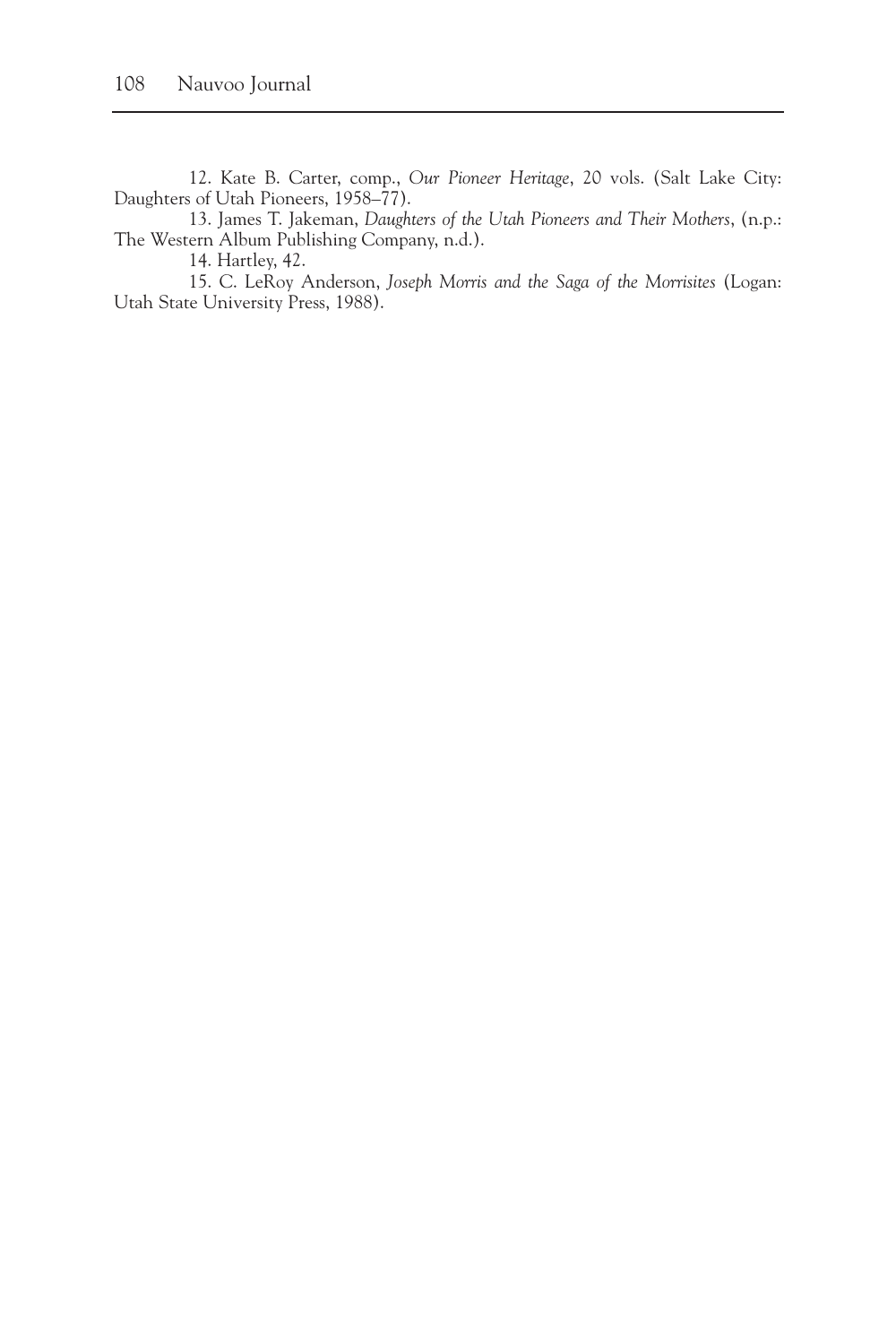12. Kate B. Carter, comp., *Our Pioneer Heritage*, 20 vols. (Salt Lake City: Daughters of Utah Pioneers, 1958–77).

13. James T. Jakeman, *Daughters of the Utah Pioneers and Their Mothers*, (n.p.: The Western Album Publishing Company, n.d.).

14. Hartley, 42.

15. C. LeRoy Anderson, *Joseph Morris and the Saga of the Morrisites* (Logan: Utah State University Press, 1988).